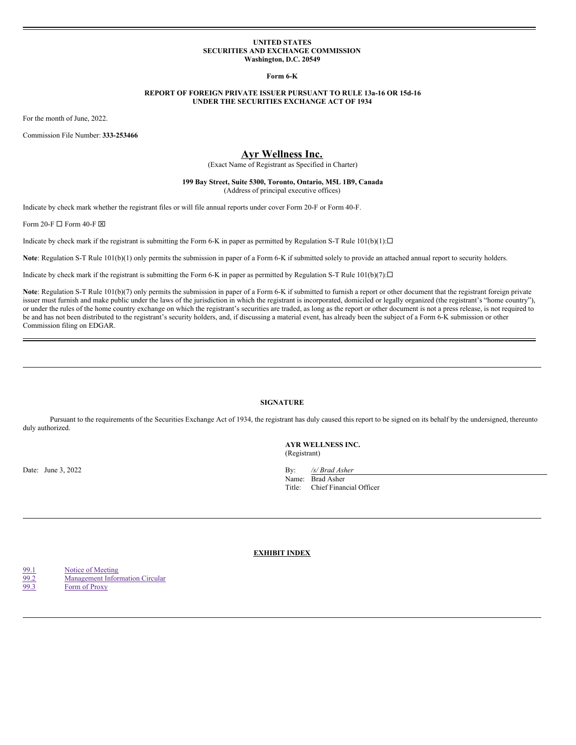**UNITED STATES**
**SECURITIES AND EXCHANGE COMMISSION**
**Washington, D.C. 20549**

**Form 6-K**

**REPORT OF FOREIGN PRIVATE ISSUER PURSUANT TO RULE 13a-16 OR 15d-16**
**UNDER THE SECURITIES EXCHANGE ACT OF 1934**

For the month of June, 2022.

Commission File Number: **333-253466**

# Ayr Wellness Inc.

(Exact Name of Registrant as Specified in Charter)

**199 Bay Street, Suite 5300, Toronto, Ontario, M5L 1B9, Canada**
(Address of principal executive offices)

Indicate by check mark whether the registrant files or will file annual reports under cover Form 20-F or Form 40-F.

Form 20-F ☐ Form 40-F ☒

Indicate by check mark if the registrant is submitting the Form 6-K in paper as permitted by Regulation S-T Rule 101(b)(1):☐

**Note**: Regulation S-T Rule 101(b)(1) only permits the submission in paper of a Form 6-K if submitted solely to provide an attached annual report to security holders.

Indicate by check mark if the registrant is submitting the Form 6-K in paper as permitted by Regulation S-T Rule 101(b)(7):☐

**Note**: Regulation S-T Rule 101(b)(7) only permits the submission in paper of a Form 6-K if submitted to furnish a report or other document that the registrant foreign private issuer must furnish and make public under the laws of the jurisdiction in which the registrant is incorporated, domiciled or legally organized (the registrant's "home country"), or under the rules of the home country exchange on which the registrant's securities are traded, as long as the report or other document is not a press release, is not required to be and has not been distributed to the registrant's security holders, and, if discussing a material event, has already been the subject of a Form 6-K submission or other Commission filing on EDGAR.

---

## SIGNATURE

Pursuant to the requirements of the Securities Exchange Act of 1934, the registrant has duly caused this report to be signed on its behalf by the undersigned, thereunto duly authorized.

**AYR WELLNESS INC.**
(Registrant)

Date: June 3, 2022

By: */s/ Brad Asher*
Name: Brad Asher
Title: Chief Financial Officer

---

## EXHIBIT INDEX

| | |
|---|---|
| 99.1 | Notice of Meeting |
| 99.2 | Management Information Circular |
| 99.3 | Form of Proxy |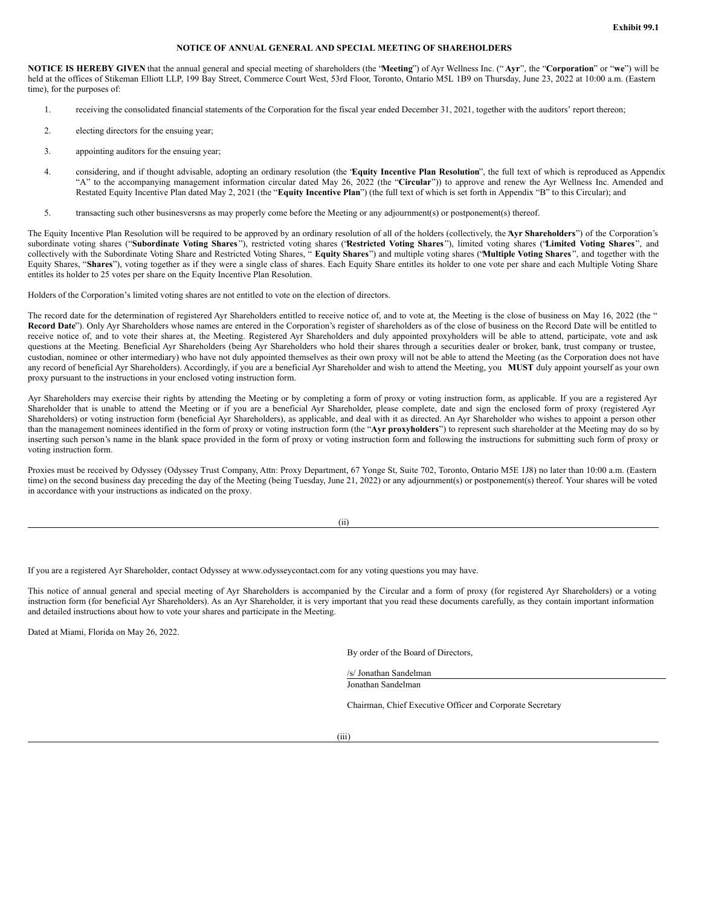Exhibit 99.1

# NOTICE OF ANNUAL GENERAL AND SPECIAL MEETING OF SHAREHOLDERS

**NOTICE IS HEREBY GIVEN** that the annual general and special meeting of shareholders (the "**Meeting**") of Ayr Wellness Inc. ("**Ayr**", the "**Corporation**" or "**we**") will be held at the offices of Stikeman Elliott LLP, 199 Bay Street, Commerce Court West, 53rd Floor, Toronto, Ontario M5L 1B9 on Thursday, June 23, 2022 at 10:00 a.m. (Eastern time), for the purposes of:

1. receiving the consolidated financial statements of the Corporation for the fiscal year ended December 31, 2021, together with the auditors' report thereon;
2. electing directors for the ensuing year;
3. appointing auditors for the ensuing year;
4. considering, and if thought advisable, adopting an ordinary resolution (the "**Equity Incentive Plan Resolution**", the full text of which is reproduced as Appendix "A" to the accompanying management information circular dated May 26, 2022 (the "**Circular**")) to approve and renew the Ayr Wellness Inc. Amended and Restated Equity Incentive Plan dated May 2, 2021 (the "**Equity Incentive Plan**") (the full text of which is set forth in Appendix "B" to this Circular); and
5. transacting such other businesversns as may properly come before the Meeting or any adjournment(s) or postponement(s) thereof.

The Equity Incentive Plan Resolution will be required to be approved by an ordinary resolution of all of the holders (collectively, the "**Ayr Shareholders**") of the Corporation's subordinate voting shares ("**Subordinate Voting Shares**"), restricted voting shares ("**Restricted Voting Shares**"), limited voting shares ("**Limited Voting Shares**", and collectively with the Subordinate Voting Share and Restricted Voting Shares, "**Equity Shares**") and multiple voting shares ("**Multiple Voting Shares**", and together with the Equity Shares, "**Shares**"), voting together as if they were a single class of shares. Each Equity Share entitles its holder to one vote per share and each Multiple Voting Share entitles its holder to 25 votes per share on the Equity Incentive Plan Resolution.

Holders of the Corporation's limited voting shares are not entitled to vote on the election of directors.

The record date for the determination of registered Ayr Shareholders entitled to receive notice of, and to vote at, the Meeting is the close of business on May 16, 2022 (the "**Record Date**"). Only Ayr Shareholders whose names are entered in the Corporation's register of shareholders as of the close of business on the Record Date will be entitled to receive notice of, and to vote their shares at, the Meeting. Registered Ayr Shareholders and duly appointed proxyholders will be able to attend, participate, vote and ask questions at the Meeting. Beneficial Ayr Shareholders (being Ayr Shareholders who hold their shares through a securities dealer or broker, bank, trust company or trustee, custodian, nominee or other intermediary) who have not duly appointed themselves as their own proxy will not be able to attend the Meeting (as the Corporation does not have any record of beneficial Ayr Shareholders). Accordingly, if you are a beneficial Ayr Shareholder and wish to attend the Meeting, you **MUST** duly appoint yourself as your own proxy pursuant to the instructions in your enclosed voting instruction form.

Ayr Shareholders may exercise their rights by attending the Meeting or by completing a form of proxy or voting instruction form, as applicable. If you are a registered Ayr Shareholder that is unable to attend the Meeting or if you are a beneficial Ayr Shareholder, please complete, date and sign the enclosed form of proxy (registered Ayr Shareholders) or voting instruction form (beneficial Ayr Shareholders), as applicable, and deal with it as directed. An Ayr Shareholder who wishes to appoint a person other than the management nominees identified in the form of proxy or voting instruction form (the "**Ayr proxyholders**") to represent such shareholder at the Meeting may do so by inserting such person's name in the blank space provided in the form of proxy or voting instruction form and following the instructions for submitting such form of proxy or voting instruction form.

Proxies must be received by Odyssey (Odyssey Trust Company, Attn: Proxy Department, 67 Yonge St, Suite 702, Toronto, Ontario M5E 1J8) no later than 10:00 a.m. (Eastern time) on the second business day preceding the day of the Meeting (being Tuesday, June 21, 2022) or any adjournment(s) or postponement(s) thereof. Your shares will be voted in accordance with your instructions as indicated on the proxy.

If you are a registered Ayr Shareholder, contact Odyssey at www.odysseycontact.com for any voting questions you may have.

This notice of annual general and special meeting of Ayr Shareholders is accompanied by the Circular and a form of proxy (for registered Ayr Shareholders) or a voting instruction form (for beneficial Ayr Shareholders). As an Ayr Shareholder, it is very important that you read these documents carefully, as they contain important information and detailed instructions about how to vote your shares and participate in the Meeting.

Dated at Miami, Florida on May 26, 2022.

By order of the Board of Directors,

/s/ Jonathan Sandelman

Jonathan Sandelman

Chairman, Chief Executive Officer and Corporate Secretary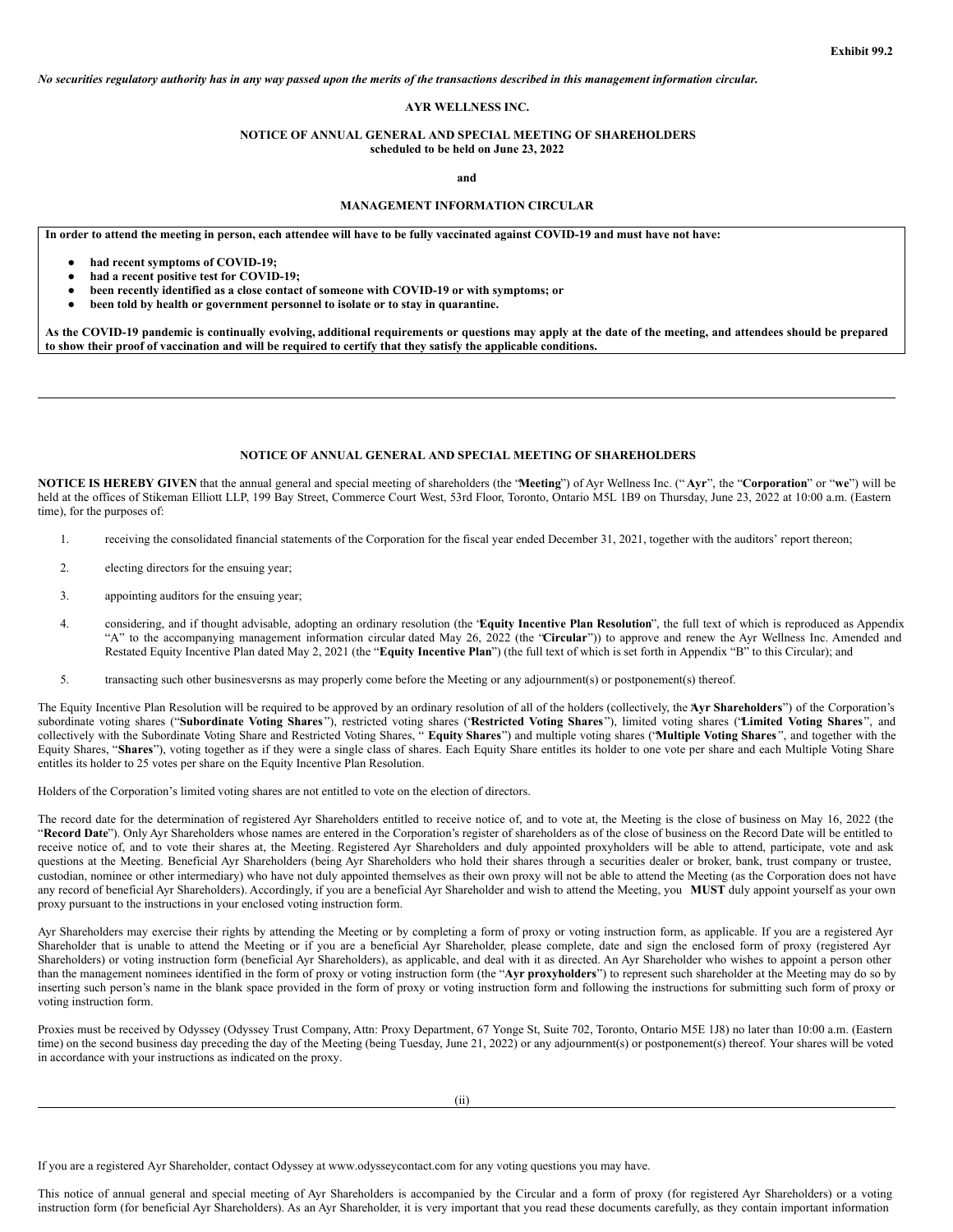Exhibit 99.2

*No securities regulatory authority has in any way passed upon the merits of the transactions described in this management information circular.*

**AYR WELLNESS INC.**

**NOTICE OF ANNUAL GENERAL AND SPECIAL MEETING OF SHAREHOLDERS**
**scheduled to be held on June 23, 2022**

**and**

**MANAGEMENT INFORMATION CIRCULAR**

**In order to attend the meeting in person, each attendee will have to be fully vaccinated against COVID-19 and must have not have:**

- **had recent symptoms of COVID-19;**
- **had a recent positive test for COVID-19;**
- **been recently identified as a close contact of someone with COVID-19 or with symptoms; or**
- **been told by health or government personnel to isolate or to stay in quarantine.**

**As the COVID-19 pandemic is continually evolving, additional requirements or questions may apply at the date of the meeting, and attendees should be prepared to show their proof of vaccination and will be required to certify that they satisfy the applicable conditions.**

---

**NOTICE OF ANNUAL GENERAL AND SPECIAL MEETING OF SHAREHOLDERS**

**NOTICE IS HEREBY GIVEN** that the annual general and special meeting of shareholders (the "**Meeting**") of Ayr Wellness Inc. ("**Ayr**", the "**Corporation**" or "**we**") will be held at the offices of Stikeman Elliott LLP, 199 Bay Street, Commerce Court West, 53rd Floor, Toronto, Ontario M5L 1B9 on Thursday, June 23, 2022 at 10:00 a.m. (Eastern time), for the purposes of:

1. receiving the consolidated financial statements of the Corporation for the fiscal year ended December 31, 2021, together with the auditors' report thereon;
2. electing directors for the ensuing year;
3. appointing auditors for the ensuing year;
4. considering, and if thought advisable, adopting an ordinary resolution (the "**Equity Incentive Plan Resolution**", the full text of which is reproduced as Appendix "A" to the accompanying management information circular dated May 26, 2022 (the "**Circular**")) to approve and renew the Ayr Wellness Inc. Amended and Restated Equity Incentive Plan dated May 2, 2021 (the "**Equity Incentive Plan**") (the full text of which is set forth in Appendix "B" to this Circular); and
5. transacting such other businesversns as may properly come before the Meeting or any adjournment(s) or postponement(s) thereof.

The Equity Incentive Plan Resolution will be required to be approved by an ordinary resolution of all of the holders (collectively, the "**Ayr Shareholders**") of the Corporation's subordinate voting shares ("**Subordinate Voting Shares**"), restricted voting shares ("**Restricted Voting Shares**"), limited voting shares ("**Limited Voting Shares**", and collectively with the Subordinate Voting Share and Restricted Voting Shares, "**Equity Shares**") and multiple voting shares ("**Multiple Voting Shares**", and together with the Equity Shares, "**Shares**"), voting together as if they were a single class of shares. Each Equity Share entitles its holder to one vote per share and each Multiple Voting Share entitles its holder to 25 votes per share on the Equity Incentive Plan Resolution.

Holders of the Corporation's limited voting shares are not entitled to vote on the election of directors.

The record date for the determination of registered Ayr Shareholders entitled to receive notice of, and to vote at, the Meeting is the close of business on May 16, 2022 (the "**Record Date**"). Only Ayr Shareholders whose names are entered in the Corporation's register of shareholders as of the close of business on the Record Date will be entitled to receive notice of, and to vote their shares at, the Meeting. Registered Ayr Shareholders and duly appointed proxyholders will be able to attend, participate, vote and ask questions at the Meeting. Beneficial Ayr Shareholders (being Ayr Shareholders who hold their shares through a securities dealer or broker, bank, trust company or trustee, custodian, nominee or other intermediary) who have not duly appointed themselves as their own proxy will not be able to attend the Meeting (as the Corporation does not have any record of beneficial Ayr Shareholders). Accordingly, if you are a beneficial Ayr Shareholder and wish to attend the Meeting, you **MUST** duly appoint yourself as your own proxy pursuant to the instructions in your enclosed voting instruction form.

Ayr Shareholders may exercise their rights by attending the Meeting or by completing a form of proxy or voting instruction form, as applicable. If you are a registered Ayr Shareholder that is unable to attend the Meeting or if you are a beneficial Ayr Shareholder, please complete, date and sign the enclosed form of proxy (registered Ayr Shareholders) or voting instruction form (beneficial Ayr Shareholders), as applicable, and deal with it as directed. An Ayr Shareholder who wishes to appoint a person other than the management nominees identified in the form of proxy or voting instruction form (the "**Ayr proxyholders**") to represent such shareholder at the Meeting may do so by inserting such person's name in the blank space provided in the form of proxy or voting instruction form and following the instructions for submitting such form of proxy or voting instruction form.

Proxies must be received by Odyssey (Odyssey Trust Company, Attn: Proxy Department, 67 Yonge St, Suite 702, Toronto, Ontario M5E 1J8) no later than 10:00 a.m. (Eastern time) on the second business day preceding the day of the Meeting (being Tuesday, June 21, 2022) or any adjournment(s) or postponement(s) thereof. Your shares will be voted in accordance with your instructions as indicated on the proxy.

If you are a registered Ayr Shareholder, contact Odyssey at www.odysseycontact.com for any voting questions you may have.

This notice of annual general and special meeting of Ayr Shareholders is accompanied by the Circular and a form of proxy (for registered Ayr Shareholders) or a voting instruction form (for beneficial Ayr Shareholders). As an Ayr Shareholder, it is very important that you read these documents carefully, as they contain important information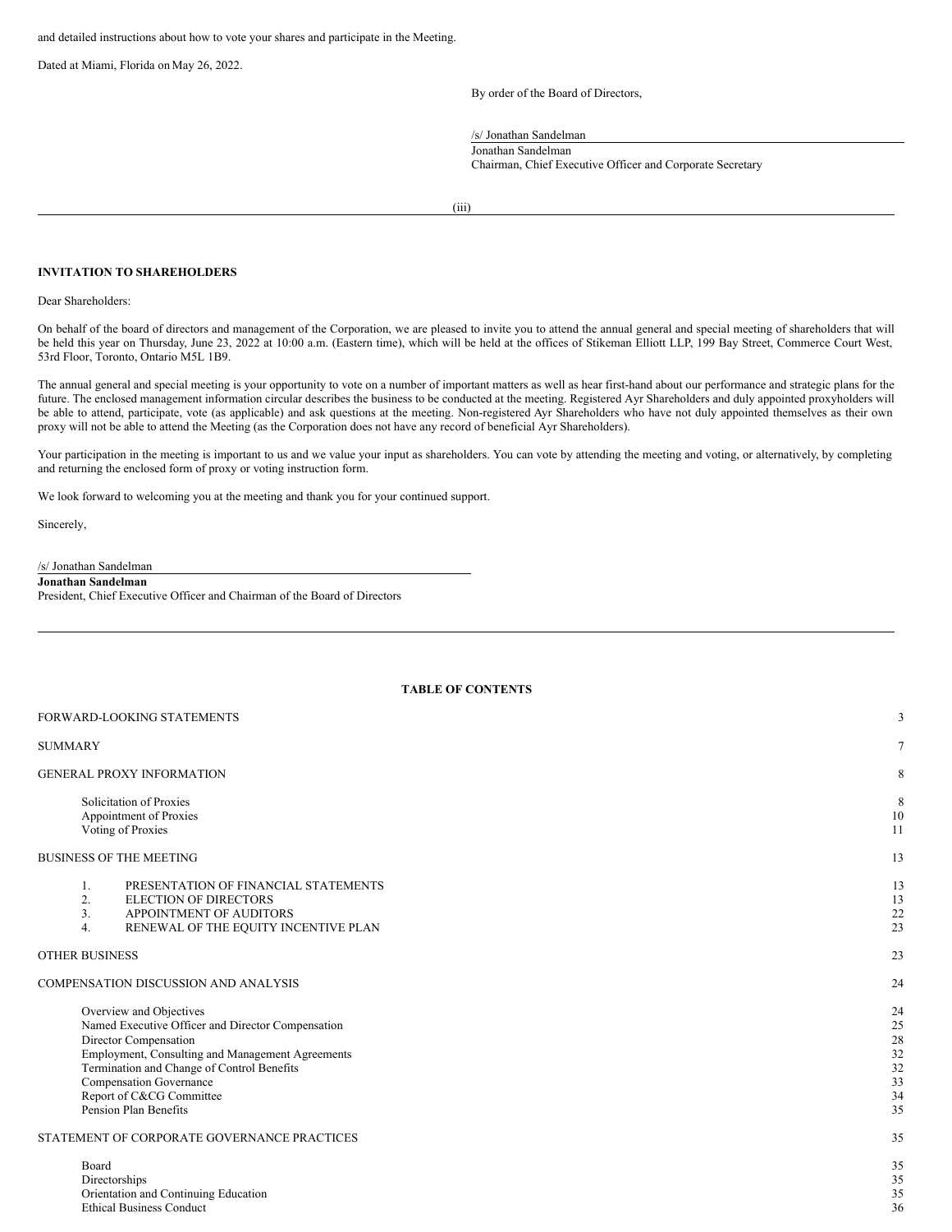and detailed instructions about how to vote your shares and participate in the Meeting.

Dated at Miami, Florida on May 26, 2022.

By order of the Board of Directors,

/s/ Jonathan Sandelman

Jonathan Sandelman
Chairman, Chief Executive Officer and Corporate Secretary

**INVITATION TO SHAREHOLDERS**

Dear Shareholders:

On behalf of the board of directors and management of the Corporation, we are pleased to invite you to attend the annual general and special meeting of shareholders that will be held this year on Thursday, June 23, 2022 at 10:00 a.m. (Eastern time), which will be held at the offices of Stikeman Elliott LLP, 199 Bay Street, Commerce Court West, 53rd Floor, Toronto, Ontario M5L 1B9.

The annual general and special meeting is your opportunity to vote on a number of important matters as well as hear first-hand about our performance and strategic plans for the future. The enclosed management information circular describes the business to be conducted at the meeting. Registered Ayr Shareholders and duly appointed proxyholders will be able to attend, participate, vote (as applicable) and ask questions at the meeting. Non-registered Ayr Shareholders who have not duly appointed themselves as their own proxy will not be able to attend the Meeting (as the Corporation does not have any record of beneficial Ayr Shareholders).

Your participation in the meeting is important to us and we value your input as shareholders. You can vote by attending the meeting and voting, or alternatively, by completing and returning the enclosed form of proxy or voting instruction form.

We look forward to welcoming you at the meeting and thank you for your continued support.

Sincerely,

/s/ Jonathan Sandelman

**Jonathan Sandelman**
President, Chief Executive Officer and Chairman of the Board of Directors

**TABLE OF CONTENTS**

| | |
|---|---|
| FORWARD-LOOKING STATEMENTS | 3 |
| SUMMARY | 7 |
| GENERAL PROXY INFORMATION | 8 |
| Solicitation of Proxies | 8 |
| Appointment of Proxies | 10 |
| Voting of Proxies | 11 |
| BUSINESS OF THE MEETING | 13 |
| 1. PRESENTATION OF FINANCIAL STATEMENTS | 13 |
| 2. ELECTION OF DIRECTORS | 13 |
| 3. APPOINTMENT OF AUDITORS | 22 |
| 4. RENEWAL OF THE EQUITY INCENTIVE PLAN | 23 |
| OTHER BUSINESS | 23 |
| COMPENSATION DISCUSSION AND ANALYSIS | 24 |
| Overview and Objectives | 24 |
| Named Executive Officer and Director Compensation | 25 |
| Director Compensation | 28 |
| Employment, Consulting and Management Agreements | 32 |
| Termination and Change of Control Benefits | 32 |
| Compensation Governance | 33 |
| Report of C&CG Committee | 34 |
| Pension Plan Benefits | 35 |
| STATEMENT OF CORPORATE GOVERNANCE PRACTICES | 35 |
| Board | 35 |
| Directorships | 35 |
| Orientation and Continuing Education | 35 |
| Ethical Business Conduct | 36 |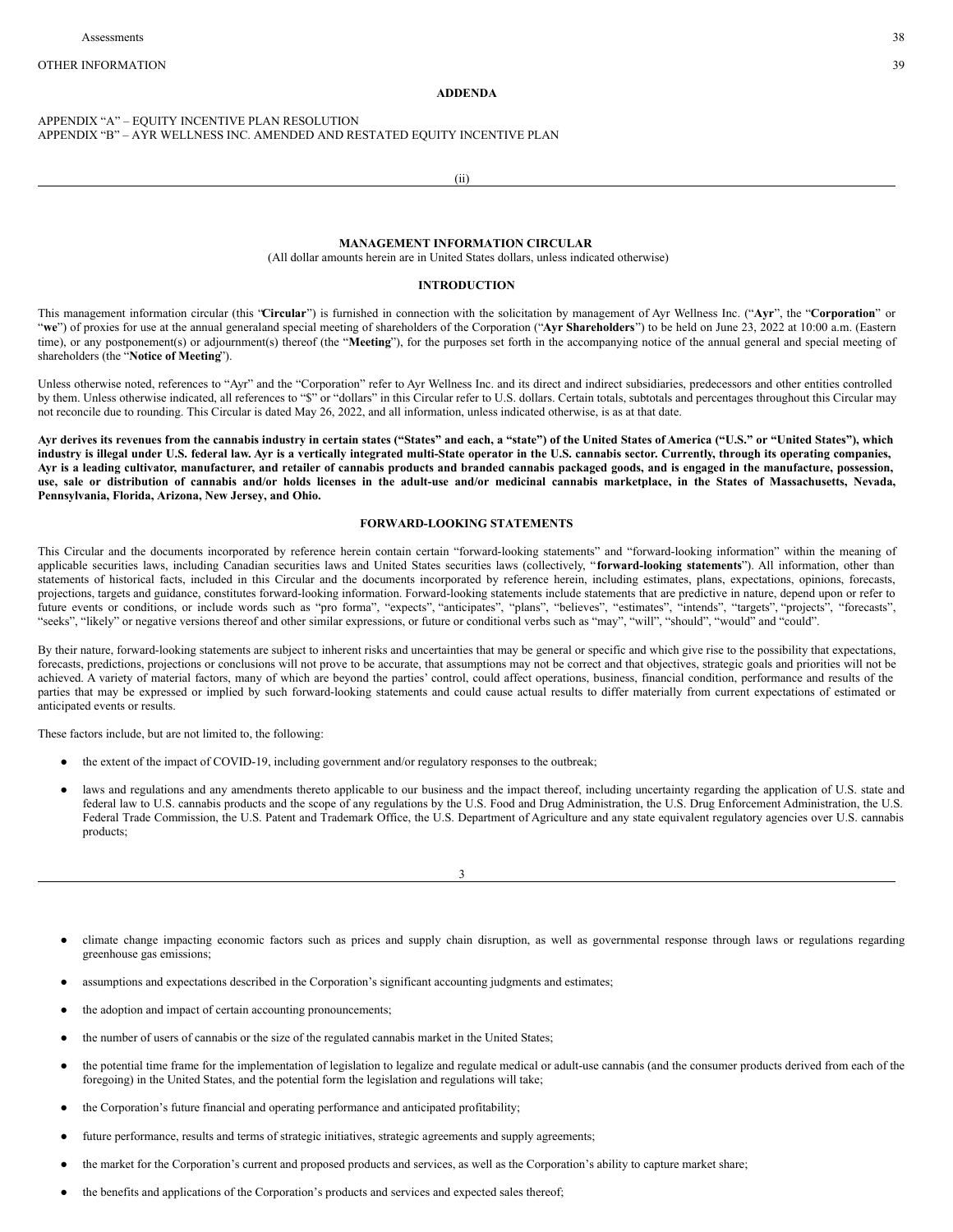Assessments 38

OTHER INFORMATION 39

**ADDENDA**

APPENDIX "A" – EQUITY INCENTIVE PLAN RESOLUTION
APPENDIX "B" – AYR WELLNESS INC. AMENDED AND RESTATED EQUITY INCENTIVE PLAN

## MANAGEMENT INFORMATION CIRCULAR

(All dollar amounts herein are in United States dollars, unless indicated otherwise)

### INTRODUCTION

This management information circular (this "**Circular**") is furnished in connection with the solicitation by management of Ayr Wellness Inc. ("**Ayr**", the "**Corporation**" or "**we**") of proxies for use at the annual generaland special meeting of shareholders of the Corporation ("**Ayr Shareholders**") to be held on June 23, 2022 at 10:00 a.m. (Eastern time), or any postponement(s) or adjournment(s) thereof (the "**Meeting**"), for the purposes set forth in the accompanying notice of the annual general and special meeting of shareholders (the "**Notice of Meeting**").

Unless otherwise noted, references to "Ayr" and the "Corporation" refer to Ayr Wellness Inc. and its direct and indirect subsidiaries, predecessors and other entities controlled by them. Unless otherwise indicated, all references to "$" or "dollars" in this Circular refer to U.S. dollars. Certain totals, subtotals and percentages throughout this Circular may not reconcile due to rounding. This Circular is dated May 26, 2022, and all information, unless indicated otherwise, is as at that date.

**Ayr derives its revenues from the cannabis industry in certain states ("States" and each, a "state") of the United States of America ("U.S." or "United States"), which industry is illegal under U.S. federal law. Ayr is a vertically integrated multi-State operator in the U.S. cannabis sector. Currently, through its operating companies, Ayr is a leading cultivator, manufacturer, and retailer of cannabis products and branded cannabis packaged goods, and is engaged in the manufacture, possession, use, sale or distribution of cannabis and/or holds licenses in the adult-use and/or medicinal cannabis marketplace, in the States of Massachusetts, Nevada, Pennsylvania, Florida, Arizona, New Jersey, and Ohio.**

### FORWARD-LOOKING STATEMENTS

This Circular and the documents incorporated by reference herein contain certain "forward-looking statements" and "forward-looking information" within the meaning of applicable securities laws, including Canadian securities laws and United States securities laws (collectively, "**forward-looking statements**"). All information, other than statements of historical facts, included in this Circular and the documents incorporated by reference herein, including estimates, plans, expectations, opinions, forecasts, projections, targets and guidance, constitutes forward-looking information. Forward-looking statements include statements that are predictive in nature, depend upon or refer to future events or conditions, or include words such as "pro forma", "expects", "anticipates", "plans", "believes", "estimates", "intends", "targets", "projects", "forecasts", "seeks", "likely" or negative versions thereof and other similar expressions, or future or conditional verbs such as "may", "will", "should", "would" and "could".

By their nature, forward-looking statements are subject to inherent risks and uncertainties that may be general or specific and which give rise to the possibility that expectations, forecasts, predictions, projections or conclusions will not prove to be accurate, that assumptions may not be correct and that objectives, strategic goals and priorities will not be achieved. A variety of material factors, many of which are beyond the parties' control, could affect operations, business, financial condition, performance and results of the parties that may be expressed or implied by such forward-looking statements and could cause actual results to differ materially from current expectations of estimated or anticipated events or results.

These factors include, but are not limited to, the following:

- the extent of the impact of COVID-19, including government and/or regulatory responses to the outbreak;
- laws and regulations and any amendments thereto applicable to our business and the impact thereof, including uncertainty regarding the application of U.S. state and federal law to U.S. cannabis products and the scope of any regulations by the U.S. Food and Drug Administration, the U.S. Drug Enforcement Administration, the U.S. Federal Trade Commission, the U.S. Patent and Trademark Office, the U.S. Department of Agriculture and any state equivalent regulatory agencies over U.S. cannabis products;
- climate change impacting economic factors such as prices and supply chain disruption, as well as governmental response through laws or regulations regarding greenhouse gas emissions;
- assumptions and expectations described in the Corporation's significant accounting judgments and estimates;
- the adoption and impact of certain accounting pronouncements;
- the number of users of cannabis or the size of the regulated cannabis market in the United States;
- the potential time frame for the implementation of legislation to legalize and regulate medical or adult-use cannabis (and the consumer products derived from each of the foregoing) in the United States, and the potential form the legislation and regulations will take;
- the Corporation's future financial and operating performance and anticipated profitability;
- future performance, results and terms of strategic initiatives, strategic agreements and supply agreements;
- the market for the Corporation's current and proposed products and services, as well as the Corporation's ability to capture market share;
- the benefits and applications of the Corporation's products and services and expected sales thereof;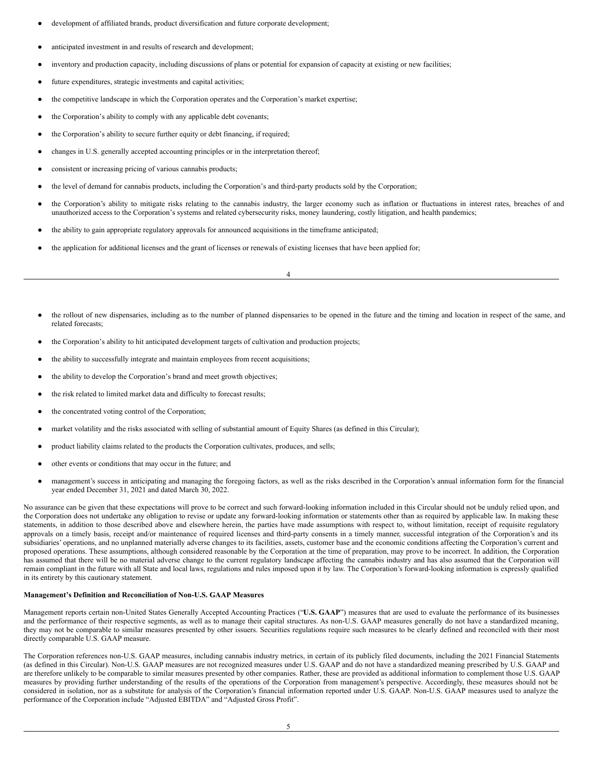- development of affiliated brands, product diversification and future corporate development;
- anticipated investment in and results of research and development;
- inventory and production capacity, including discussions of plans or potential for expansion of capacity at existing or new facilities;
- future expenditures, strategic investments and capital activities;
- the competitive landscape in which the Corporation operates and the Corporation's market expertise;
- the Corporation's ability to comply with any applicable debt covenants;
- the Corporation's ability to secure further equity or debt financing, if required;
- changes in U.S. generally accepted accounting principles or in the interpretation thereof;
- consistent or increasing pricing of various cannabis products;
- the level of demand for cannabis products, including the Corporation's and third-party products sold by the Corporation;
- the Corporation's ability to mitigate risks relating to the cannabis industry, the larger economy such as inflation or fluctuations in interest rates, breaches of and unauthorized access to the Corporation's systems and related cybersecurity risks, money laundering, costly litigation, and health pandemics;
- the ability to gain appropriate regulatory approvals for announced acquisitions in the timeframe anticipated;
- the application for additional licenses and the grant of licenses or renewals of existing licenses that have been applied for;
- the rollout of new dispensaries, including as to the number of planned dispensaries to be opened in the future and the timing and location in respect of the same, and related forecasts;
- the Corporation's ability to hit anticipated development targets of cultivation and production projects;
- the ability to successfully integrate and maintain employees from recent acquisitions;
- the ability to develop the Corporation's brand and meet growth objectives;
- the risk related to limited market data and difficulty to forecast results;
- the concentrated voting control of the Corporation;
- market volatility and the risks associated with selling of substantial amount of Equity Shares (as defined in this Circular);
- product liability claims related to the products the Corporation cultivates, produces, and sells;
- other events or conditions that may occur in the future; and
- management's success in anticipating and managing the foregoing factors, as well as the risks described in the Corporation's annual information form for the financial year ended December 31, 2021 and dated March 30, 2022.

No assurance can be given that these expectations will prove to be correct and such forward-looking information included in this Circular should not be unduly relied upon, and the Corporation does not undertake any obligation to revise or update any forward-looking information or statements other than as required by applicable law. In making these statements, in addition to those described above and elsewhere herein, the parties have made assumptions with respect to, without limitation, receipt of requisite regulatory approvals on a timely basis, receipt and/or maintenance of required licenses and third-party consents in a timely manner, successful integration of the Corporation's and its subsidiaries' operations, and no unplanned materially adverse changes to its facilities, assets, customer base and the economic conditions affecting the Corporation's current and proposed operations. These assumptions, although considered reasonable by the Corporation at the time of preparation, may prove to be incorrect. In addition, the Corporation has assumed that there will be no material adverse change to the current regulatory landscape affecting the cannabis industry and has also assumed that the Corporation will remain compliant in the future with all State and local laws, regulations and rules imposed upon it by law. The Corporation's forward-looking information is expressly qualified in its entirety by this cautionary statement.

**Management's Definition and Reconciliation of Non-U.S. GAAP Measures**

Management reports certain non-United States Generally Accepted Accounting Practices ("**U.S. GAAP**") measures that are used to evaluate the performance of its businesses and the performance of their respective segments, as well as to manage their capital structures. As non-U.S. GAAP measures generally do not have a standardized meaning, they may not be comparable to similar measures presented by other issuers. Securities regulations require such measures to be clearly defined and reconciled with their most directly comparable U.S. GAAP measure.

The Corporation references non-U.S. GAAP measures, including cannabis industry metrics, in certain of its publicly filed documents, including the 2021 Financial Statements (as defined in this Circular). Non-U.S. GAAP measures are not recognized measures under U.S. GAAP and do not have a standardized meaning prescribed by U.S. GAAP and are therefore unlikely to be comparable to similar measures presented by other companies. Rather, these are provided as additional information to complement those U.S. GAAP measures by providing further understanding of the results of the operations of the Corporation from management's perspective. Accordingly, these measures should not be considered in isolation, nor as a substitute for analysis of the Corporation's financial information reported under U.S. GAAP. Non-U.S. GAAP measures used to analyze the performance of the Corporation include "Adjusted EBITDA" and "Adjusted Gross Profit".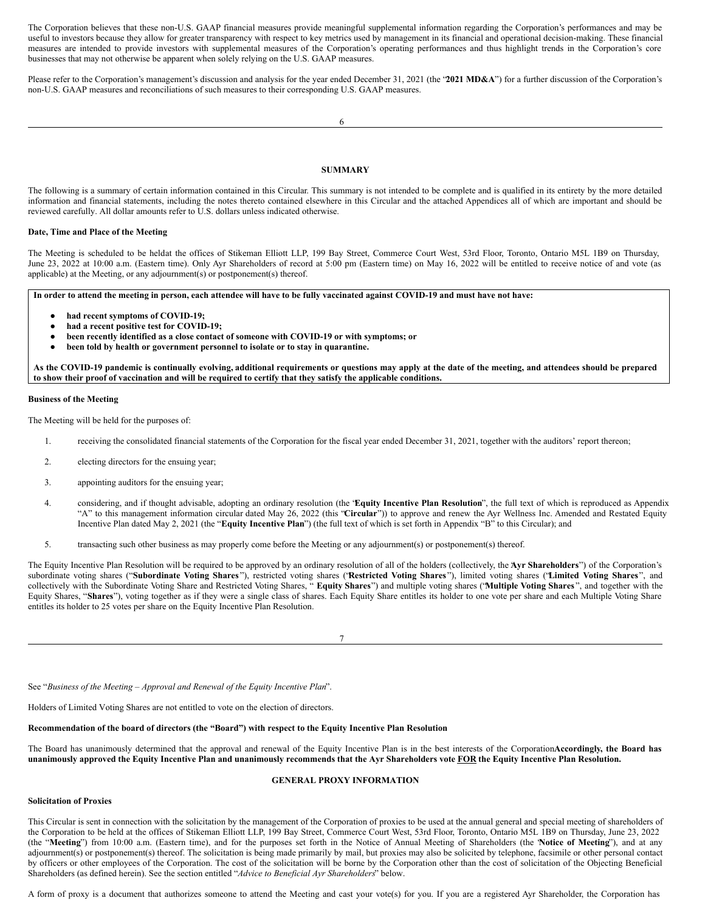The Corporation believes that these non-U.S. GAAP financial measures provide meaningful supplemental information regarding the Corporation's performances and may be useful to investors because they allow for greater transparency with respect to key metrics used by management in its financial and operational decision-making. These financial measures are intended to provide investors with supplemental measures of the Corporation's operating performances and thus highlight trends in the Corporation's core businesses that may not otherwise be apparent when solely relying on the U.S. GAAP measures.

Please refer to the Corporation's management's discussion and analysis for the year ended December 31, 2021 (the "**2021 MD&A**") for a further discussion of the Corporation's non-U.S. GAAP measures and reconciliations of such measures to their corresponding U.S. GAAP measures.

## SUMMARY

The following is a summary of certain information contained in this Circular. This summary is not intended to be complete and is qualified in its entirety by the more detailed information and financial statements, including the notes thereto contained elsewhere in this Circular and the attached Appendices all of which are important and should be reviewed carefully. All dollar amounts refer to U.S. dollars unless indicated otherwise.

**Date, Time and Place of the Meeting**

The Meeting is scheduled to be heldat the offices of Stikeman Elliott LLP, 199 Bay Street, Commerce Court West, 53rd Floor, Toronto, Ontario M5L 1B9 on Thursday, June 23, 2022 at 10:00 a.m. (Eastern time). Only Ayr Shareholders of record at 5:00 pm (Eastern time) on May 16, 2022 will be entitled to receive notice of and vote (as applicable) at the Meeting, or any adjournment(s) or postponement(s) thereof.

**In order to attend the meeting in person, each attendee will have to be fully vaccinated against COVID-19 and must have not have:**

- **had recent symptoms of COVID-19;**
- **had a recent positive test for COVID-19;**
- **been recently identified as a close contact of someone with COVID-19 or with symptoms; or**
- **been told by health or government personnel to isolate or to stay in quarantine.**

**As the COVID-19 pandemic is continually evolving, additional requirements or questions may apply at the date of the meeting, and attendees should be prepared to show their proof of vaccination and will be required to certify that they satisfy the applicable conditions.**

**Business of the Meeting**

The Meeting will be held for the purposes of:

1. receiving the consolidated financial statements of the Corporation for the fiscal year ended December 31, 2021, together with the auditors' report thereon;
2. electing directors for the ensuing year;
3. appointing auditors for the ensuing year;
4. considering, and if thought advisable, adopting an ordinary resolution (the "**Equity Incentive Plan Resolution**", the full text of which is reproduced as Appendix "A" to this management information circular dated May 26, 2022 (this "**Circular**")) to approve and renew the Ayr Wellness Inc. Amended and Restated Equity Incentive Plan dated May 2, 2021 (the "**Equity Incentive Plan**") (the full text of which is set forth in Appendix "B" to this Circular); and
5. transacting such other business as may properly come before the Meeting or any adjournment(s) or postponement(s) thereof.

The Equity Incentive Plan Resolution will be required to be approved by an ordinary resolution of all of the holders (collectively, the "**Ayr Shareholders**") of the Corporation's subordinate voting shares ("**Subordinate Voting Shares**"), restricted voting shares ("**Restricted Voting Shares**"), limited voting shares ("**Limited Voting Shares**", and collectively with the Subordinate Voting Share and Restricted Voting Shares, "**Equity Shares**") and multiple voting shares ("**Multiple Voting Shares**", and together with the Equity Shares, "**Shares**"), voting together as if they were a single class of shares. Each Equity Share entitles its holder to one vote per share and each Multiple Voting Share entitles its holder to 25 votes per share on the Equity Incentive Plan Resolution.

See "*Business of the Meeting – Approval and Renewal of the Equity Incentive Plan*".

Holders of Limited Voting Shares are not entitled to vote on the election of directors.

**Recommendation of the board of directors (the "Board") with respect to the Equity Incentive Plan Resolution**

The Board has unanimously determined that the approval and renewal of the Equity Incentive Plan is in the best interests of the Corporation. **Accordingly, the Board has unanimously approved the Equity Incentive Plan and unanimously recommends that the Ayr Shareholders vote FOR the Equity Incentive Plan Resolution.**

## GENERAL PROXY INFORMATION

**Solicitation of Proxies**

This Circular is sent in connection with the solicitation by the management of the Corporation of proxies to be used at the annual general and special meeting of shareholders of the Corporation to be held at the offices of Stikeman Elliott LLP, 199 Bay Street, Commerce Court West, 53rd Floor, Toronto, Ontario M5L 1B9 on Thursday, June 23, 2022 (the "**Meeting**") from 10:00 a.m. (Eastern time), and for the purposes set forth in the Notice of Annual Meeting of Shareholders (the "**Notice of Meeting**"), and at any adjournment(s) or postponement(s) thereof. The solicitation is being made primarily by mail, but proxies may also be solicited by telephone, facsimile or other personal contact by officers or other employees of the Corporation. The cost of the solicitation will be borne by the Corporation other than the cost of solicitation of the Objecting Beneficial Shareholders (as defined herein). See the section entitled "*Advice to Beneficial Ayr Shareholders*" below.

A form of proxy is a document that authorizes someone to attend the Meeting and cast your vote(s) for you. If you are a registered Ayr Shareholder, the Corporation has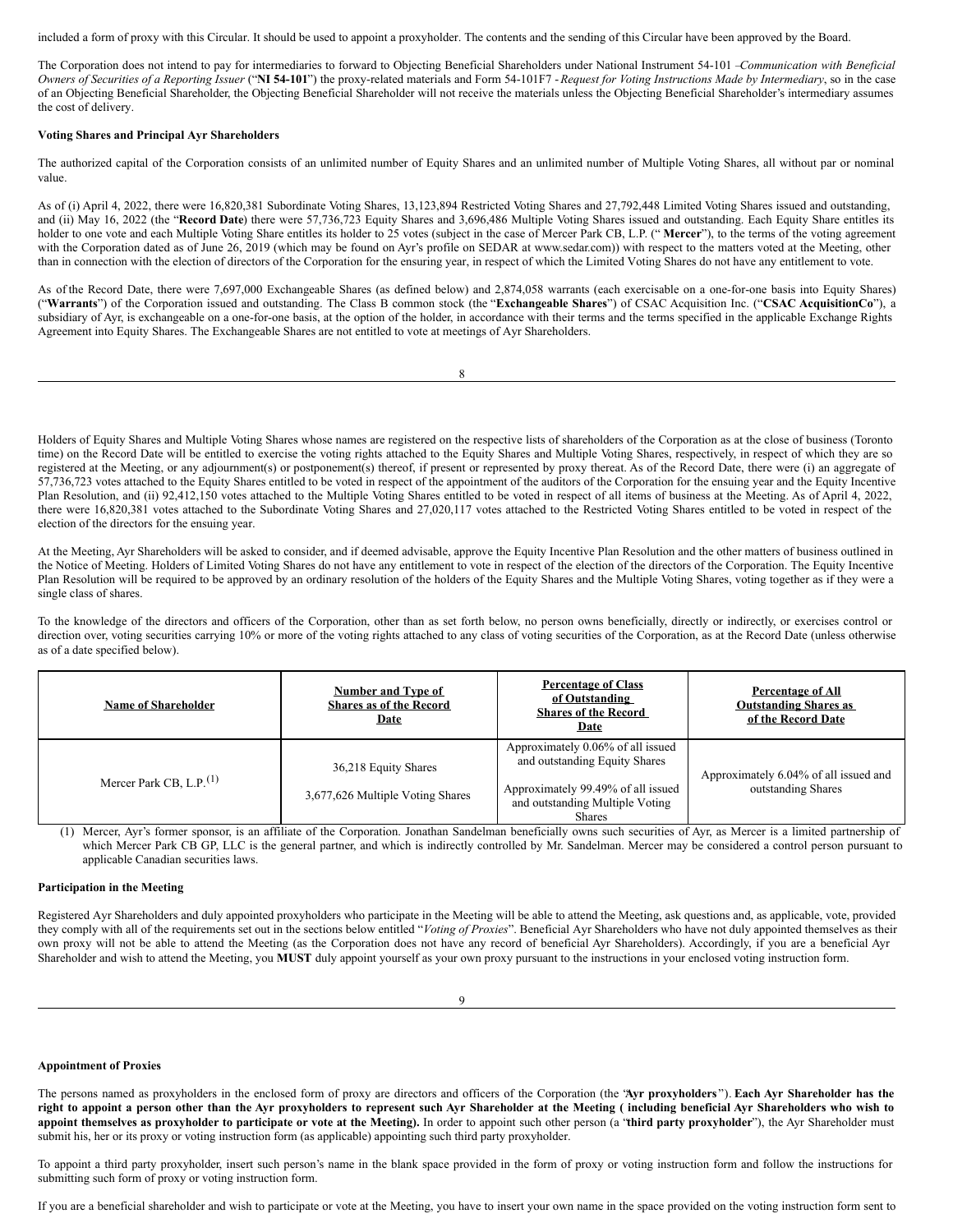included a form of proxy with this Circular. It should be used to appoint a proxyholder. The contents and the sending of this Circular have been approved by the Board.

The Corporation does not intend to pay for intermediaries to forward to Objecting Beneficial Shareholders under National Instrument 54-101 –*Communication with Beneficial Owners of Securities of a Reporting Issuer* ("**NI 54-101**") the proxy-related materials and Form 54-101F7 - *Request for Voting Instructions Made by Intermediary*, so in the case of an Objecting Beneficial Shareholder, the Objecting Beneficial Shareholder will not receive the materials unless the Objecting Beneficial Shareholder's intermediary assumes the cost of delivery.

**Voting Shares and Principal Ayr Shareholders**

The authorized capital of the Corporation consists of an unlimited number of Equity Shares and an unlimited number of Multiple Voting Shares, all without par or nominal value.

As of (i) April 4, 2022, there were 16,820,381 Subordinate Voting Shares, 13,123,894 Restricted Voting Shares and 27,792,448 Limited Voting Shares issued and outstanding, and (ii) May 16, 2022 (the "**Record Date**) there were 57,736,723 Equity Shares and 3,696,486 Multiple Voting Shares issued and outstanding. Each Equity Share entitles its holder to one vote and each Multiple Voting Share entitles its holder to 25 votes (subject in the case of Mercer Park CB, L.P. (" **Mercer**"), to the terms of the voting agreement with the Corporation dated as of June 26, 2019 (which may be found on Ayr's profile on SEDAR at www.sedar.com)) with respect to the matters voted at the Meeting, other than in connection with the election of directors of the Corporation for the ensuring year, in respect of which the Limited Voting Shares do not have any entitlement to vote.

As of the Record Date, there were 7,697,000 Exchangeable Shares (as defined below) and 2,874,058 warrants (each exercisable on a one-for-one basis into Equity Shares) ("**Warrants**") of the Corporation issued and outstanding. The Class B common stock (the "**Exchangeable Shares**") of CSAC Acquisition Inc. ("**CSAC AcquisitionCo**"), a subsidiary of Ayr, is exchangeable on a one-for-one basis, at the option of the holder, in accordance with their terms and the terms specified in the applicable Exchange Rights Agreement into Equity Shares. The Exchangeable Shares are not entitled to vote at meetings of Ayr Shareholders.

Holders of Equity Shares and Multiple Voting Shares whose names are registered on the respective lists of shareholders of the Corporation as at the close of business (Toronto time) on the Record Date will be entitled to exercise the voting rights attached to the Equity Shares and Multiple Voting Shares, respectively, in respect of which they are so registered at the Meeting, or any adjournment(s) or postponement(s) thereof, if present or represented by proxy thereat. As of the Record Date, there were (i) an aggregate of 57,736,723 votes attached to the Equity Shares entitled to be voted in respect of the appointment of the auditors of the Corporation for the ensuing year and the Equity Incentive Plan Resolution, and (ii) 92,412,150 votes attached to the Multiple Voting Shares entitled to be voted in respect of all items of business at the Meeting. As of April 4, 2022, there were 16,820,381 votes attached to the Subordinate Voting Shares and 27,020,117 votes attached to the Restricted Voting Shares entitled to be voted in respect of the election of the directors for the ensuing year.

At the Meeting, Ayr Shareholders will be asked to consider, and if deemed advisable, approve the Equity Incentive Plan Resolution and the other matters of business outlined in the Notice of Meeting. Holders of Limited Voting Shares do not have any entitlement to vote in respect of the election of the directors of the Corporation. The Equity Incentive Plan Resolution will be required to be approved by an ordinary resolution of the holders of the Equity Shares and the Multiple Voting Shares, voting together as if they were a single class of shares.

To the knowledge of the directors and officers of the Corporation, other than as set forth below, no person owns beneficially, directly or indirectly, or exercises control or direction over, voting securities carrying 10% or more of the voting rights attached to any class of voting securities of the Corporation, as at the Record Date (unless otherwise as of a date specified below).

| Name of Shareholder | Number and Type of Shares as of the Record Date | Percentage of Class of Outstanding Shares of the Record Date | Percentage of All Outstanding Shares as of the Record Date |
|---|---|---|---|
| Mercer Park CB, L.P.[(1)] | 36,218 Equity Shares<br>3,677,626 Multiple Voting Shares | Approximately 0.06% of all issued and outstanding Equity Shares<br>Approximately 99.49% of all issued and outstanding Multiple Voting Shares | Approximately 6.04% of all issued and outstanding Shares |

(1) Mercer, Ayr's former sponsor, is an affiliate of the Corporation. Jonathan Sandelman beneficially owns such securities of Ayr, as Mercer is a limited partnership of which Mercer Park CB GP, LLC is the general partner, and which is indirectly controlled by Mr. Sandelman. Mercer may be considered a control person pursuant to applicable Canadian securities laws.

**Participation in the Meeting**

Registered Ayr Shareholders and duly appointed proxyholders who participate in the Meeting will be able to attend the Meeting, ask questions and, as applicable, vote, provided they comply with all of the requirements set out in the sections below entitled "*Voting of Proxies*". Beneficial Ayr Shareholders who have not duly appointed themselves as their own proxy will not be able to attend the Meeting (as the Corporation does not have any record of beneficial Ayr Shareholders). Accordingly, if you are a beneficial Ayr Shareholder and wish to attend the Meeting, you **MUST** duly appoint yourself as your own proxy pursuant to the instructions in your enclosed voting instruction form.

**Appointment of Proxies**

The persons named as proxyholders in the enclosed form of proxy are directors and officers of the Corporation (the "**Ayr proxyholders**"). **Each Ayr Shareholder has the right to appoint a person other than the Ayr proxyholders to represent such Ayr Shareholder at the Meeting ( including beneficial Ayr Shareholders who wish to appoint themselves as proxyholder to participate or vote at the Meeting).** In order to appoint such other person (a "**third party proxyholder**"), the Ayr Shareholder must submit his, her or its proxy or voting instruction form (as applicable) appointing such third party proxyholder.

To appoint a third party proxyholder, insert such person's name in the blank space provided in the form of proxy or voting instruction form and follow the instructions for submitting such form of proxy or voting instruction form.

If you are a beneficial shareholder and wish to participate or vote at the Meeting, you have to insert your own name in the space provided on the voting instruction form sent to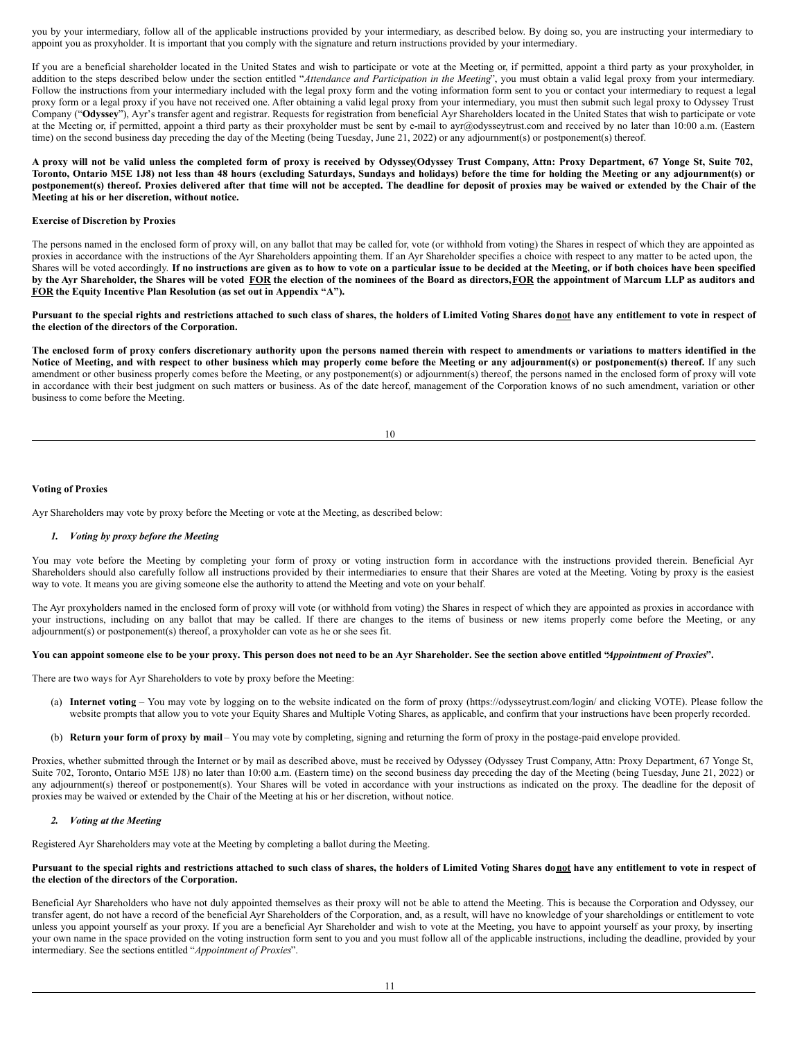you by your intermediary, follow all of the applicable instructions provided by your intermediary, as described below. By doing so, you are instructing your intermediary to appoint you as proxyholder. It is important that you comply with the signature and return instructions provided by your intermediary.

If you are a beneficial shareholder located in the United States and wish to participate or vote at the Meeting or, if permitted, appoint a third party as your proxyholder, in addition to the steps described below under the section entitled "*Attendance and Participation in the Meeting*", you must obtain a valid legal proxy from your intermediary. Follow the instructions from your intermediary included with the legal proxy form and the voting information form sent to you or contact your intermediary to request a legal proxy form or a legal proxy if you have not received one. After obtaining a valid legal proxy from your intermediary, you must then submit such legal proxy to Odyssey Trust Company ("**Odyssey**"), Ayr's transfer agent and registrar. Requests for registration from beneficial Ayr Shareholders located in the United States that wish to participate or vote at the Meeting or, if permitted, appoint a third party as their proxyholder must be sent by e-mail to ayr@odysseytrust.com and received by no later than 10:00 a.m. (Eastern time) on the second business day preceding the day of the Meeting (being Tuesday, June 21, 2022) or any adjournment(s) or postponement(s) thereof.

**A proxy will not be valid unless the completed form of proxy is received by Odyssey (Odyssey Trust Company, Attn: Proxy Department, 67 Yonge St, Suite 702, Toronto, Ontario M5E 1J8) not less than 48 hours (excluding Saturdays, Sundays and holidays) before the time for holding the Meeting or any adjournment(s) or postponement(s) thereof. Proxies delivered after that time will not be accepted. The deadline for deposit of proxies may be waived or extended by the Chair of the Meeting at his or her discretion, without notice.**

**Exercise of Discretion by Proxies**

The persons named in the enclosed form of proxy will, on any ballot that may be called for, vote (or withhold from voting) the Shares in respect of which they are appointed as proxies in accordance with the instructions of the Ayr Shareholders appointing them. If an Ayr Shareholder specifies a choice with respect to any matter to be acted upon, the Shares will be voted accordingly. **If no instructions are given as to how to vote on a particular issue to be decided at the Meeting, or if both choices have been specified by the Ayr Shareholder, the Shares will be voted FOR the election of the nominees of the Board as directors, FOR the appointment of Marcum LLP as auditors and FOR the Equity Incentive Plan Resolution (as set out in Appendix "A").**

**Pursuant to the special rights and restrictions attached to such class of shares, the holders of Limited Voting Shares do not have any entitlement to vote in respect of the election of the directors of the Corporation.**

**The enclosed form of proxy confers discretionary authority upon the persons named therein with respect to amendments or variations to matters identified in the Notice of Meeting, and with respect to other business which may properly come before the Meeting or any adjournment(s) or postponement(s) thereof.** If any such amendment or other business properly comes before the Meeting, or any postponement(s) or adjournment(s) thereof, the persons named in the enclosed form of proxy will vote in accordance with their best judgment on such matters or business. As of the date hereof, management of the Corporation knows of no such amendment, variation or other business to come before the Meeting.

**Voting of Proxies**

Ayr Shareholders may vote by proxy before the Meeting or vote at the Meeting, as described below:

***1. Voting by proxy before the Meeting***

You may vote before the Meeting by completing your form of proxy or voting instruction form in accordance with the instructions provided therein. Beneficial Ayr Shareholders should also carefully follow all instructions provided by their intermediaries to ensure that their Shares are voted at the Meeting. Voting by proxy is the easiest way to vote. It means you are giving someone else the authority to attend the Meeting and vote on your behalf.

The Ayr proxyholders named in the enclosed form of proxy will vote (or withhold from voting) the Shares in respect of which they are appointed as proxies in accordance with your instructions, including on any ballot that may be called. If there are changes to the items of business or new items properly come before the Meeting, or any adjournment(s) or postponement(s) thereof, a proxyholder can vote as he or she sees fit.

**You can appoint someone else to be your proxy. This person does not need to be an Ayr Shareholder. See the section above entitled "*Appointment of Proxies*".**

There are two ways for Ayr Shareholders to vote by proxy before the Meeting:

(a) **Internet voting** – You may vote by logging on to the website indicated on the form of proxy (https://odysseytrust.com/login/ and clicking VOTE). Please follow the website prompts that allow you to vote your Equity Shares and Multiple Voting Shares, as applicable, and confirm that your instructions have been properly recorded.

(b) **Return your form of proxy by mail** – You may vote by completing, signing and returning the form of proxy in the postage-paid envelope provided.

Proxies, whether submitted through the Internet or by mail as described above, must be received by Odyssey (Odyssey Trust Company, Attn: Proxy Department, 67 Yonge St, Suite 702, Toronto, Ontario M5E 1J8) no later than 10:00 a.m. (Eastern time) on the second business day preceding the day of the Meeting (being Tuesday, June 21, 2022) or any adjournment(s) thereof or postponement(s). Your Shares will be voted in accordance with your instructions as indicated on the proxy. The deadline for the deposit of proxies may be waived or extended by the Chair of the Meeting at his or her discretion, without notice.

***2. Voting at the Meeting***

Registered Ayr Shareholders may vote at the Meeting by completing a ballot during the Meeting.

**Pursuant to the special rights and restrictions attached to such class of shares, the holders of Limited Voting Shares do not have any entitlement to vote in respect of the election of the directors of the Corporation.**

Beneficial Ayr Shareholders who have not duly appointed themselves as their proxy will not be able to attend the Meeting. This is because the Corporation and Odyssey, our transfer agent, do not have a record of the beneficial Ayr Shareholders of the Corporation, and, as a result, will have no knowledge of your shareholdings or entitlement to vote unless you appoint yourself as your proxy. If you are a beneficial Ayr Shareholder and wish to vote at the Meeting, you have to appoint yourself as your proxy, by inserting your own name in the space provided on the voting instruction form sent to you and you must follow all of the applicable instructions, including the deadline, provided by your intermediary. See the sections entitled "*Appointment of Proxies*".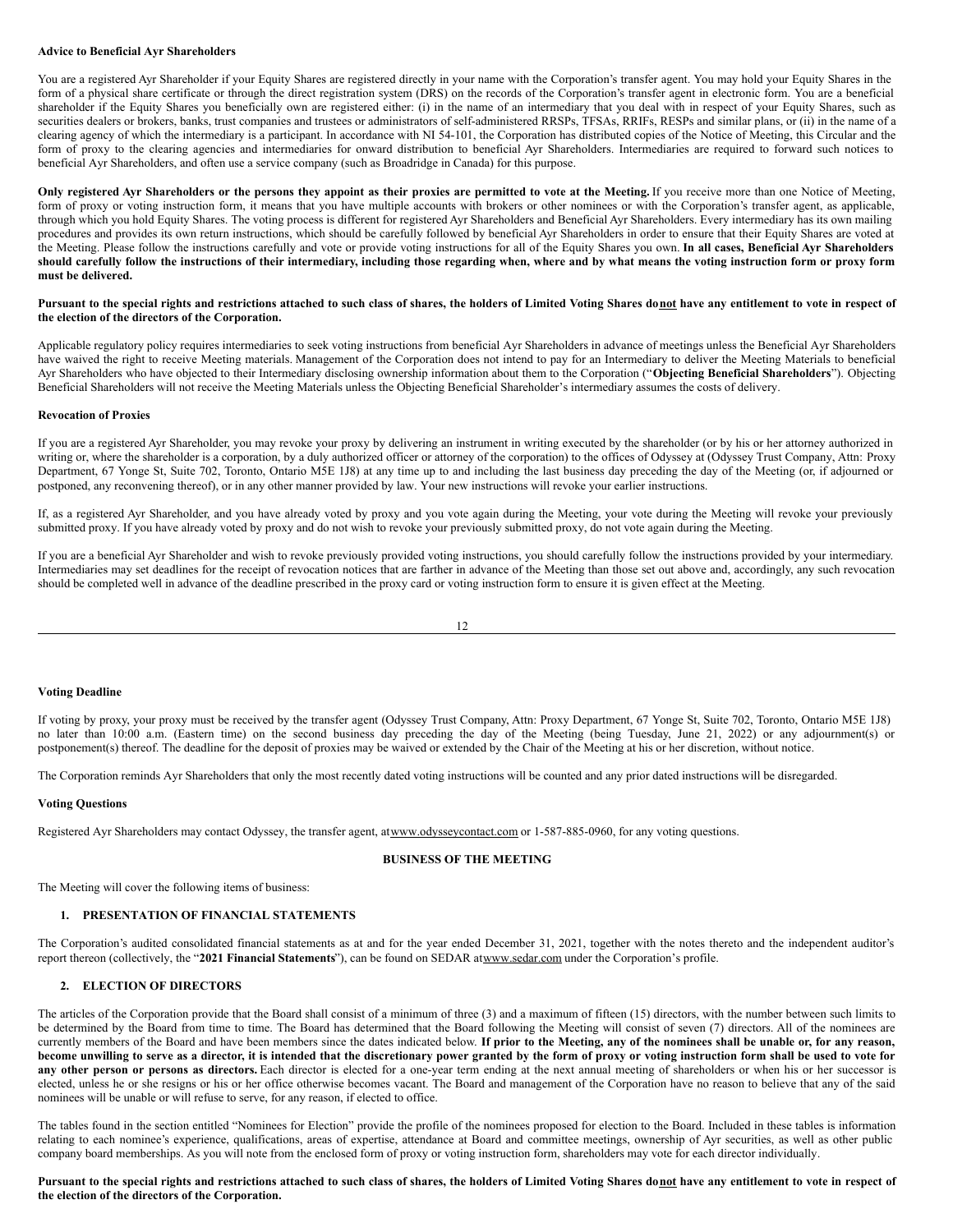**Advice to Beneficial Ayr Shareholders**

You are a registered Ayr Shareholder if your Equity Shares are registered directly in your name with the Corporation's transfer agent. You may hold your Equity Shares in the form of a physical share certificate or through the direct registration system (DRS) on the records of the Corporation's transfer agent in electronic form. You are a beneficial shareholder if the Equity Shares you beneficially own are registered either: (i) in the name of an intermediary that you deal with in respect of your Equity Shares, such as securities dealers or brokers, banks, trust companies and trustees or administrators of self-administered RRSPs, TFSAs, RRIFs, RESPs and similar plans, or (ii) in the name of a clearing agency of which the intermediary is a participant. In accordance with NI 54-101, the Corporation has distributed copies of the Notice of Meeting, this Circular and the form of proxy to the clearing agencies and intermediaries for onward distribution to beneficial Ayr Shareholders. Intermediaries are required to forward such notices to beneficial Ayr Shareholders, and often use a service company (such as Broadridge in Canada) for this purpose.

**Only registered Ayr Shareholders or the persons they appoint as their proxies are permitted to vote at the Meeting.** If you receive more than one Notice of Meeting, form of proxy or voting instruction form, it means that you have multiple accounts with brokers or other nominees or with the Corporation's transfer agent, as applicable, through which you hold Equity Shares. The voting process is different for registered Ayr Shareholders and Beneficial Ayr Shareholders. Every intermediary has its own mailing procedures and provides its own return instructions, which should be carefully followed by beneficial Ayr Shareholders in order to ensure that their Equity Shares are voted at the Meeting. Please follow the instructions carefully and vote or provide voting instructions for all of the Equity Shares you own. **In all cases, Beneficial Ayr Shareholders should carefully follow the instructions of their intermediary, including those regarding when, where and by what means the voting instruction form or proxy form must be delivered.**

**Pursuant to the special rights and restrictions attached to such class of shares, the holders of Limited Voting Shares do <u>not</u> have any entitlement to vote in respect of the election of the directors of the Corporation.**

Applicable regulatory policy requires intermediaries to seek voting instructions from beneficial Ayr Shareholders in advance of meetings unless the Beneficial Ayr Shareholders have waived the right to receive Meeting materials. Management of the Corporation does not intend to pay for an Intermediary to deliver the Meeting Materials to beneficial Ayr Shareholders who have objected to their Intermediary disclosing ownership information about them to the Corporation ("**Objecting Beneficial Shareholders**"). Objecting Beneficial Shareholders will not receive the Meeting Materials unless the Objecting Beneficial Shareholder's intermediary assumes the costs of delivery.

**Revocation of Proxies**

If you are a registered Ayr Shareholder, you may revoke your proxy by delivering an instrument in writing executed by the shareholder (or by his or her attorney authorized in writing or, where the shareholder is a corporation, by a duly authorized officer or attorney of the corporation) to the offices of Odyssey at (Odyssey Trust Company, Attn: Proxy Department, 67 Yonge St, Suite 702, Toronto, Ontario M5E 1J8) at any time up to and including the last business day preceding the day of the Meeting (or, if adjourned or postponed, any reconvening thereof), or in any other manner provided by law. Your new instructions will revoke your earlier instructions.

If, as a registered Ayr Shareholder, and you have already voted by proxy and you vote again during the Meeting, your vote during the Meeting will revoke your previously submitted proxy. If you have already voted by proxy and do not wish to revoke your previously submitted proxy, do not vote again during the Meeting.

If you are a beneficial Ayr Shareholder and wish to revoke previously provided voting instructions, you should carefully follow the instructions provided by your intermediary. Intermediaries may set deadlines for the receipt of revocation notices that are farther in advance of the Meeting than those set out above and, accordingly, any such revocation should be completed well in advance of the deadline prescribed in the proxy card or voting instruction form to ensure it is given effect at the Meeting.

**Voting Deadline**

If voting by proxy, your proxy must be received by the transfer agent (Odyssey Trust Company, Attn: Proxy Department, 67 Yonge St, Suite 702, Toronto, Ontario M5E 1J8) no later than 10:00 a.m. (Eastern time) on the second business day preceding the day of the Meeting (being Tuesday, June 21, 2022) or any adjournment(s) or postponement(s) thereof. The deadline for the deposit of proxies may be waived or extended by the Chair of the Meeting at his or her discretion, without notice.

The Corporation reminds Ayr Shareholders that only the most recently dated voting instructions will be counted and any prior dated instructions will be disregarded.

**Voting Questions**

Registered Ayr Shareholders may contact Odyssey, the transfer agent, at www.odysseycontact.com or 1-587-885-0960, for any voting questions.

## BUSINESS OF THE MEETING

The Meeting will cover the following items of business:

### 1. PRESENTATION OF FINANCIAL STATEMENTS

The Corporation's audited consolidated financial statements as at and for the year ended December 31, 2021, together with the notes thereto and the independent auditor's report thereon (collectively, the "**2021 Financial Statements**"), can be found on SEDAR at www.sedar.com under the Corporation's profile.

### 2. ELECTION OF DIRECTORS

The articles of the Corporation provide that the Board shall consist of a minimum of three (3) and a maximum of fifteen (15) directors, with the number between such limits to be determined by the Board from time to time. The Board has determined that the Board following the Meeting will consist of seven (7) directors. All of the nominees are currently members of the Board and have been members since the dates indicated below. **If prior to the Meeting, any of the nominees shall be unable or, for any reason, become unwilling to serve as a director, it is intended that the discretionary power granted by the form of proxy or voting instruction form shall be used to vote for any other person or persons as directors.** Each director is elected for a one-year term ending at the next annual meeting of shareholders or when his or her successor is elected, unless he or she resigns or his or her office otherwise becomes vacant. The Board and management of the Corporation have no reason to believe that any of the said nominees will be unable or will refuse to serve, for any reason, if elected to office.

The tables found in the section entitled "Nominees for Election" provide the profile of the nominees proposed for election to the Board. Included in these tables is information relating to each nominee's experience, qualifications, areas of expertise, attendance at Board and committee meetings, ownership of Ayr securities, as well as other public company board memberships. As you will note from the enclosed form of proxy or voting instruction form, shareholders may vote for each director individually.

**Pursuant to the special rights and restrictions attached to such class of shares, the holders of Limited Voting Shares do <u>not</u> have any entitlement to vote in respect of the election of the directors of the Corporation.**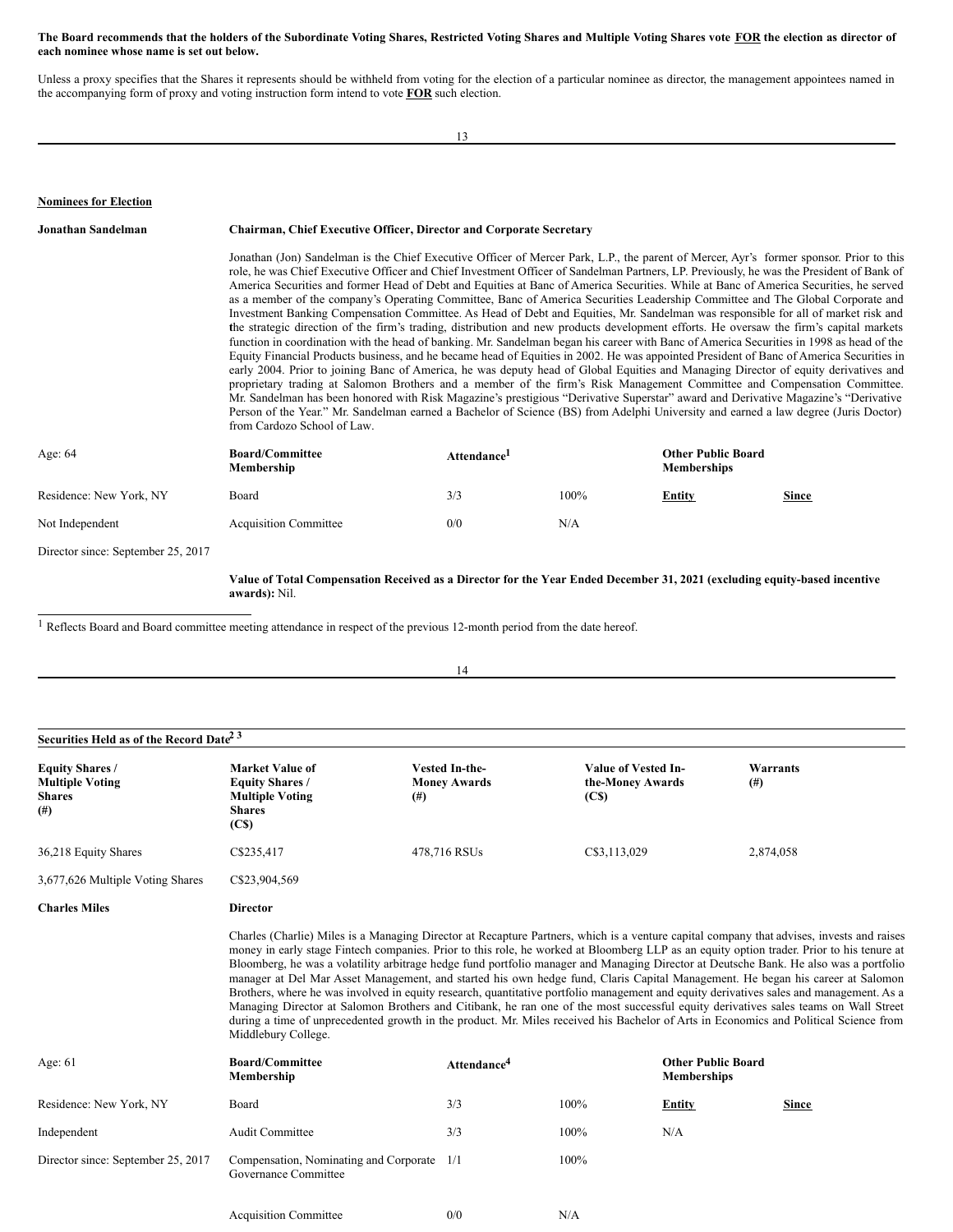**The Board recommends that the holders of the Subordinate Voting Shares, Restricted Voting Shares and Multiple Voting Shares vote FOR the election as director of each nominee whose name is set out below.**

Unless a proxy specifies that the Shares it represents should be withheld from voting for the election of a particular nominee as director, the management appointees named in the accompanying form of proxy and voting instruction form intend to vote **FOR** such election.

**Nominees for Election**

**Jonathan Sandelman** — **Chairman, Chief Executive Officer, Director and Corporate Secretary**

Jonathan (Jon) Sandelman is the Chief Executive Officer of Mercer Park, L.P., the parent of Mercer, Ayr's former sponsor. Prior to this role, he was Chief Executive Officer and Chief Investment Officer of Sandelman Partners, LP. Previously, he was the President of Bank of America Securities and former Head of Debt and Equities at Banc of America Securities. While at Banc of America Securities, he served as a member of the company's Operating Committee, Banc of America Securities Leadership Committee and The Global Corporate and Investment Banking Compensation Committee. As Head of Debt and Equities, Mr. Sandelman was responsible for all of market risk and the strategic direction of the firm's trading, distribution and new products development efforts. He oversaw the firm's capital markets function in coordination with the head of banking. Mr. Sandelman began his career with Banc of America Securities in 1998 as head of the Equity Financial Products business, and he became head of Equities in 2002. He was appointed President of Banc of America Securities in early 2004. Prior to joining Banc of America, he was deputy head of Global Equities and Managing Director of equity derivatives and proprietary trading at Salomon Brothers and a member of the firm's Risk Management Committee and Compensation Committee. Mr. Sandelman has been honored with Risk Magazine's prestigious "Derivative Superstar" award and Derivative Magazine's "Derivative Person of the Year." Mr. Sandelman earned a Bachelor of Science (BS) from Adelphi University and earned a law degree (Juris Doctor) from Cardozo School of Law.

| | Board/Committee Membership | Attendance[1] | | Other Public Board Memberships | |
|---|---|---|---|---|---|
| Age: 64 | | | | | |
| Residence: New York, NY | Board | 3/3 | 100% | Entity | Since |
| Not Independent | Acquisition Committee | 0/0 | N/A | | |
| Director since: September 25, 2017 | | | | | |

**Value of Total Compensation Received as a Director for the Year Ended December 31, 2021 (excluding equity-based incentive awards):** Nil.

[1] Reflects Board and Board committee meeting attendance in respect of the previous 12-month period from the date hereof.

**Securities Held as of the Record Date[2 3]**

| Equity Shares / Multiple Voting Shares (#) | Market Value of Equity Shares / Multiple Voting Shares (C$) | Vested In-the-Money Awards (#) | Value of Vested In-the-Money Awards (C$) | Warrants (#) |
|---|---|---|---|---|
| 36,218 Equity Shares | C$235,417 | 478,716 RSUs | C$3,113,029 | 2,874,058 |
| 3,677,626 Multiple Voting Shares | C$23,904,569 | | | |

**Charles Miles** — **Director**

Charles (Charlie) Miles is a Managing Director at Recapture Partners, which is a venture capital company that advises, invests and raises money in early stage Fintech companies. Prior to this role, he worked at Bloomberg LLP as an equity option trader. Prior to his tenure at Bloomberg, he was a volatility arbitrage hedge fund portfolio manager and Managing Director at Deutsche Bank. He also was a portfolio manager at Del Mar Asset Management, and started his own hedge fund, Claris Capital Management. He began his career at Salomon Brothers, where he was involved in equity research, quantitative portfolio management and equity derivatives sales and management. As a Managing Director at Salomon Brothers and Citibank, he ran one of the most successful equity derivatives sales teams on Wall Street during a time of unprecedented growth in the product. Mr. Miles received his Bachelor of Arts in Economics and Political Science from Middlebury College.

| | Board/Committee Membership | Attendance[4] | | Other Public Board Memberships | |
|---|---|---|---|---|---|
| Age: 61 | | | | | |
| Residence: New York, NY | Board | 3/3 | 100% | Entity | Since |
| Independent | Audit Committee | 3/3 | 100% | N/A | |
| Director since: September 25, 2017 | Compensation, Nominating and Corporate Governance Committee | 1/1 | 100% | | |
| | Acquisition Committee | 0/0 | N/A | | |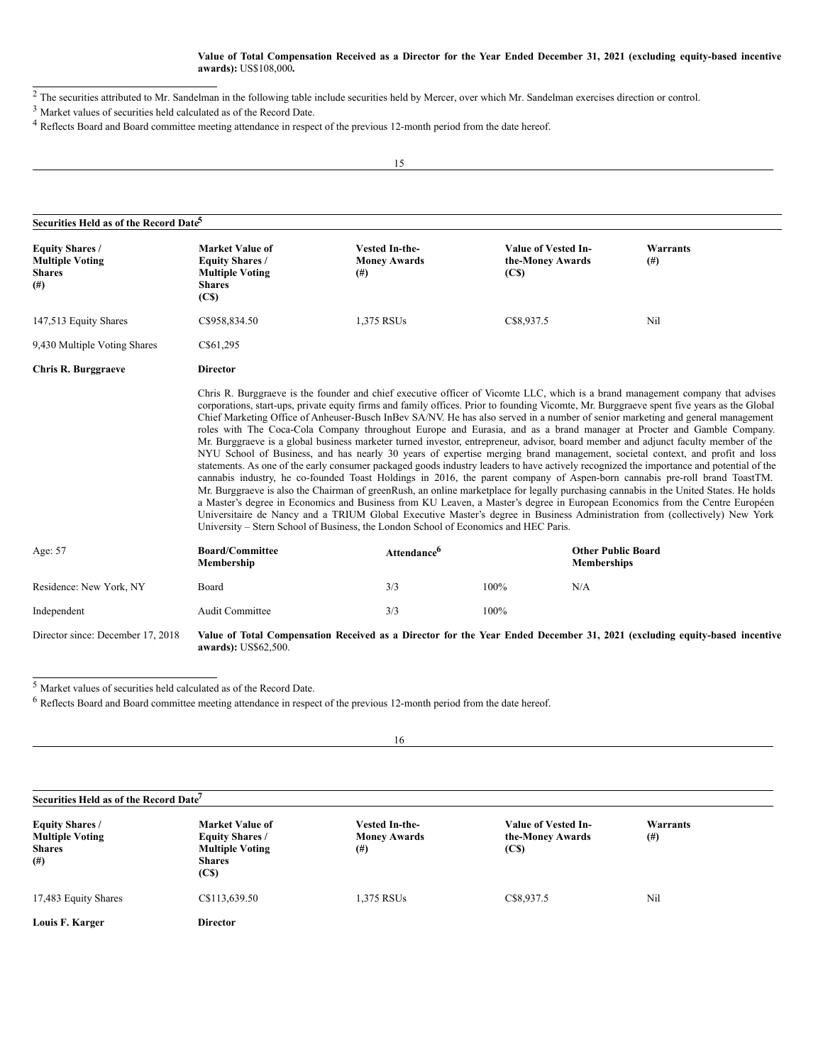**Value of Total Compensation Received as a Director for the Year Ended December 31, 2021 (excluding equity-based incentive awards):** US$108,000**.**

[2] The securities attributed to Mr. Sandelman in the following table include securities held by Mercer, over which Mr. Sandelman exercises direction or control.

[3] Market values of securities held calculated as of the Record Date.

[4] Reflects Board and Board committee meeting attendance in respect of the previous 12-month period from the date hereof.

**Securities Held as of the Record Date[5]**

| Equity Shares / Multiple Voting Shares (#) | Market Value of Equity Shares / Multiple Voting Shares (C$) | Vested In-the-Money Awards (#) | Value of Vested In-the-Money Awards (C$) | Warrants (#) |
|---|---|---|---|---|
| 147,513 Equity Shares | C$958,834.50 | 1,375 RSUs | C$8,937.5 | Nil |
| 9,430 Multiple Voting Shares | C$61,295 | | | |

**Chris R. Burggraeve** — **Director**

Chris R. Burggraeve is the founder and chief executive officer of Vicomte LLC, which is a brand management company that advises corporations, start-ups, private equity firms and family offices. Prior to founding Vicomte, Mr. Burggraeve spent five years as the Global Chief Marketing Office of Anheuser-Busch InBev SA/NV. He has also served in a number of senior marketing and general management roles with The Coca-Cola Company throughout Europe and Eurasia, and as a brand manager at Procter and Gamble Company. Mr. Burggraeve is a global business marketer turned investor, entrepreneur, advisor, board member and adjunct faculty member of the NYU School of Business, and has nearly 30 years of expertise merging brand management, societal context, and profit and loss statements. As one of the early consumer packaged goods industry leaders to have actively recognized the importance and potential of the cannabis industry, he co-founded Toast Holdings in 2016, the parent company of Aspen-born cannabis pre-roll brand ToastTM. Mr. Burggraeve is also the Chairman of greenRush, an online marketplace for legally purchasing cannabis in the United States. He holds a Master's degree in Economics and Business from KU Leaven, a Master's degree in European Economics from the Centre Européen Universitaire de Nancy and a TRIUM Global Executive Master's degree in Business Administration from (collectively) New York University – Stern School of Business, the London School of Economics and HEC Paris.

| | Board/Committee Membership | Attendance[6] | | Other Public Board Memberships |
|---|---|---|---|---|
| Age: 57 | | | | |
| Residence: New York, NY | Board | 3/3 | 100% | N/A |
| Independent | Audit Committee | 3/3 | 100% | |
| Director since: December 17, 2018 | | | | |

**Value of Total Compensation Received as a Director for the Year Ended December 31, 2021 (excluding equity-based incentive awards):** US$62,500.

[5] Market values of securities held calculated as of the Record Date.

[6] Reflects Board and Board committee meeting attendance in respect of the previous 12-month period from the date hereof.

**Securities Held as of the Record Date[7]**

| Equity Shares / Multiple Voting Shares (#) | Market Value of Equity Shares / Multiple Voting Shares (C$) | Vested In-the-Money Awards (#) | Value of Vested In-the-Money Awards (C$) | Warrants (#) |
|---|---|---|---|---|
| 17,483 Equity Shares | C$113,639.50 | 1,375 RSUs | C$8,937.5 | Nil |

**Louis F. Karger** — **Director**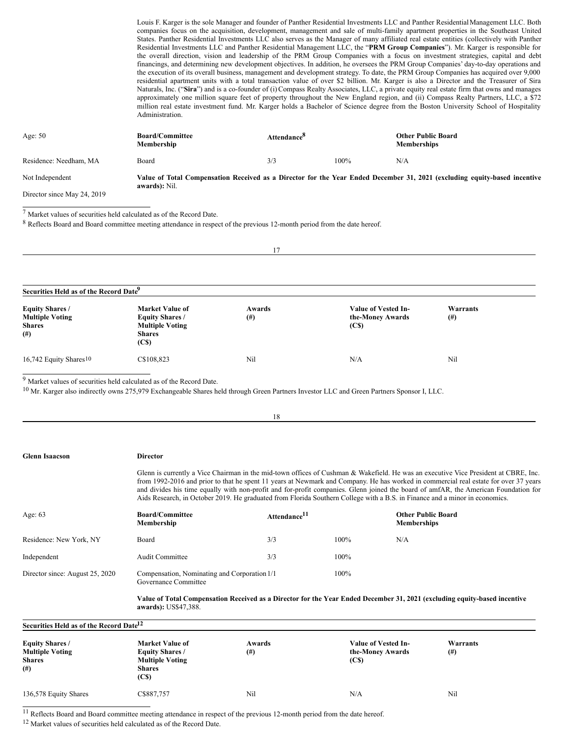Louis F. Karger is the sole Manager and founder of Panther Residential Investments LLC and Panther Residential Management LLC. Both companies focus on the acquisition, development, management and sale of multi-family apartment properties in the Southeast United States. Panther Residential Investments LLC also serves as the Manager of many affiliated real estate entities (collectively with Panther Residential Investments LLC and Panther Residential Management LLC, the "**PRM Group Companies**"). Mr. Karger is responsible for the overall direction, vision and leadership of the PRM Group Companies with a focus on investment strategies, capital and debt financings, and determining new development objectives. In addition, he oversees the PRM Group Companies' day-to-day operations and the execution of its overall business, management and development strategy. To date, the PRM Group Companies has acquired over 9,000 residential apartment units with a total transaction value of over $2 billion. Mr. Karger is also a Director and the Treasurer of Sira Naturals, Inc. ("**Sira**") and is a co-founder of (i) Compass Realty Associates, LLC, a private equity real estate firm that owns and manages approximately one million square feet of property throughout the New England region, and (ii) Compass Realty Partners, LLC, a $72 million real estate investment fund. Mr. Karger holds a Bachelor of Science degree from the Boston University School of Hospitality Administration.

| Age: 50 | **Board/Committee Membership** | **Attendance[8]** | | **Other Public Board Memberships** |
|---|---|---|---|---|
| Residence: Needham, MA | Board | 3/3 | 100% | N/A |
| Not Independent | **Value of Total Compensation Received as a Director for the Year Ended December 31, 2021 (excluding equity-based incentive awards):** Nil. | | | |
| Director since May 24, 2019 | | | | |

[7] Market values of securities held calculated as of the Record Date.

[8] Reflects Board and Board committee meeting attendance in respect of the previous 12-month period from the date hereof.

**Securities Held as of the Record Date[9]**

| Equity Shares / Multiple Voting Shares (#) | Market Value of Equity Shares / Multiple Voting Shares (C$) | Awards (#) | Value of Vested In-the-Money Awards (C$) | Warrants (#) |
|---|---|---|---|---|
| 16,742 Equity Shares[10] | C$108,823 | Nil | N/A | Nil |

[9] Market values of securities held calculated as of the Record Date.

[10] Mr. Karger also indirectly owns 275,979 Exchangeable Shares held through Green Partners Investor LLC and Green Partners Sponsor I, LLC.

**Glenn Isaacson** **Director**

Glenn is currently a Vice Chairman in the mid-town offices of Cushman & Wakefield. He was an executive Vice President at CBRE, Inc. from 1992-2016 and prior to that he spent 11 years at Newmark and Company. He has worked in commercial real estate for over 37 years and divides his time equally with non-profit and for-profit companies. Glenn joined the board of amfAR, the American Foundation for Aids Research, in October 2019. He graduated from Florida Southern College with a B.S. in Finance and a minor in economics.

| Age: 63 | **Board/Committee Membership** | **Attendance[11]** | | **Other Public Board Memberships** |
|---|---|---|---|---|
| Residence: New York, NY | Board | 3/3 | 100% | N/A |
| Independent | Audit Committee | 3/3 | 100% | |
| Director since: August 25, 2020 | Compensation, Nominating and Corporation Governance Committee | 1/1 | 100% | |
| | **Value of Total Compensation Received as a Director for the Year Ended December 31, 2021 (excluding equity-based incentive awards):** US$47,388. | | | |

**Securities Held as of the Record Date[12]**

| Equity Shares / Multiple Voting Shares (#) | Market Value of Equity Shares / Multiple Voting Shares (C$) | Awards (#) | Value of Vested In-the-Money Awards (C$) | Warrants (#) |
|---|---|---|---|---|
| 136,578 Equity Shares | C$887,757 | Nil | N/A | Nil |

[11] Reflects Board and Board committee meeting attendance in respect of the previous 12-month period from the date hereof.

[12] Market values of securities held calculated as of the Record Date.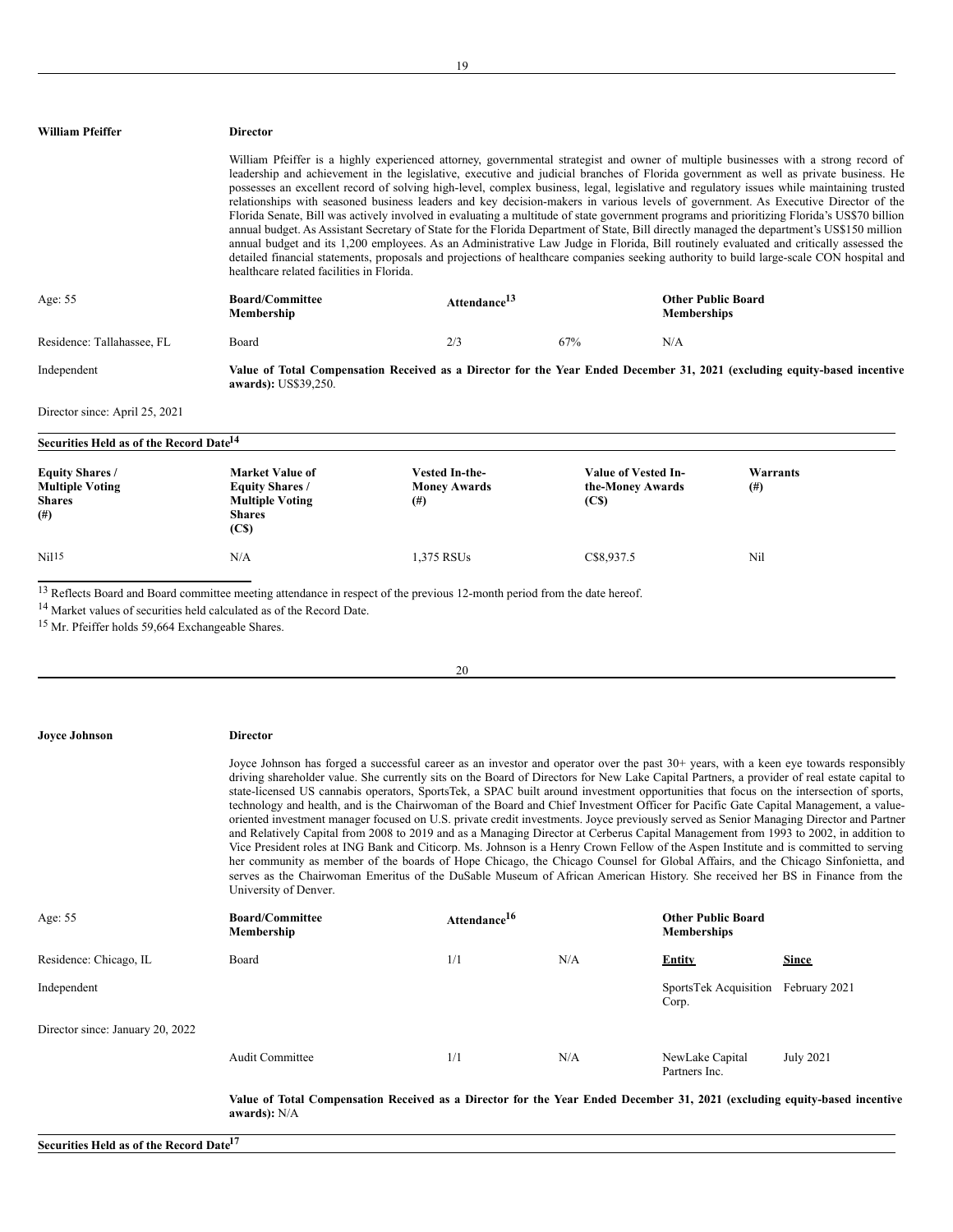| **William Pfeiffer** | **Director** | | | |
|---|---|---|---|---|
| | William Pfeiffer is a highly experienced attorney, governmental strategist and owner of multiple businesses with a strong record of leadership and achievement in the legislative, executive and judicial branches of Florida government as well as private business. He possesses an excellent record of solving high-level, complex business, legal, legislative and regulatory issues while maintaining trusted relationships with seasoned business leaders and key decision-makers in various levels of government. As Executive Director of the Florida Senate, Bill was actively involved in evaluating a multitude of state government programs and prioritizing Florida's US$70 billion annual budget. As Assistant Secretary of State for the Florida Department of State, Bill directly managed the department's US$150 million annual budget and its 1,200 employees. As an Administrative Law Judge in Florida, Bill routinely evaluated and critically assessed the detailed financial statements, proposals and projections of healthcare companies seeking authority to build large-scale CON hospital and healthcare related facilities in Florida. | | | |
| Age: 55 | **Board/Committee Membership** | **Attendance[13]** | | **Other Public Board Memberships** |
| Residence: Tallahassee, FL | Board | 2/3 | 67% | N/A |
| Independent | **Value of Total Compensation Received as a Director for the Year Ended December 31, 2021 (excluding equity-based incentive awards):** US$39,250. | | | |
| Director since: April 25, 2021 | | | | |

**Securities Held as of the Record Date[14]**

| **Equity Shares / Multiple Voting Shares (#)** | **Market Value of Equity Shares / Multiple Voting Shares (C$)** | **Vested In-the-Money Awards (#)** | **Value of Vested In-the-Money Awards (C$)** | **Warrants (#)** |
|---|---|---|---|---|
| Nil[15] | N/A | 1,375 RSUs | C$8,937.5 | Nil |

[13] Reflects Board and Board committee meeting attendance in respect of the previous 12-month period from the date hereof.

[14] Market values of securities held calculated as of the Record Date.

[15] Mr. Pfeiffer holds 59,664 Exchangeable Shares.

| **Joyce Johnson** | **Director** | | | | |
|---|---|---|---|---|---|
| | Joyce Johnson has forged a successful career as an investor and operator over the past 30+ years, with a keen eye towards responsibly driving shareholder value. She currently sits on the Board of Directors for New Lake Capital Partners, a provider of real estate capital to state-licensed US cannabis operators, SportsTek, a SPAC built around investment opportunities that focus on the intersection of sports, technology and health, and is the Chairwoman of the Board and Chief Investment Officer for Pacific Gate Capital Management, a value-oriented investment manager focused on U.S. private credit investments. Joyce previously served as Senior Managing Director and Partner and Relatively Capital from 2008 to 2019 and as a Managing Director at Cerberus Capital Management from 1993 to 2002, in addition to Vice President roles at ING Bank and Citicorp. Ms. Johnson is a Henry Crown Fellow of the Aspen Institute and is committed to serving her community as member of the boards of Hope Chicago, the Chicago Counsel for Global Affairs, and the Chicago Sinfonietta, and serves as the Chairwoman Emeritus of the DuSable Museum of African American History. She received her BS in Finance from the University of Denver. | | | | |
| Age: 55 | **Board/Committee Membership** | **Attendance[16]** | | **Other Public Board Memberships** | |
| Residence: Chicago, IL | Board | 1/1 | N/A | **Entity** | **Since** |
| Independent | | | | SportsTek Acquisition Corp. | February 2021 |
| Director since: January 20, 2022 | | | | | |
| | Audit Committee | 1/1 | N/A | NewLake Capital Partners Inc. | July 2021 |
| | **Value of Total Compensation Received as a Director for the Year Ended December 31, 2021 (excluding equity-based incentive awards):** N/A | | | | |

**Securities Held as of the Record Date[17]**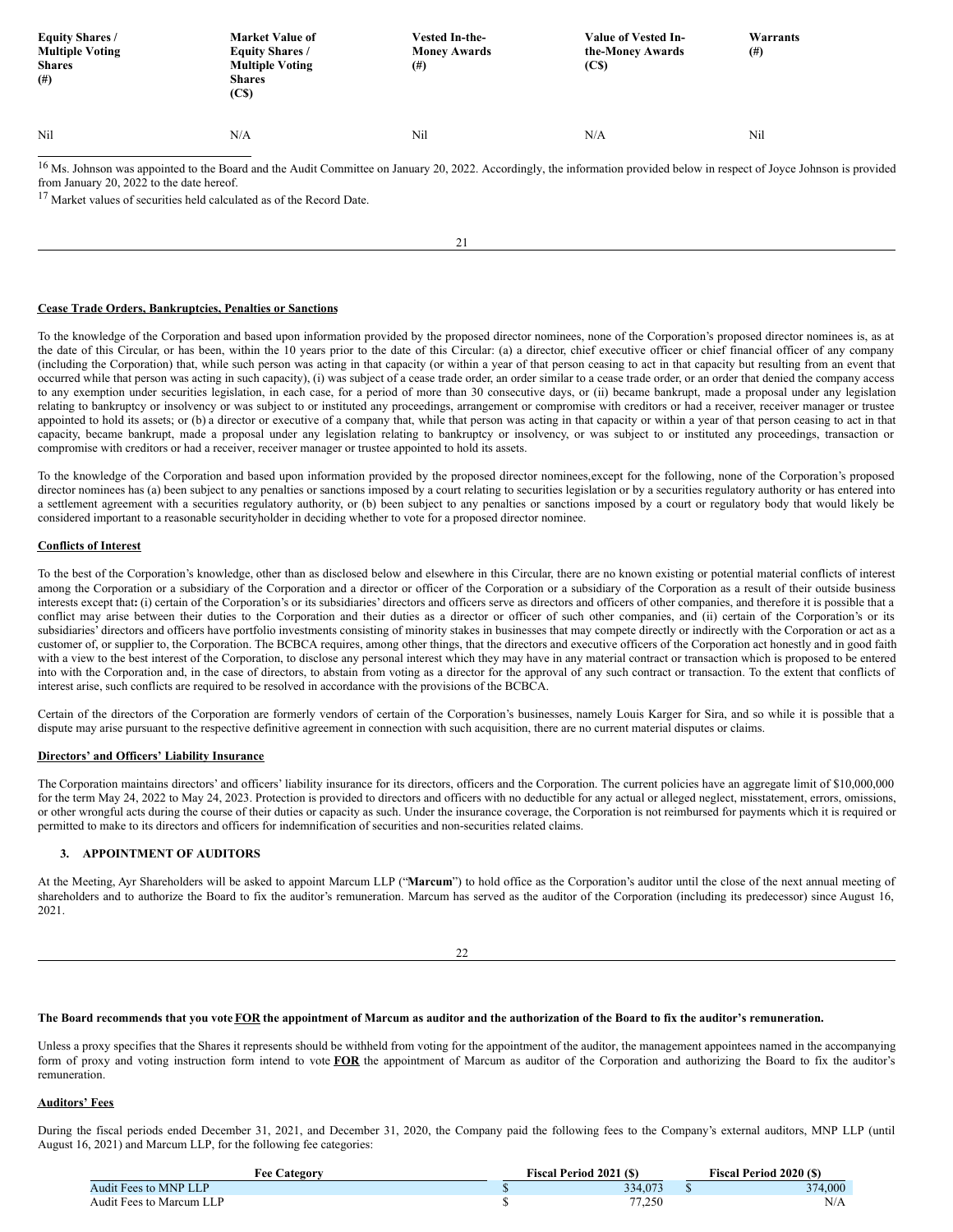| Equity Shares / Multiple Voting Shares (#) | Market Value of Equity Shares / Multiple Voting Shares (C$) | Vested In-the-Money Awards (#) | Value of Vested In-the-Money Awards (C$) | Warrants (#) |
|---|---|---|---|---|
| Nil | N/A | Nil | N/A | Nil |

[16] Ms. Johnson was appointed to the Board and the Audit Committee on January 20, 2022. Accordingly, the information provided below in respect of Joyce Johnson is provided from January 20, 2022 to the date hereof.

[17] Market values of securities held calculated as of the Record Date.

**Cease Trade Orders, Bankruptcies, Penalties or Sanctions**

To the knowledge of the Corporation and based upon information provided by the proposed director nominees, none of the Corporation's proposed director nominees is, as at the date of this Circular, or has been, within the 10 years prior to the date of this Circular: (a) a director, chief executive officer or chief financial officer of any company (including the Corporation) that, while such person was acting in that capacity (or within a year of that person ceasing to act in that capacity but resulting from an event that occurred while that person was acting in such capacity), (i) was subject of a cease trade order, an order similar to a cease trade order, or an order that denied the company access to any exemption under securities legislation, in each case, for a period of more than 30 consecutive days, or (ii) became bankrupt, made a proposal under any legislation relating to bankruptcy or insolvency or was subject to or instituted any proceedings, arrangement or compromise with creditors or had a receiver, receiver manager or trustee appointed to hold its assets; or (b) a director or executive of a company that, while that person was acting in that capacity or within a year of that person ceasing to act in that capacity, became bankrupt, made a proposal under any legislation relating to bankruptcy or insolvency, or was subject to or instituted any proceedings, transaction or compromise with creditors or had a receiver, receiver manager or trustee appointed to hold its assets.

To the knowledge of the Corporation and based upon information provided by the proposed director nominees,except for the following, none of the Corporation's proposed director nominees has (a) been subject to any penalties or sanctions imposed by a court relating to securities legislation or by a securities regulatory authority or has entered into a settlement agreement with a securities regulatory authority, or (b) been subject to any penalties or sanctions imposed by a court or regulatory body that would likely be considered important to a reasonable securityholder in deciding whether to vote for a proposed director nominee.

**Conflicts of Interest**

To the best of the Corporation's knowledge, other than as disclosed below and elsewhere in this Circular, there are no known existing or potential material conflicts of interest among the Corporation or a subsidiary of the Corporation and a director or officer of the Corporation or a subsidiary of the Corporation as a result of their outside business interests except that**:** (i) certain of the Corporation's or its subsidiaries' directors and officers serve as directors and officers of other companies, and therefore it is possible that a conflict may arise between their duties to the Corporation and their duties as a director or officer of such other companies, and (ii) certain of the Corporation's or its subsidiaries' directors and officers have portfolio investments consisting of minority stakes in businesses that may compete directly or indirectly with the Corporation or act as a customer of, or supplier to, the Corporation. The BCBCA requires, among other things, that the directors and executive officers of the Corporation act honestly and in good faith with a view to the best interest of the Corporation, to disclose any personal interest which they may have in any material contract or transaction which is proposed to be entered into with the Corporation and, in the case of directors, to abstain from voting as a director for the approval of any such contract or transaction. To the extent that conflicts of interest arise, such conflicts are required to be resolved in accordance with the provisions of the BCBCA.

Certain of the directors of the Corporation are formerly vendors of certain of the Corporation's businesses, namely Louis Karger for Sira, and so while it is possible that a dispute may arise pursuant to the respective definitive agreement in connection with such acquisition, there are no current material disputes or claims.

**Directors' and Officers' Liability Insurance**

The Corporation maintains directors' and officers' liability insurance for its directors, officers and the Corporation. The current policies have an aggregate limit of $10,000,000 for the term May 24, 2022 to May 24, 2023. Protection is provided to directors and officers with no deductible for any actual or alleged neglect, misstatement, errors, omissions, or other wrongful acts during the course of their duties or capacity as such. Under the insurance coverage, the Corporation is not reimbursed for payments which it is required or permitted to make to its directors and officers for indemnification of securities and non-securities related claims.

## 3. APPOINTMENT OF AUDITORS

At the Meeting, Ayr Shareholders will be asked to appoint Marcum LLP ("**Marcum**") to hold office as the Corporation's auditor until the close of the next annual meeting of shareholders and to authorize the Board to fix the auditor's remuneration. Marcum has served as the auditor of the Corporation (including its predecessor) since August 16, 2021.

**The Board recommends that you vote FOR the appointment of Marcum as auditor and the authorization of the Board to fix the auditor's remuneration.**

Unless a proxy specifies that the Shares it represents should be withheld from voting for the appointment of the auditor, the management appointees named in the accompanying form of proxy and voting instruction form intend to vote **FOR** the appointment of Marcum as auditor of the Corporation and authorizing the Board to fix the auditor's remuneration.

**Auditors' Fees**

During the fiscal periods ended December 31, 2021, and December 31, 2020, the Company paid the following fees to the Company's external auditors, MNP LLP (until August 16, 2021) and Marcum LLP, for the following fee categories:

| Fee Category | Fiscal Period 2021 ($) | Fiscal Period 2020 ($) |
|---|---|---|
| Audit Fees to MNP LLP | $ 334,073 | $ 374,000 |
| Audit Fees to Marcum LLP | $ 77,250 | N/A |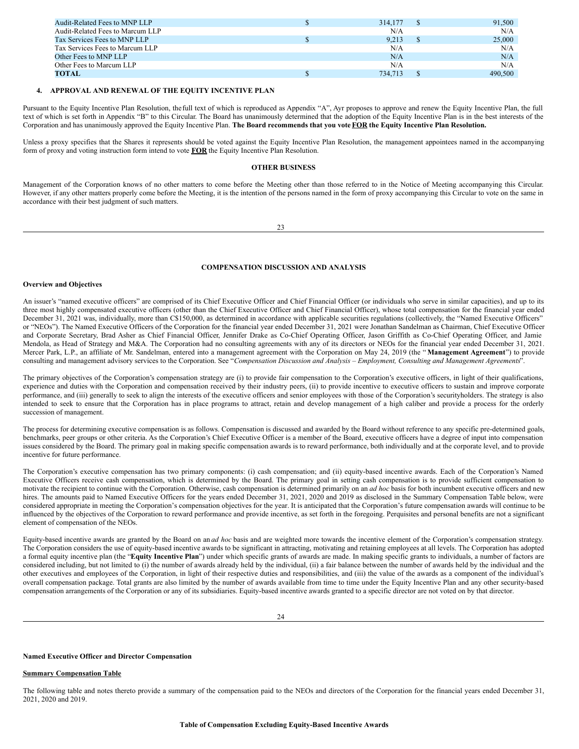| | | | | |
|---|---|---|---|---|
| Audit-Related Fees to MNP LLP | $ | 314,177 | $ | 91,500 |
| Audit-Related Fees to Marcum LLP | | N/A | | N/A |
| Tax Services Fees to MNP LLP | $ | 9,213 | $ | 25,000 |
| Tax Services Fees to Marcum LLP | | N/A | | N/A |
| Other Fees to MNP LLP | | N/A | | N/A |
| Other Fees to Marcum LLP | | N/A | | N/A |
| **TOTAL** | $ | 734,713 | $ | 490,500 |

### 4. APPROVAL AND RENEWAL OF THE EQUITY INCENTIVE PLAN

Pursuant to the Equity Incentive Plan Resolution, the full text of which is reproduced as Appendix "A", Ayr proposes to approve and renew the Equity Incentive Plan, the full text of which is set forth in Appendix "B" to this Circular. The Board has unanimously determined that the adoption of the Equity Incentive Plan is in the best interests of the Corporation and has unanimously approved the Equity Incentive Plan. **The Board recommends that you vote FOR the Equity Incentive Plan Resolution.**

Unless a proxy specifies that the Shares it represents should be voted against the Equity Incentive Plan Resolution, the management appointees named in the accompanying form of proxy and voting instruction form intend to vote **FOR** the Equity Incentive Plan Resolution.

## OTHER BUSINESS

Management of the Corporation knows of no other matters to come before the Meeting other than those referred to in the Notice of Meeting accompanying this Circular. However, if any other matters properly come before the Meeting, it is the intention of the persons named in the form of proxy accompanying this Circular to vote on the same in accordance with their best judgment of such matters.

## COMPENSATION DISCUSSION AND ANALYSIS

### Overview and Objectives

An issuer's "named executive officers" are comprised of its Chief Executive Officer and Chief Financial Officer (or individuals who serve in similar capacities), and up to its three most highly compensated executive officers (other than the Chief Executive Officer and Chief Financial Officer), whose total compensation for the financial year ended December 31, 2021 was, individually, more than C$150,000, as determined in accordance with applicable securities regulations (collectively, the "Named Executive Officers" or "NEOs"). The Named Executive Officers of the Corporation for the financial year ended December 31, 2021 were Jonathan Sandelman as Chairman, Chief Executive Officer and Corporate Secretary, Brad Asher as Chief Financial Officer, Jennifer Drake as Co-Chief Operating Officer, Jason Griffith as Co-Chief Operating Officer, and Jamie Mendola, as Head of Strategy and M&A. The Corporation had no consulting agreements with any of its directors or NEOs for the financial year ended December 31, 2021. Mercer Park, L.P., an affiliate of Mr. Sandelman, entered into a management agreement with the Corporation on May 24, 2019 (the "**Management Agreement**") to provide consulting and management advisory services to the Corporation. See "*Compensation Discussion and Analysis – Employment, Consulting and Management Agreements*".

The primary objectives of the Corporation's compensation strategy are (i) to provide fair compensation to the Corporation's executive officers, in light of their qualifications, experience and duties with the Corporation and compensation received by their industry peers, (ii) to provide incentive to executive officers to sustain and improve corporate performance, and (iii) generally to seek to align the interests of the executive officers and senior employees with those of the Corporation's securityholders. The strategy is also intended to seek to ensure that the Corporation has in place programs to attract, retain and develop management of a high caliber and provide a process for the orderly succession of management.

The process for determining executive compensation is as follows. Compensation is discussed and awarded by the Board without reference to any specific pre-determined goals, benchmarks, peer groups or other criteria. As the Corporation's Chief Executive Officer is a member of the Board, executive officers have a degree of input into compensation issues considered by the Board. The primary goal in making specific compensation awards is to reward performance, both individually and at the corporate level, and to provide incentive for future performance.

The Corporation's executive compensation has two primary components: (i) cash compensation; and (ii) equity-based incentive awards. Each of the Corporation's Named Executive Officers receive cash compensation, which is determined by the Board. The primary goal in setting cash compensation is to provide sufficient compensation to motivate the recipient to continue with the Corporation. Otherwise, cash compensation is determined primarily on an *ad hoc* basis for both incumbent executive officers and new hires. The amounts paid to Named Executive Officers for the years ended December 31, 2021, 2020 and 2019 as disclosed in the Summary Compensation Table below, were considered appropriate in meeting the Corporation's compensation objectives for the year. It is anticipated that the Corporation's future compensation awards will continue to be influenced by the objectives of the Corporation to reward performance and provide incentive, as set forth in the foregoing. Perquisites and personal benefits are not a significant element of compensation of the NEOs.

Equity-based incentive awards are granted by the Board on an *ad hoc* basis and are weighted more towards the incentive element of the Corporation's compensation strategy. The Corporation considers the use of equity-based incentive awards to be significant in attracting, motivating and retaining employees at all levels. The Corporation has adopted a formal equity incentive plan (the "**Equity Incentive Plan**") under which specific grants of awards are made. In making specific grants to individuals, a number of factors are considered including, but not limited to (i) the number of awards already held by the individual, (ii) a fair balance between the number of awards held by the individual and the other executives and employees of the Corporation, in light of their respective duties and responsibilities, and (iii) the value of the awards as a component of the individual's overall compensation package. Total grants are also limited by the number of awards available from time to time under the Equity Incentive Plan and any other security-based compensation arrangements of the Corporation or any of its subsidiaries. Equity-based incentive awards granted to a specific director are not voted on by that director.

### Named Executive Officer and Director Compensation

**Summary Compensation Table**

The following table and notes thereto provide a summary of the compensation paid to the NEOs and directors of the Corporation for the financial years ended December 31, 2021, 2020 and 2019.

**Table of Compensation Excluding Equity-Based Incentive Awards**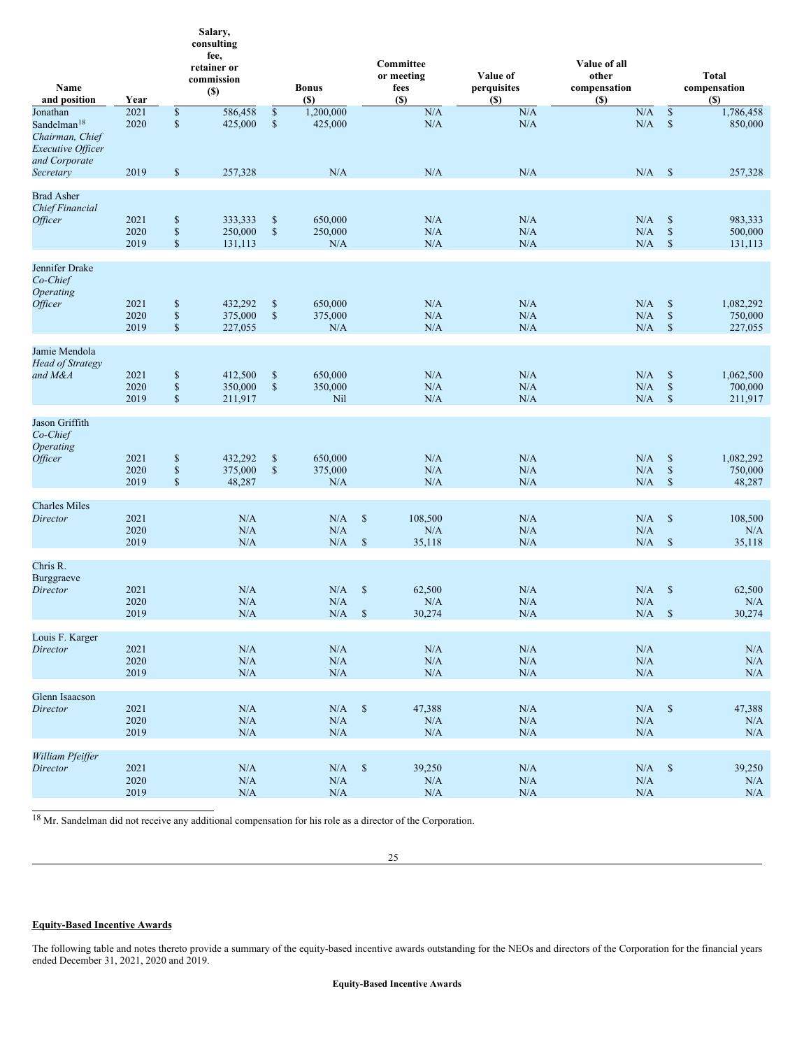| Name and position | Year | Salary, consulting fee, retainer or commission ($) | Bonus ($) | Committee or meeting fees ($) | Value of perquisites ($) | Value of all other compensation ($) | Total compensation ($) |
|---|---|---|---|---|---|---|---|
| Jonathan Sandelman[18] *Chairman, Chief Executive Officer and Corporate Secretary* | 2021 | $ 586,458 | $ 1,200,000 | N/A | N/A | N/A | $ 1,786,458 |
| | 2020 | $ 425,000 | $ 425,000 | N/A | N/A | N/A | $ 850,000 |
| | 2019 | $ 257,328 | N/A | N/A | N/A | N/A | $ 257,328 |
| Brad Asher *Chief Financial Officer* | 2021 | $ 333,333 | $ 650,000 | N/A | N/A | N/A | $ 983,333 |
| | 2020 | $ 250,000 | $ 250,000 | N/A | N/A | N/A | $ 500,000 |
| | 2019 | $ 131,113 | N/A | N/A | N/A | N/A | $ 131,113 |
| Jennifer Drake *Co-Chief Operating Officer* | 2021 | $ 432,292 | $ 650,000 | N/A | N/A | N/A | $ 1,082,292 |
| | 2020 | $ 375,000 | $ 375,000 | N/A | N/A | N/A | $ 750,000 |
| | 2019 | $ 227,055 | N/A | N/A | N/A | N/A | $ 227,055 |
| Jamie Mendola *Head of Strategy and M&A* | 2021 | $ 412,500 | $ 650,000 | N/A | N/A | N/A | $ 1,062,500 |
| | 2020 | $ 350,000 | $ 350,000 | N/A | N/A | N/A | $ 700,000 |
| | 2019 | $ 211,917 | Nil | N/A | N/A | N/A | $ 211,917 |
| Jason Griffith *Co-Chief Operating Officer* | 2021 | $ 432,292 | $ 650,000 | N/A | N/A | N/A | $ 1,082,292 |
| | 2020 | $ 375,000 | $ 375,000 | N/A | N/A | N/A | $ 750,000 |
| | 2019 | $ 48,287 | N/A | N/A | N/A | N/A | $ 48,287 |
| Charles Miles *Director* | 2021 | N/A | N/A | $ 108,500 | N/A | N/A | $ 108,500 |
| | 2020 | N/A | N/A | N/A | N/A | N/A | N/A |
| | 2019 | N/A | N/A | $ 35,118 | N/A | N/A | $ 35,118 |
| Chris R. Burggraeve *Director* | 2021 | N/A | N/A | $ 62,500 | N/A | N/A | $ 62,500 |
| | 2020 | N/A | N/A | N/A | N/A | N/A | N/A |
| | 2019 | N/A | N/A | $ 30,274 | N/A | N/A | $ 30,274 |
| Louis F. Karger *Director* | 2021 | N/A | N/A | N/A | N/A | N/A | N/A |
| | 2020 | N/A | N/A | N/A | N/A | N/A | N/A |
| | 2019 | N/A | N/A | N/A | N/A | N/A | N/A |
| Glenn Isaacson *Director* | 2021 | N/A | N/A | $ 47,388 | N/A | N/A | $ 47,388 |
| | 2020 | N/A | N/A | N/A | N/A | N/A | N/A |
| | 2019 | N/A | N/A | N/A | N/A | N/A | N/A |
| *William Pfeiffer* *Director* | 2021 | N/A | N/A | $ 39,250 | N/A | N/A | $ 39,250 |
| | 2020 | N/A | N/A | N/A | N/A | N/A | N/A |
| | 2019 | N/A | N/A | N/A | N/A | N/A | N/A |

[18] Mr. Sandelman did not receive any additional compensation for his role as a director of the Corporation.

**Equity-Based Incentive Awards**

The following table and notes thereto provide a summary of the equity-based incentive awards outstanding for the NEOs and directors of the Corporation for the financial years ended December 31, 2021, 2020 and 2019.

**Equity-Based Incentive Awards**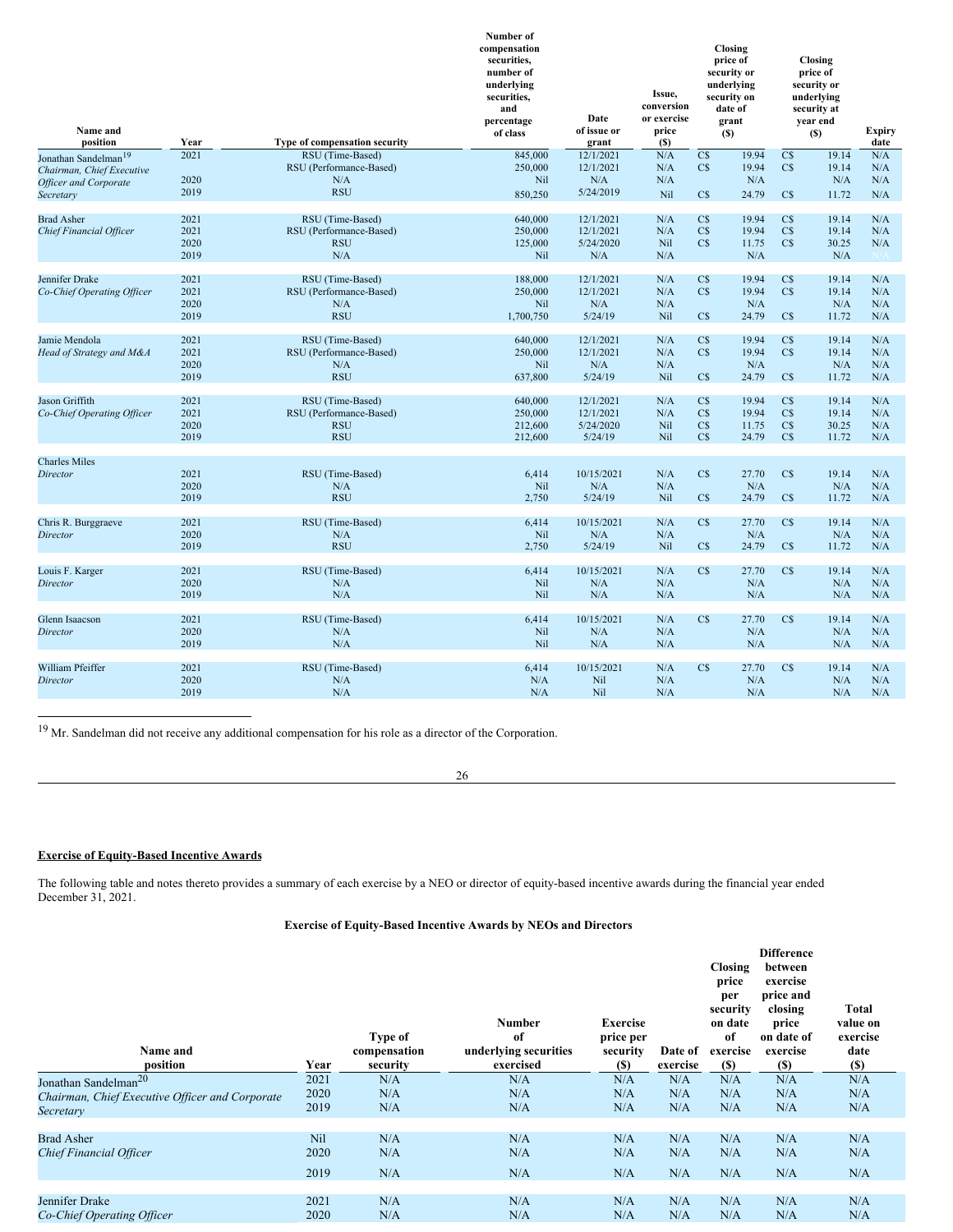| Name and position | Year | Type of compensation security | Number of compensation securities, number of underlying securities, and percentage of class | Date of issue or grant | Issue, conversion or exercise price ($) | Closing price of security or underlying security on date of grant ($) | Closing price of security or underlying security at year end ($) | Expiry date |
|---|---|---|---|---|---|---|---|---|
| Jonathan Sandelman[19] | 2021 | RSU (Time-Based) | 845,000 | 12/1/2021 | N/A | C$ 19.94 | C$ 19.14 | N/A |
| *Chairman, Chief Executive Officer and Corporate Secretary* | | RSU (Performance-Based) | 250,000 | 12/1/2021 | N/A | C$ 19.94 | C$ 19.14 | N/A |
| | 2020 | N/A | Nil | N/A | N/A | N/A | N/A | N/A |
| | 2019 | RSU | 850,250 | 5/24/2019 | Nil | C$ 24.79 | C$ 11.72 | N/A |
| Brad Asher | 2021 | RSU (Time-Based) | 640,000 | 12/1/2021 | N/A | C$ 19.94 | C$ 19.14 | N/A |
| *Chief Financial Officer* | 2021 | RSU (Performance-Based) | 250,000 | 12/1/2021 | N/A | C$ 19.94 | C$ 19.14 | N/A |
| | 2020 | RSU | 125,000 | 5/24/2020 | Nil | C$ 11.75 | C$ 30.25 | N/A |
| | 2019 | N/A | Nil | N/A | N/A | N/A | N/A | N/A |
| Jennifer Drake | 2021 | RSU (Time-Based) | 188,000 | 12/1/2021 | N/A | C$ 19.94 | C$ 19.14 | N/A |
| *Co-Chief Operating Officer* | 2021 | RSU (Performance-Based) | 250,000 | 12/1/2021 | N/A | C$ 19.94 | C$ 19.14 | N/A |
| | 2020 | N/A | Nil | N/A | N/A | N/A | N/A | N/A |
| | 2019 | RSU | 1,700,750 | 5/24/19 | Nil | C$ 24.79 | C$ 11.72 | N/A |
| Jamie Mendola | 2021 | RSU (Time-Based) | 640,000 | 12/1/2021 | N/A | C$ 19.94 | C$ 19.14 | N/A |
| *Head of Strategy and M&A* | 2021 | RSU (Performance-Based) | 250,000 | 12/1/2021 | N/A | C$ 19.94 | C$ 19.14 | N/A |
| | 2020 | N/A | Nil | N/A | N/A | N/A | N/A | N/A |
| | 2019 | RSU | 637,800 | 5/24/19 | Nil | C$ 24.79 | C$ 11.72 | N/A |
| Jason Griffith | 2021 | RSU (Time-Based) | 640,000 | 12/1/2021 | N/A | C$ 19.94 | C$ 19.14 | N/A |
| *Co-Chief Operating Officer* | 2021 | RSU (Performance-Based) | 250,000 | 12/1/2021 | N/A | C$ 19.94 | C$ 19.14 | N/A |
| | 2020 | RSU | 212,600 | 5/24/2020 | Nil | C$ 11.75 | C$ 30.25 | N/A |
| | 2019 | RSU | 212,600 | 5/24/19 | Nil | C$ 24.79 | C$ 11.72 | N/A |
| Charles Miles | | | | | | | | |
| *Director* | 2021 | RSU (Time-Based) | 6,414 | 10/15/2021 | N/A | C$ 27.70 | C$ 19.14 | N/A |
| | 2020 | N/A | Nil | N/A | N/A | N/A | N/A | N/A |
| | 2019 | RSU | 2,750 | 5/24/19 | Nil | C$ 24.79 | C$ 11.72 | N/A |
| Chris R. Burggraeve | 2021 | RSU (Time-Based) | 6,414 | 10/15/2021 | N/A | C$ 27.70 | C$ 19.14 | N/A |
| *Director* | 2020 | N/A | Nil | N/A | N/A | N/A | N/A | N/A |
| | 2019 | RSU | 2,750 | 5/24/19 | Nil | C$ 24.79 | C$ 11.72 | N/A |
| Louis F. Karger | 2021 | RSU (Time-Based) | 6,414 | 10/15/2021 | N/A | C$ 27.70 | C$ 19.14 | N/A |
| *Director* | 2020 | N/A | Nil | N/A | N/A | N/A | N/A | N/A |
| | 2019 | N/A | Nil | N/A | N/A | N/A | N/A | N/A |
| Glenn Isaacson | 2021 | RSU (Time-Based) | 6,414 | 10/15/2021 | N/A | C$ 27.70 | C$ 19.14 | N/A |
| *Director* | 2020 | N/A | Nil | N/A | N/A | N/A | N/A | N/A |
| | 2019 | N/A | Nil | N/A | N/A | N/A | N/A | N/A |
| William Pfeiffer | 2021 | RSU (Time-Based) | 6,414 | 10/15/2021 | N/A | C$ 27.70 | C$ 19.14 | N/A |
| *Director* | 2020 | N/A | N/A | Nil | N/A | N/A | N/A | N/A |
| | 2019 | N/A | N/A | Nil | N/A | N/A | N/A | N/A |

[19] Mr. Sandelman did not receive any additional compensation for his role as a director of the Corporation.

**Exercise of Equity-Based Incentive Awards**

The following table and notes thereto provides a summary of each exercise by a NEO or director of equity-based incentive awards during the financial year ended December 31, 2021.

**Exercise of Equity-Based Incentive Awards by NEOs and Directors**

| Name and position | Year | Type of compensation security | Number of underlying securities exercised | Exercise price per security ($) | Date of exercise | Closing price per security on date of exercise ($) | Difference between exercise price and closing price on date of exercise ($) | Total value on exercise date ($) |
|---|---|---|---|---|---|---|---|---|
| Jonathan Sandelman[20] | 2021 | N/A | N/A | N/A | N/A | N/A | N/A | N/A |
| *Chairman, Chief Executive Officer and Corporate* | 2020 | N/A | N/A | N/A | N/A | N/A | N/A | N/A |
| *Secretary* | 2019 | N/A | N/A | N/A | N/A | N/A | N/A | N/A |
| Brad Asher | Nil | N/A | N/A | N/A | N/A | N/A | N/A | N/A |
| *Chief Financial Officer* | 2020 | N/A | N/A | N/A | N/A | N/A | N/A | N/A |
| | 2019 | N/A | N/A | N/A | N/A | N/A | N/A | N/A |
| Jennifer Drake | 2021 | N/A | N/A | N/A | N/A | N/A | N/A | N/A |
| *Co-Chief Operating Officer* | 2020 | N/A | N/A | N/A | N/A | N/A | N/A | N/A |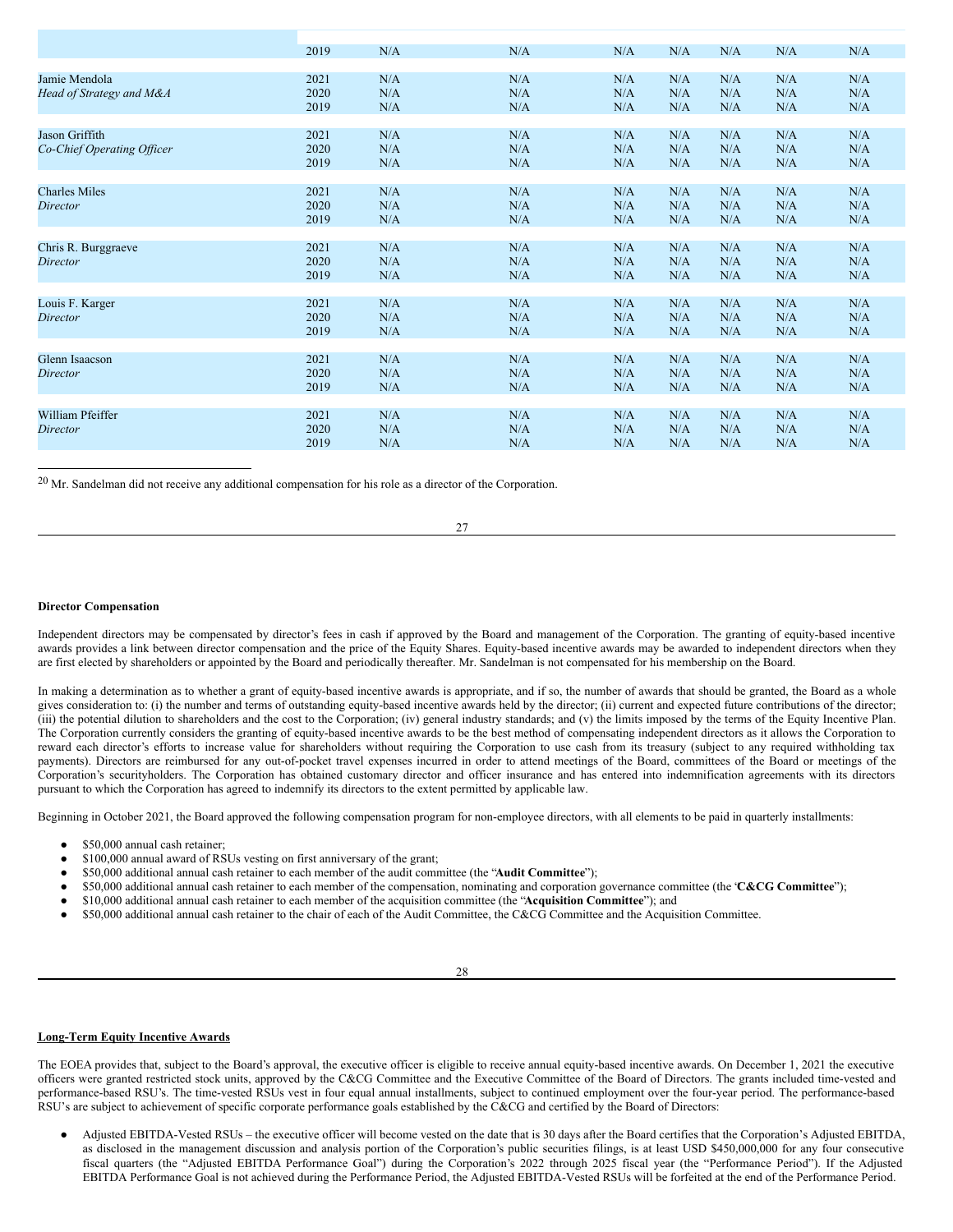| | | | | | | | | |
|---|---|---|---|---|---|---|---|---|
| | 2019 | N/A | N/A | N/A | N/A | N/A | N/A | N/A |
| Jamie Mendola | 2021 | N/A | N/A | N/A | N/A | N/A | N/A | N/A |
| *Head of Strategy and M&A* | 2020 | N/A | N/A | N/A | N/A | N/A | N/A | N/A |
| | 2019 | N/A | N/A | N/A | N/A | N/A | N/A | N/A |
| Jason Griffith | 2021 | N/A | N/A | N/A | N/A | N/A | N/A | N/A |
| *Co-Chief Operating Officer* | 2020 | N/A | N/A | N/A | N/A | N/A | N/A | N/A |
| | 2019 | N/A | N/A | N/A | N/A | N/A | N/A | N/A |
| Charles Miles | 2021 | N/A | N/A | N/A | N/A | N/A | N/A | N/A |
| *Director* | 2020 | N/A | N/A | N/A | N/A | N/A | N/A | N/A |
| | 2019 | N/A | N/A | N/A | N/A | N/A | N/A | N/A |
| Chris R. Burggraeve | 2021 | N/A | N/A | N/A | N/A | N/A | N/A | N/A |
| *Director* | 2020 | N/A | N/A | N/A | N/A | N/A | N/A | N/A |
| | 2019 | N/A | N/A | N/A | N/A | N/A | N/A | N/A |
| Louis F. Karger | 2021 | N/A | N/A | N/A | N/A | N/A | N/A | N/A |
| *Director* | 2020 | N/A | N/A | N/A | N/A | N/A | N/A | N/A |
| | 2019 | N/A | N/A | N/A | N/A | N/A | N/A | N/A |
| Glenn Isaacson | 2021 | N/A | N/A | N/A | N/A | N/A | N/A | N/A |
| *Director* | 2020 | N/A | N/A | N/A | N/A | N/A | N/A | N/A |
| | 2019 | N/A | N/A | N/A | N/A | N/A | N/A | N/A |
| William Pfeiffer | 2021 | N/A | N/A | N/A | N/A | N/A | N/A | N/A |
| *Director* | 2020 | N/A | N/A | N/A | N/A | N/A | N/A | N/A |
| | 2019 | N/A | N/A | N/A | N/A | N/A | N/A | N/A |

[20] Mr. Sandelman did not receive any additional compensation for his role as a director of the Corporation.

**Director Compensation**

Independent directors may be compensated by director's fees in cash if approved by the Board and management of the Corporation. The granting of equity-based incentive awards provides a link between director compensation and the price of the Equity Shares. Equity-based incentive awards may be awarded to independent directors when they are first elected by shareholders or appointed by the Board and periodically thereafter. Mr. Sandelman is not compensated for his membership on the Board.

In making a determination as to whether a grant of equity-based incentive awards is appropriate, and if so, the number of awards that should be granted, the Board as a whole gives consideration to: (i) the number and terms of outstanding equity-based incentive awards held by the director; (ii) current and expected future contributions of the director; (iii) the potential dilution to shareholders and the cost to the Corporation; (iv) general industry standards; and (v) the limits imposed by the terms of the Equity Incentive Plan. The Corporation currently considers the granting of equity-based incentive awards to be the best method of compensating independent directors as it allows the Corporation to reward each director's efforts to increase value for shareholders without requiring the Corporation to use cash from its treasury (subject to any required withholding tax payments). Directors are reimbursed for any out-of-pocket travel expenses incurred in order to attend meetings of the Board, committees of the Board or meetings of the Corporation's securityholders. The Corporation has obtained customary director and officer insurance and has entered into indemnification agreements with its directors pursuant to which the Corporation has agreed to indemnify its directors to the extent permitted by applicable law.

Beginning in October 2021, the Board approved the following compensation program for non-employee directors, with all elements to be paid in quarterly installments:

- $50,000 annual cash retainer;
- $100,000 annual award of RSUs vesting on first anniversary of the grant;
- $50,000 additional annual cash retainer to each member of the audit committee (the "**Audit Committee**");
- $50,000 additional annual cash retainer to each member of the compensation, nominating and corporation governance committee (the '**C&CG Committee**");
- $10,000 additional annual cash retainer to each member of the acquisition committee (the "**Acquisition Committee**"); and
- $50,000 additional annual cash retainer to the chair of each of the Audit Committee, the C&CG Committee and the Acquisition Committee.

**Long-Term Equity Incentive Awards**

The EOEA provides that, subject to the Board's approval, the executive officer is eligible to receive annual equity-based incentive awards. On December 1, 2021 the executive officers were granted restricted stock units, approved by the C&CG Committee and the Executive Committee of the Board of Directors. The grants included time-vested and performance-based RSU's. The time-vested RSUs vest in four equal annual installments, subject to continued employment over the four-year period. The performance-based RSU's are subject to achievement of specific corporate performance goals established by the C&CG and certified by the Board of Directors:

- Adjusted EBITDA-Vested RSUs – the executive officer will become vested on the date that is 30 days after the Board certifies that the Corporation's Adjusted EBITDA, as disclosed in the management discussion and analysis portion of the Corporation's public securities filings, is at least USD $450,000,000 for any four consecutive fiscal quarters (the "Adjusted EBITDA Performance Goal") during the Corporation's 2022 through 2025 fiscal year (the "Performance Period"). If the Adjusted EBITDA Performance Goal is not achieved during the Performance Period, the Adjusted EBITDA-Vested RSUs will be forfeited at the end of the Performance Period.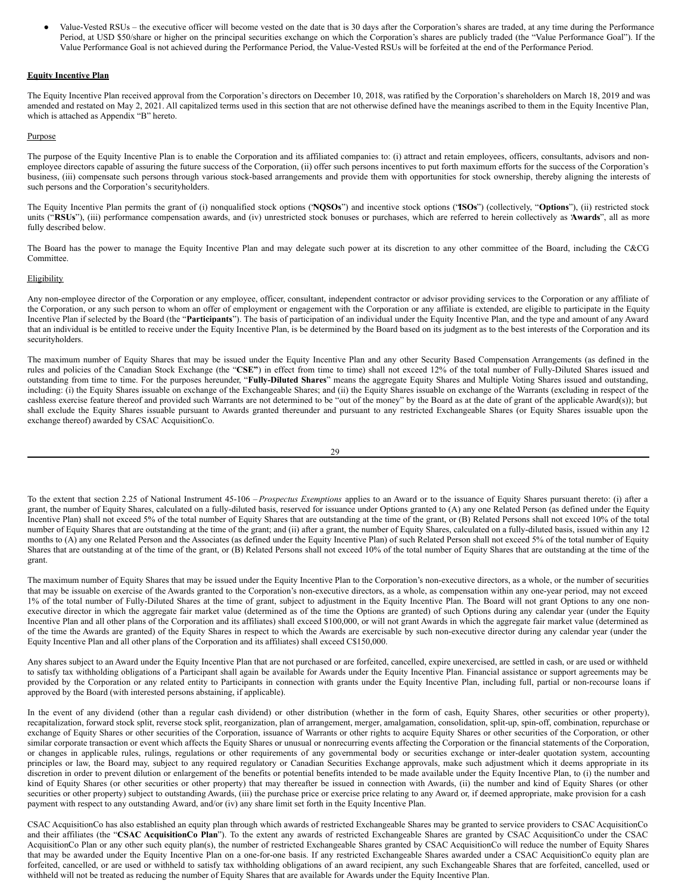- Value-Vested RSUs – the executive officer will become vested on the date that is 30 days after the Corporation's shares are traded, at any time during the Performance Period, at USD $50/share or higher on the principal securities exchange on which the Corporation's shares are publicly traded (the "Value Performance Goal"). If the Value Performance Goal is not achieved during the Performance Period, the Value-Vested RSUs will be forfeited at the end of the Performance Period.

**Equity Incentive Plan**

The Equity Incentive Plan received approval from the Corporation's directors on December 10, 2018, was ratified by the Corporation's shareholders on March 18, 2019 and was amended and restated on May 2, 2021. All capitalized terms used in this section that are not otherwise defined have the meanings ascribed to them in the Equity Incentive Plan, which is attached as Appendix "B" hereto.

Purpose

The purpose of the Equity Incentive Plan is to enable the Corporation and its affiliated companies to: (i) attract and retain employees, officers, consultants, advisors and non-employee directors capable of assuring the future success of the Corporation, (ii) offer such persons incentives to put forth maximum efforts for the success of the Corporation's business, (iii) compensate such persons through various stock-based arrangements and provide them with opportunities for stock ownership, thereby aligning the interests of such persons and the Corporation's securityholders.

The Equity Incentive Plan permits the grant of (i) nonqualified stock options ("**NQSOs**") and incentive stock options ("**ISOs**") (collectively, "**Options**"), (ii) restricted stock units ("**RSUs**"), (iii) performance compensation awards, and (iv) unrestricted stock bonuses or purchases, which are referred to herein collectively as "**Awards**", all as more fully described below.

The Board has the power to manage the Equity Incentive Plan and may delegate such power at its discretion to any other committee of the Board, including the C&CG Committee.

Eligibility

Any non-employee director of the Corporation or any employee, officer, consultant, independent contractor or advisor providing services to the Corporation or any affiliate of the Corporation, or any such person to whom an offer of employment or engagement with the Corporation or any affiliate is extended, are eligible to participate in the Equity Incentive Plan if selected by the Board (the "**Participants**"). The basis of participation of an individual under the Equity Incentive Plan, and the type and amount of any Award that an individual is be entitled to receive under the Equity Incentive Plan, is be determined by the Board based on its judgment as to the best interests of the Corporation and its securityholders.

The maximum number of Equity Shares that may be issued under the Equity Incentive Plan and any other Security Based Compensation Arrangements (as defined in the rules and policies of the Canadian Stock Exchange (the "**CSE**") in effect from time to time) shall not exceed 12% of the total number of Fully-Diluted Shares issued and outstanding from time to time. For the purposes hereunder, "**Fully-Diluted Shares**" means the aggregate Equity Shares and Multiple Voting Shares issued and outstanding, including: (i) the Equity Shares issuable on exchange of the Exchangeable Shares; and (ii) the Equity Shares issuable on exchange of the Warrants (excluding in respect of the cashless exercise feature thereof and provided such Warrants are not determined to be "out of the money" by the Board as at the date of grant of the applicable Award(s)); but shall exclude the Equity Shares issuable pursuant to Awards granted thereunder and pursuant to any restricted Exchangeable Shares (or Equity Shares issuable upon the exchange thereof) awarded by CSAC AcquisitionCo.

To the extent that section 2.25 of National Instrument 45-106 – *Prospectus Exemptions* applies to an Award or to the issuance of Equity Shares pursuant thereto: (i) after a grant, the number of Equity Shares, calculated on a fully-diluted basis, reserved for issuance under Options granted to (A) any one Related Person (as defined under the Equity Incentive Plan) shall not exceed 5% of the total number of Equity Shares that are outstanding at the time of the grant, or (B) Related Persons shall not exceed 10% of the total number of Equity Shares that are outstanding at the time of the grant; and (ii) after a grant, the number of Equity Shares, calculated on a fully-diluted basis, issued within any 12 months to (A) any one Related Person and the Associates (as defined under the Equity Incentive Plan) of such Related Person shall not exceed 5% of the total number of Equity Shares that are outstanding at of the time of the grant, or (B) Related Persons shall not exceed 10% of the total number of Equity Shares that are outstanding at the time of the grant.

The maximum number of Equity Shares that may be issued under the Equity Incentive Plan to the Corporation's non-executive directors, as a whole, or the number of securities that may be issuable on exercise of the Awards granted to the Corporation's non-executive directors, as a whole, as compensation within any one-year period, may not exceed 1% of the total number of Fully-Diluted Shares at the time of grant, subject to adjustment in the Equity Incentive Plan. The Board will not grant Options to any one non-executive director in which the aggregate fair market value (determined as of the time the Options are granted) of such Options during any calendar year (under the Equity Incentive Plan and all other plans of the Corporation and its affiliates) shall exceed $100,000, or will not grant Awards in which the aggregate fair market value (determined as of the time the Awards are granted) of the Equity Shares in respect to which the Awards are exercisable by such non-executive director during any calendar year (under the Equity Incentive Plan and all other plans of the Corporation and its affiliates) shall exceed C$150,000.

Any shares subject to an Award under the Equity Incentive Plan that are not purchased or are forfeited, cancelled, expire unexercised, are settled in cash, or are used or withheld to satisfy tax withholding obligations of a Participant shall again be available for Awards under the Equity Incentive Plan. Financial assistance or support agreements may be provided by the Corporation or any related entity to Participants in connection with grants under the Equity Incentive Plan, including full, partial or non-recourse loans if approved by the Board (with interested persons abstaining, if applicable).

In the event of any dividend (other than a regular cash dividend) or other distribution (whether in the form of cash, Equity Shares, other securities or other property), recapitalization, forward stock split, reverse stock split, reorganization, plan of arrangement, merger, amalgamation, consolidation, split-up, spin-off, combination, repurchase or exchange of Equity Shares or other securities of the Corporation, issuance of Warrants or other rights to acquire Equity Shares or other securities of the Corporation, or other similar corporate transaction or event which affects the Equity Shares or unusual or nonrecurring events affecting the Corporation or the financial statements of the Corporation, or changes in applicable rules, rulings, regulations or other requirements of any governmental body or securities exchange or inter-dealer quotation system, accounting principles or law, the Board may, subject to any required regulatory or Canadian Securities Exchange approvals, make such adjustment which it deems appropriate in its discretion in order to prevent dilution or enlargement of the benefits or potential benefits intended to be made available under the Equity Incentive Plan, to (i) the number and kind of Equity Shares (or other securities or other property) that may thereafter be issued in connection with Awards, (ii) the number and kind of Equity Shares (or other securities or other property) subject to outstanding Awards, (iii) the purchase price or exercise price relating to any Award or, if deemed appropriate, make provision for a cash payment with respect to any outstanding Award, and/or (iv) any share limit set forth in the Equity Incentive Plan.

CSAC AcquisitionCo has also established an equity plan through which awards of restricted Exchangeable Shares may be granted to service providers to CSAC AcquisitionCo and their affiliates (the "**CSAC AcquisitionCo Plan**"). To the extent any awards of restricted Exchangeable Shares are granted by CSAC AcquisitionCo under the CSAC AcquisitionCo Plan or any other such equity plan(s), the number of restricted Exchangeable Shares granted by CSAC AcquisitionCo will reduce the number of Equity Shares that may be awarded under the Equity Incentive Plan on a one-for-one basis. If any restricted Exchangeable Shares awarded under a CSAC AcquisitionCo equity plan are forfeited, cancelled, or are used or withheld to satisfy tax withholding obligations of an award recipient, any such Exchangeable Shares that are forfeited, cancelled, used or withheld will not be treated as reducing the number of Equity Shares that are available for Awards under the Equity Incentive Plan.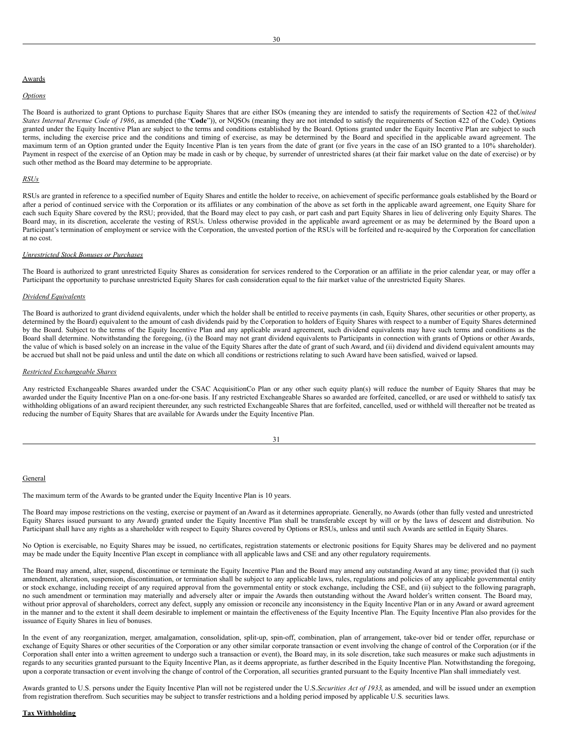Awards

*Options*

The Board is authorized to grant Options to purchase Equity Shares that are either ISOs (meaning they are intended to satisfy the requirements of Section 422 of the *United States Internal Revenue Code of 1986*, as amended (the "**Code**")), or NQSOs (meaning they are not intended to satisfy the requirements of Section 422 of the Code). Options granted under the Equity Incentive Plan are subject to the terms and conditions established by the Board. Options granted under the Equity Incentive Plan are subject to such terms, including the exercise price and the conditions and timing of exercise, as may be determined by the Board and specified in the applicable award agreement. The maximum term of an Option granted under the Equity Incentive Plan is ten years from the date of grant (or five years in the case of an ISO granted to a 10% shareholder). Payment in respect of the exercise of an Option may be made in cash or by cheque, by surrender of unrestricted shares (at their fair market value on the date of exercise) or by such other method as the Board may determine to be appropriate.

*RSUs*

RSUs are granted in reference to a specified number of Equity Shares and entitle the holder to receive, on achievement of specific performance goals established by the Board or after a period of continued service with the Corporation or its affiliates or any combination of the above as set forth in the applicable award agreement, one Equity Share for each such Equity Share covered by the RSU; provided, that the Board may elect to pay cash, or part cash and part Equity Shares in lieu of delivering only Equity Shares. The Board may, in its discretion, accelerate the vesting of RSUs. Unless otherwise provided in the applicable award agreement or as may be determined by the Board upon a Participant's termination of employment or service with the Corporation, the unvested portion of the RSUs will be forfeited and re-acquired by the Corporation for cancellation at no cost.

*Unrestricted Stock Bonuses or Purchases*

The Board is authorized to grant unrestricted Equity Shares as consideration for services rendered to the Corporation or an affiliate in the prior calendar year, or may offer a Participant the opportunity to purchase unrestricted Equity Shares for cash consideration equal to the fair market value of the unrestricted Equity Shares.

*Dividend Equivalents*

The Board is authorized to grant dividend equivalents, under which the holder shall be entitled to receive payments (in cash, Equity Shares, other securities or other property, as determined by the Board) equivalent to the amount of cash dividends paid by the Corporation to holders of Equity Shares with respect to a number of Equity Shares determined by the Board. Subject to the terms of the Equity Incentive Plan and any applicable award agreement, such dividend equivalents may have such terms and conditions as the Board shall determine. Notwithstanding the foregoing, (i) the Board may not grant dividend equivalents to Participants in connection with grants of Options or other Awards, the value of which is based solely on an increase in the value of the Equity Shares after the date of grant of such Award, and (ii) dividend and dividend equivalent amounts may be accrued but shall not be paid unless and until the date on which all conditions or restrictions relating to such Award have been satisfied, waived or lapsed.

*Restricted Exchangeable Shares*

Any restricted Exchangeable Shares awarded under the CSAC AcquisitionCo Plan or any other such equity plan(s) will reduce the number of Equity Shares that may be awarded under the Equity Incentive Plan on a one-for-one basis. If any restricted Exchangeable Shares so awarded are forfeited, cancelled, or are used or withheld to satisfy tax withholding obligations of an award recipient thereunder, any such restricted Exchangeable Shares that are forfeited, cancelled, used or withheld will thereafter not be treated as reducing the number of Equity Shares that are available for Awards under the Equity Incentive Plan.

General

The maximum term of the Awards to be granted under the Equity Incentive Plan is 10 years.

The Board may impose restrictions on the vesting, exercise or payment of an Award as it determines appropriate. Generally, no Awards (other than fully vested and unrestricted Equity Shares issued pursuant to any Award) granted under the Equity Incentive Plan shall be transferable except by will or by the laws of descent and distribution. No Participant shall have any rights as a shareholder with respect to Equity Shares covered by Options or RSUs, unless and until such Awards are settled in Equity Shares.

No Option is exercisable, no Equity Shares may be issued, no certificates, registration statements or electronic positions for Equity Shares may be delivered and no payment may be made under the Equity Incentive Plan except in compliance with all applicable laws and CSE and any other regulatory requirements.

The Board may amend, alter, suspend, discontinue or terminate the Equity Incentive Plan and the Board may amend any outstanding Award at any time; provided that (i) such amendment, alteration, suspension, discontinuation, or termination shall be subject to any applicable laws, rules, regulations and policies of any applicable governmental entity or stock exchange, including receipt of any required approval from the governmental entity or stock exchange, including the CSE, and (ii) subject to the following paragraph, no such amendment or termination may materially and adversely alter or impair the Awards then outstanding without the Award holder's written consent. The Board may, without prior approval of shareholders, correct any defect, supply any omission or reconcile any inconsistency in the Equity Incentive Plan or in any Award or award agreement in the manner and to the extent it shall deem desirable to implement or maintain the effectiveness of the Equity Incentive Plan. The Equity Incentive Plan also provides for the issuance of Equity Shares in lieu of bonuses.

In the event of any reorganization, merger, amalgamation, consolidation, split-up, spin-off, combination, plan of arrangement, take-over bid or tender offer, repurchase or exchange of Equity Shares or other securities of the Corporation or any other similar corporate transaction or event involving the change of control of the Corporation (or if the Corporation shall enter into a written agreement to undergo such a transaction or event), the Board may, in its sole discretion, take such measures or make such adjustments in regards to any securities granted pursuant to the Equity Incentive Plan, as it deems appropriate, as further described in the Equity Incentive Plan. Notwithstanding the foregoing, upon a corporate transaction or event involving the change of control of the Corporation, all securities granted pursuant to the Equity Incentive Plan shall immediately vest.

Awards granted to U.S. persons under the Equity Incentive Plan will not be registered under the U.S. *Securities Act of 1933*, as amended, and will be issued under an exemption from registration therefrom. Such securities may be subject to transfer restrictions and a holding period imposed by applicable U.S. securities laws.

**Tax Withholding**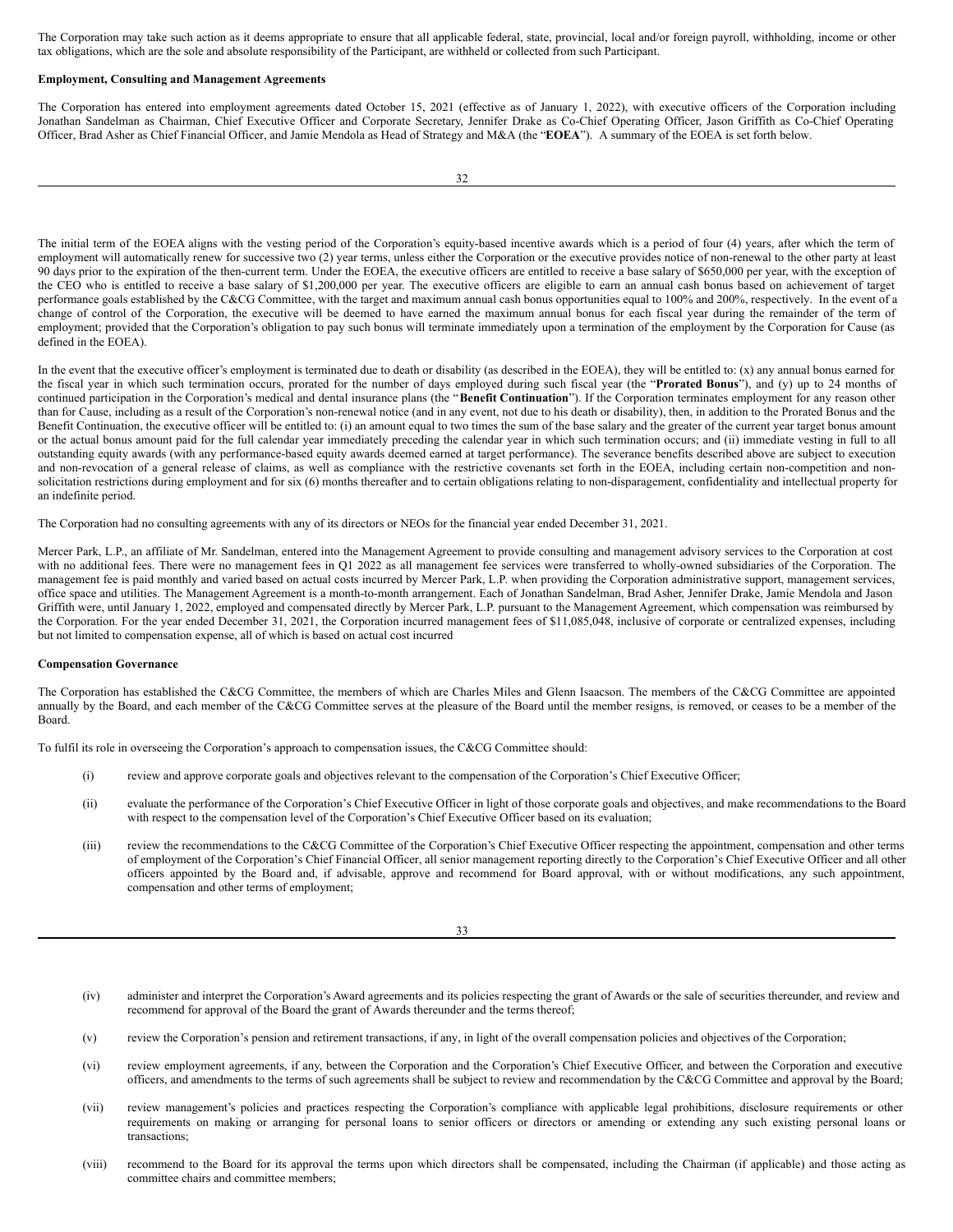The Corporation may take such action as it deems appropriate to ensure that all applicable federal, state, provincial, local and/or foreign payroll, withholding, income or other tax obligations, which are the sole and absolute responsibility of the Participant, are withheld or collected from such Participant.

**Employment, Consulting and Management Agreements**

The Corporation has entered into employment agreements dated October 15, 2021 (effective as of January 1, 2022), with executive officers of the Corporation including Jonathan Sandelman as Chairman, Chief Executive Officer and Corporate Secretary, Jennifer Drake as Co-Chief Operating Officer, Jason Griffith as Co-Chief Operating Officer, Brad Asher as Chief Financial Officer, and Jamie Mendola as Head of Strategy and M&A (the "**EOEA**"). A summary of the EOEA is set forth below.

The initial term of the EOEA aligns with the vesting period of the Corporation's equity-based incentive awards which is a period of four (4) years, after which the term of employment will automatically renew for successive two (2) year terms, unless either the Corporation or the executive provides notice of non-renewal to the other party at least 90 days prior to the expiration of the then-current term. Under the EOEA, the executive officers are entitled to receive a base salary of $650,000 per year, with the exception of the CEO who is entitled to receive a base salary of $1,200,000 per year. The executive officers are eligible to earn an annual cash bonus based on achievement of target performance goals established by the C&CG Committee, with the target and maximum annual cash bonus opportunities equal to 100% and 200%, respectively. In the event of a change of control of the Corporation, the executive will be deemed to have earned the maximum annual bonus for each fiscal year during the remainder of the term of employment; provided that the Corporation's obligation to pay such bonus will terminate immediately upon a termination of the employment by the Corporation for Cause (as defined in the EOEA).

In the event that the executive officer's employment is terminated due to death or disability (as described in the EOEA), they will be entitled to: (x) any annual bonus earned for the fiscal year in which such termination occurs, prorated for the number of days employed during such fiscal year (the "**Prorated Bonus**"), and (y) up to 24 months of continued participation in the Corporation's medical and dental insurance plans (the "**Benefit Continuation**"). If the Corporation terminates employment for any reason other than for Cause, including as a result of the Corporation's non-renewal notice (and in any event, not due to his death or disability), then, in addition to the Prorated Bonus and the Benefit Continuation, the executive officer will be entitled to: (i) an amount equal to two times the sum of the base salary and the greater of the current year target bonus amount or the actual bonus amount paid for the full calendar year immediately preceding the calendar year in which such termination occurs; and (ii) immediate vesting in full to all outstanding equity awards (with any performance-based equity awards deemed earned at target performance). The severance benefits described above are subject to execution and non-revocation of a general release of claims, as well as compliance with the restrictive covenants set forth in the EOEA, including certain non-competition and non-solicitation restrictions during employment and for six (6) months thereafter and to certain obligations relating to non-disparagement, confidentiality and intellectual property for an indefinite period.

The Corporation had no consulting agreements with any of its directors or NEOs for the financial year ended December 31, 2021.

Mercer Park, L.P., an affiliate of Mr. Sandelman, entered into the Management Agreement to provide consulting and management advisory services to the Corporation at cost with no additional fees. There were no management fees in Q1 2022 as all management fee services were transferred to wholly-owned subsidiaries of the Corporation. The management fee is paid monthly and varied based on actual costs incurred by Mercer Park, L.P. when providing the Corporation administrative support, management services, office space and utilities. The Management Agreement is a month-to-month arrangement. Each of Jonathan Sandelman, Brad Asher, Jennifer Drake, Jamie Mendola and Jason Griffith were, until January 1, 2022, employed and compensated directly by Mercer Park, L.P. pursuant to the Management Agreement, which compensation was reimbursed by the Corporation. For the year ended December 31, 2021, the Corporation incurred management fees of $11,085,048, inclusive of corporate or centralized expenses, including but not limited to compensation expense, all of which is based on actual cost incurred

**Compensation Governance**

The Corporation has established the C&CG Committee, the members of which are Charles Miles and Glenn Isaacson. The members of the C&CG Committee are appointed annually by the Board, and each member of the C&CG Committee serves at the pleasure of the Board until the member resigns, is removed, or ceases to be a member of the Board.

To fulfil its role in overseeing the Corporation's approach to compensation issues, the C&CG Committee should:

(i) review and approve corporate goals and objectives relevant to the compensation of the Corporation's Chief Executive Officer;

(ii) evaluate the performance of the Corporation's Chief Executive Officer in light of those corporate goals and objectives, and make recommendations to the Board with respect to the compensation level of the Corporation's Chief Executive Officer based on its evaluation;

(iii) review the recommendations to the C&CG Committee of the Corporation's Chief Executive Officer respecting the appointment, compensation and other terms of employment of the Corporation's Chief Financial Officer, all senior management reporting directly to the Corporation's Chief Executive Officer and all other officers appointed by the Board and, if advisable, approve and recommend for Board approval, with or without modifications, any such appointment, compensation and other terms of employment;

(iv) administer and interpret the Corporation's Award agreements and its policies respecting the grant of Awards or the sale of securities thereunder, and review and recommend for approval of the Board the grant of Awards thereunder and the terms thereof;

(v) review the Corporation's pension and retirement transactions, if any, in light of the overall compensation policies and objectives of the Corporation;

(vi) review employment agreements, if any, between the Corporation and the Corporation's Chief Executive Officer, and between the Corporation and executive officers, and amendments to the terms of such agreements shall be subject to review and recommendation by the C&CG Committee and approval by the Board;

(vii) review management's policies and practices respecting the Corporation's compliance with applicable legal prohibitions, disclosure requirements or other requirements on making or arranging for personal loans to senior officers or directors or amending or extending any such existing personal loans or transactions;

(viii) recommend to the Board for its approval the terms upon which directors shall be compensated, including the Chairman (if applicable) and those acting as committee chairs and committee members;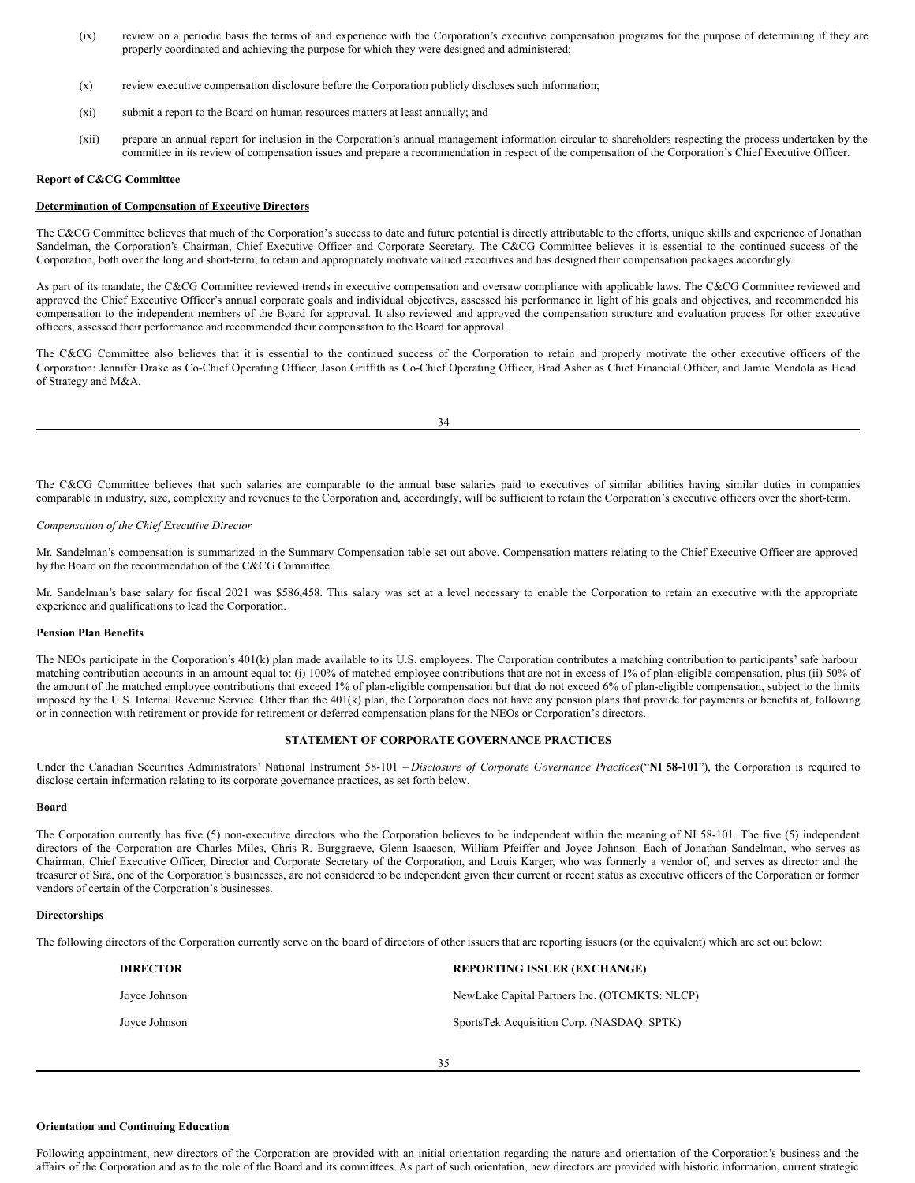(ix) review on a periodic basis the terms of and experience with the Corporation's executive compensation programs for the purpose of determining if they are properly coordinated and achieving the purpose for which they were designed and administered;

(x) review executive compensation disclosure before the Corporation publicly discloses such information;

(xi) submit a report to the Board on human resources matters at least annually; and

(xii) prepare an annual report for inclusion in the Corporation's annual management information circular to shareholders respecting the process undertaken by the committee in its review of compensation issues and prepare a recommendation in respect of the compensation of the Corporation's Chief Executive Officer.

**Report of C&CG Committee**

**Determination of Compensation of Executive Directors**

The C&CG Committee believes that much of the Corporation's success to date and future potential is directly attributable to the efforts, unique skills and experience of Jonathan Sandelman, the Corporation's Chairman, Chief Executive Officer and Corporate Secretary. The C&CG Committee believes it is essential to the continued success of the Corporation, both over the long and short-term, to retain and appropriately motivate valued executives and has designed their compensation packages accordingly.

As part of its mandate, the C&CG Committee reviewed trends in executive compensation and oversaw compliance with applicable laws. The C&CG Committee reviewed and approved the Chief Executive Officer's annual corporate goals and individual objectives, assessed his performance in light of his goals and objectives, and recommended his compensation to the independent members of the Board for approval. It also reviewed and approved the compensation structure and evaluation process for other executive officers, assessed their performance and recommended their compensation to the Board for approval.

The C&CG Committee also believes that it is essential to the continued success of the Corporation to retain and properly motivate the other executive officers of the Corporation: Jennifer Drake as Co-Chief Operating Officer, Jason Griffith as Co-Chief Operating Officer, Brad Asher as Chief Financial Officer, and Jamie Mendola as Head of Strategy and M&A.

The C&CG Committee believes that such salaries are comparable to the annual base salaries paid to executives of similar abilities having similar duties in companies comparable in industry, size, complexity and revenues to the Corporation and, accordingly, will be sufficient to retain the Corporation's executive officers over the short-term.

*Compensation of the Chief Executive Director*

Mr. Sandelman's compensation is summarized in the Summary Compensation table set out above. Compensation matters relating to the Chief Executive Officer are approved by the Board on the recommendation of the C&CG Committee.

Mr. Sandelman's base salary for fiscal 2021 was $586,458. This salary was set at a level necessary to enable the Corporation to retain an executive with the appropriate experience and qualifications to lead the Corporation.

**Pension Plan Benefits**

The NEOs participate in the Corporation's 401(k) plan made available to its U.S. employees. The Corporation contributes a matching contribution to participants' safe harbour matching contribution accounts in an amount equal to: (i) 100% of matched employee contributions that are not in excess of 1% of plan-eligible compensation, plus (ii) 50% of the amount of the matched employee contributions that exceed 1% of plan-eligible compensation but that do not exceed 6% of plan-eligible compensation, subject to the limits imposed by the U.S. Internal Revenue Service. Other than the 401(k) plan, the Corporation does not have any pension plans that provide for payments or benefits at, following or in connection with retirement or provide for retirement or deferred compensation plans for the NEOs or Corporation's directors.

## STATEMENT OF CORPORATE GOVERNANCE PRACTICES

Under the Canadian Securities Administrators' National Instrument 58-101 – *Disclosure of Corporate Governance Practices* ("**NI 58-101**"), the Corporation is required to disclose certain information relating to its corporate governance practices, as set forth below.

**Board**

The Corporation currently has five (5) non-executive directors who the Corporation believes to be independent within the meaning of NI 58-101. The five (5) independent directors of the Corporation are Charles Miles, Chris R. Burggraeve, Glenn Isaacson, William Pfeiffer and Joyce Johnson. Each of Jonathan Sandelman, who serves as Chairman, Chief Executive Officer, Director and Corporate Secretary of the Corporation, and Louis Karger, who was formerly a vendor of, and serves as director and the treasurer of Sira, one of the Corporation's businesses, are not considered to be independent given their current or recent status as executive officers of the Corporation or former vendors of certain of the Corporation's businesses.

**Directorships**

The following directors of the Corporation currently serve on the board of directors of other issuers that are reporting issuers (or the equivalent) which are set out below:

| DIRECTOR | REPORTING ISSUER (EXCHANGE) |
| --- | --- |
| Joyce Johnson | NewLake Capital Partners Inc. (OTCMKTS: NLCP) |
| Joyce Johnson | SportsTek Acquisition Corp. (NASDAQ: SPTK) |

**Orientation and Continuing Education**

Following appointment, new directors of the Corporation are provided with an initial orientation regarding the nature and orientation of the Corporation's business and the affairs of the Corporation and as to the role of the Board and its committees. As part of such orientation, new directors are provided with historic information, current strategic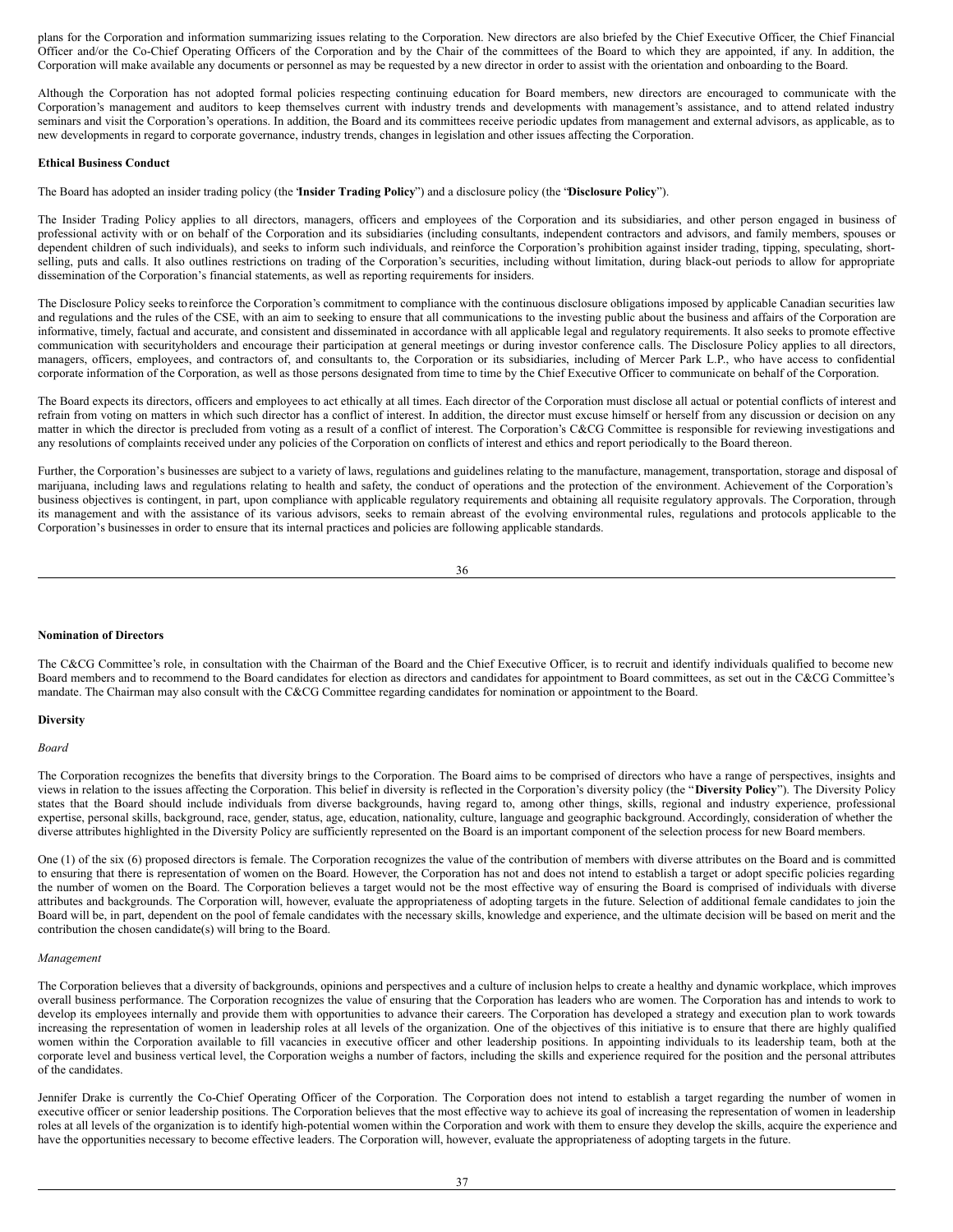plans for the Corporation and information summarizing issues relating to the Corporation. New directors are also briefed by the Chief Executive Officer, the Chief Financial Officer and/or the Co-Chief Operating Officers of the Corporation and by the Chair of the committees of the Board to which they are appointed, if any. In addition, the Corporation will make available any documents or personnel as may be requested by a new director in order to assist with the orientation and onboarding to the Board.

Although the Corporation has not adopted formal policies respecting continuing education for Board members, new directors are encouraged to communicate with the Corporation's management and auditors to keep themselves current with industry trends and developments with management's assistance, and to attend related industry seminars and visit the Corporation's operations. In addition, the Board and its committees receive periodic updates from management and external advisors, as applicable, as to new developments in regard to corporate governance, industry trends, changes in legislation and other issues affecting the Corporation.

**Ethical Business Conduct**

The Board has adopted an insider trading policy (the "**Insider Trading Policy**") and a disclosure policy (the "**Disclosure Policy**").

The Insider Trading Policy applies to all directors, managers, officers and employees of the Corporation and its subsidiaries, and other person engaged in business of professional activity with or on behalf of the Corporation and its subsidiaries (including consultants, independent contractors and advisors, and family members, spouses or dependent children of such individuals), and seeks to inform such individuals, and reinforce the Corporation's prohibition against insider trading, tipping, speculating, short-selling, puts and calls. It also outlines restrictions on trading of the Corporation's securities, including without limitation, during black-out periods to allow for appropriate dissemination of the Corporation's financial statements, as well as reporting requirements for insiders.

The Disclosure Policy seeks to reinforce the Corporation's commitment to compliance with the continuous disclosure obligations imposed by applicable Canadian securities law and regulations and the rules of the CSE, with an aim to seeking to ensure that all communications to the investing public about the business and affairs of the Corporation are informative, timely, factual and accurate, and consistent and disseminated in accordance with all applicable legal and regulatory requirements. It also seeks to promote effective communication with securityholders and encourage their participation at general meetings or during investor conference calls. The Disclosure Policy applies to all directors, managers, officers, employees, and contractors of, and consultants to, the Corporation or its subsidiaries, including of Mercer Park L.P., who have access to confidential corporate information of the Corporation, as well as those persons designated from time to time by the Chief Executive Officer to communicate on behalf of the Corporation.

The Board expects its directors, officers and employees to act ethically at all times. Each director of the Corporation must disclose all actual or potential conflicts of interest and refrain from voting on matters in which such director has a conflict of interest. In addition, the director must excuse himself or herself from any discussion or decision on any matter in which the director is precluded from voting as a result of a conflict of interest. The Corporation's C&CG Committee is responsible for reviewing investigations and any resolutions of complaints received under any policies of the Corporation on conflicts of interest and ethics and report periodically to the Board thereon.

Further, the Corporation's businesses are subject to a variety of laws, regulations and guidelines relating to the manufacture, management, transportation, storage and disposal of marijuana, including laws and regulations relating to health and safety, the conduct of operations and the protection of the environment. Achievement of the Corporation's business objectives is contingent, in part, upon compliance with applicable regulatory requirements and obtaining all requisite regulatory approvals. The Corporation, through its management and with the assistance of its various advisors, seeks to remain abreast of the evolving environmental rules, regulations and protocols applicable to the Corporation's businesses in order to ensure that its internal practices and policies are following applicable standards.

**Nomination of Directors**

The C&CG Committee's role, in consultation with the Chairman of the Board and the Chief Executive Officer, is to recruit and identify individuals qualified to become new Board members and to recommend to the Board candidates for election as directors and candidates for appointment to Board committees, as set out in the C&CG Committee's mandate. The Chairman may also consult with the C&CG Committee regarding candidates for nomination or appointment to the Board.

**Diversity**

*Board*

The Corporation recognizes the benefits that diversity brings to the Corporation. The Board aims to be comprised of directors who have a range of perspectives, insights and views in relation to the issues affecting the Corporation. This belief in diversity is reflected in the Corporation's diversity policy (the "**Diversity Policy**"). The Diversity Policy states that the Board should include individuals from diverse backgrounds, having regard to, among other things, skills, regional and industry experience, professional expertise, personal skills, background, race, gender, status, age, education, nationality, culture, language and geographic background. Accordingly, consideration of whether the diverse attributes highlighted in the Diversity Policy are sufficiently represented on the Board is an important component of the selection process for new Board members.

One (1) of the six (6) proposed directors is female. The Corporation recognizes the value of the contribution of members with diverse attributes on the Board and is committed to ensuring that there is representation of women on the Board. However, the Corporation has not and does not intend to establish a target or adopt specific policies regarding the number of women on the Board. The Corporation believes a target would not be the most effective way of ensuring the Board is comprised of individuals with diverse attributes and backgrounds. The Corporation will, however, evaluate the appropriateness of adopting targets in the future. Selection of additional female candidates to join the Board will be, in part, dependent on the pool of female candidates with the necessary skills, knowledge and experience, and the ultimate decision will be based on merit and the contribution the chosen candidate(s) will bring to the Board.

*Management*

The Corporation believes that a diversity of backgrounds, opinions and perspectives and a culture of inclusion helps to create a healthy and dynamic workplace, which improves overall business performance. The Corporation recognizes the value of ensuring that the Corporation has leaders who are women. The Corporation has and intends to work to develop its employees internally and provide them with opportunities to advance their careers. The Corporation has developed a strategy and execution plan to work towards increasing the representation of women in leadership roles at all levels of the organization. One of the objectives of this initiative is to ensure that there are highly qualified women within the Corporation available to fill vacancies in executive officer and other leadership positions. In appointing individuals to its leadership team, both at the corporate level and business vertical level, the Corporation weighs a number of factors, including the skills and experience required for the position and the personal attributes of the candidates.

Jennifer Drake is currently the Co-Chief Operating Officer of the Corporation. The Corporation does not intend to establish a target regarding the number of women in executive officer or senior leadership positions. The Corporation believes that the most effective way to achieve its goal of increasing the representation of women in leadership roles at all levels of the organization is to identify high-potential women within the Corporation and work with them to ensure they develop the skills, acquire the experience and have the opportunities necessary to become effective leaders. The Corporation will, however, evaluate the appropriateness of adopting targets in the future.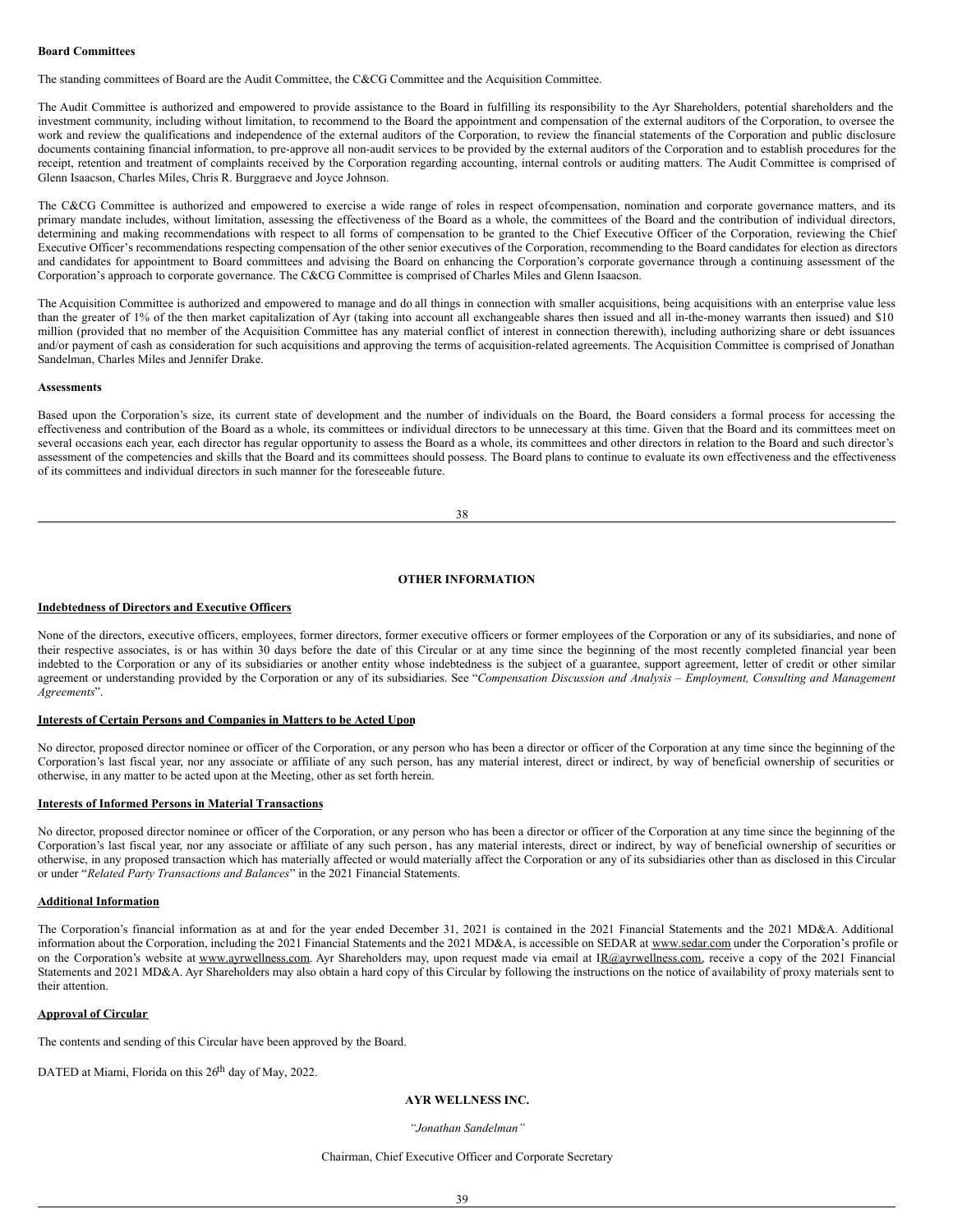**Board Committees**

The standing committees of Board are the Audit Committee, the C&CG Committee and the Acquisition Committee.

The Audit Committee is authorized and empowered to provide assistance to the Board in fulfilling its responsibility to the Ayr Shareholders, potential shareholders and the investment community, including without limitation, to recommend to the Board the appointment and compensation of the external auditors of the Corporation, to oversee the work and review the qualifications and independence of the external auditors of the Corporation, to review the financial statements of the Corporation and public disclosure documents containing financial information, to pre-approve all non-audit services to be provided by the external auditors of the Corporation and to establish procedures for the receipt, retention and treatment of complaints received by the Corporation regarding accounting, internal controls or auditing matters. The Audit Committee is comprised of Glenn Isaacson, Charles Miles, Chris R. Burggraeve and Joyce Johnson.

The C&CG Committee is authorized and empowered to exercise a wide range of roles in respect ofcompensation, nomination and corporate governance matters, and its primary mandate includes, without limitation, assessing the effectiveness of the Board as a whole, the committees of the Board and the contribution of individual directors, determining and making recommendations with respect to all forms of compensation to be granted to the Chief Executive Officer of the Corporation, reviewing the Chief Executive Officer's recommendations respecting compensation of the other senior executives of the Corporation, recommending to the Board candidates for election as directors and candidates for appointment to Board committees and advising the Board on enhancing the Corporation's corporate governance through a continuing assessment of the Corporation's approach to corporate governance. The C&CG Committee is comprised of Charles Miles and Glenn Isaacson.

The Acquisition Committee is authorized and empowered to manage and do all things in connection with smaller acquisitions, being acquisitions with an enterprise value less than the greater of 1% of the then market capitalization of Ayr (taking into account all exchangeable shares then issued and all in-the-money warrants then issued) and $10 million (provided that no member of the Acquisition Committee has any material conflict of interest in connection therewith), including authorizing share or debt issuances and/or payment of cash as consideration for such acquisitions and approving the terms of acquisition-related agreements. The Acquisition Committee is comprised of Jonathan Sandelman, Charles Miles and Jennifer Drake.

**Assessments**

Based upon the Corporation's size, its current state of development and the number of individuals on the Board, the Board considers a formal process for accessing the effectiveness and contribution of the Board as a whole, its committees or individual directors to be unnecessary at this time. Given that the Board and its committees meet on several occasions each year, each director has regular opportunity to assess the Board as a whole, its committees and other directors in relation to the Board and such director's assessment of the competencies and skills that the Board and its committees should possess. The Board plans to continue to evaluate its own effectiveness and the effectiveness of its committees and individual directors in such manner for the foreseeable future.

## OTHER INFORMATION

**Indebtedness of Directors and Executive Officers**

None of the directors, executive officers, employees, former directors, former executive officers or former employees of the Corporation or any of its subsidiaries, and none of their respective associates, is or has within 30 days before the date of this Circular or at any time since the beginning of the most recently completed financial year been indebted to the Corporation or any of its subsidiaries or another entity whose indebtedness is the subject of a guarantee, support agreement, letter of credit or other similar agreement or understanding provided by the Corporation or any of its subsidiaries. See "*Compensation Discussion and Analysis – Employment, Consulting and Management Agreements*".

**Interests of Certain Persons and Companies in Matters to be Acted Upon**

No director, proposed director nominee or officer of the Corporation, or any person who has been a director or officer of the Corporation at any time since the beginning of the Corporation's last fiscal year, nor any associate or affiliate of any such person, has any material interest, direct or indirect, by way of beneficial ownership of securities or otherwise, in any matter to be acted upon at the Meeting, other as set forth herein.

**Interests of Informed Persons in Material Transactions**

No director, proposed director nominee or officer of the Corporation, or any person who has been a director or officer of the Corporation at any time since the beginning of the Corporation's last fiscal year, nor any associate or affiliate of any such person, has any material interests, direct or indirect, by way of beneficial ownership of securities or otherwise, in any proposed transaction which has materially affected or would materially affect the Corporation or any of its subsidiaries other than as disclosed in this Circular or under "*Related Party Transactions and Balances*" in the 2021 Financial Statements.

**Additional Information**

The Corporation's financial information as at and for the year ended December 31, 2021 is contained in the 2021 Financial Statements and the 2021 MD&A. Additional information about the Corporation, including the 2021 Financial Statements and the 2021 MD&A, is accessible on SEDAR at www.sedar.com under the Corporation's profile or on the Corporation's website at www.ayrwellness.com. Ayr Shareholders may, upon request made via email at IR@ayrwellness.com, receive a copy of the 2021 Financial Statements and 2021 MD&A. Ayr Shareholders may also obtain a hard copy of this Circular by following the instructions on the notice of availability of proxy materials sent to their attention.

**Approval of Circular**

The contents and sending of this Circular have been approved by the Board.

DATED at Miami, Florida on this 26th day of May, 2022.

**AYR WELLNESS INC.**

*"Jonathan Sandelman"*

Chairman, Chief Executive Officer and Corporate Secretary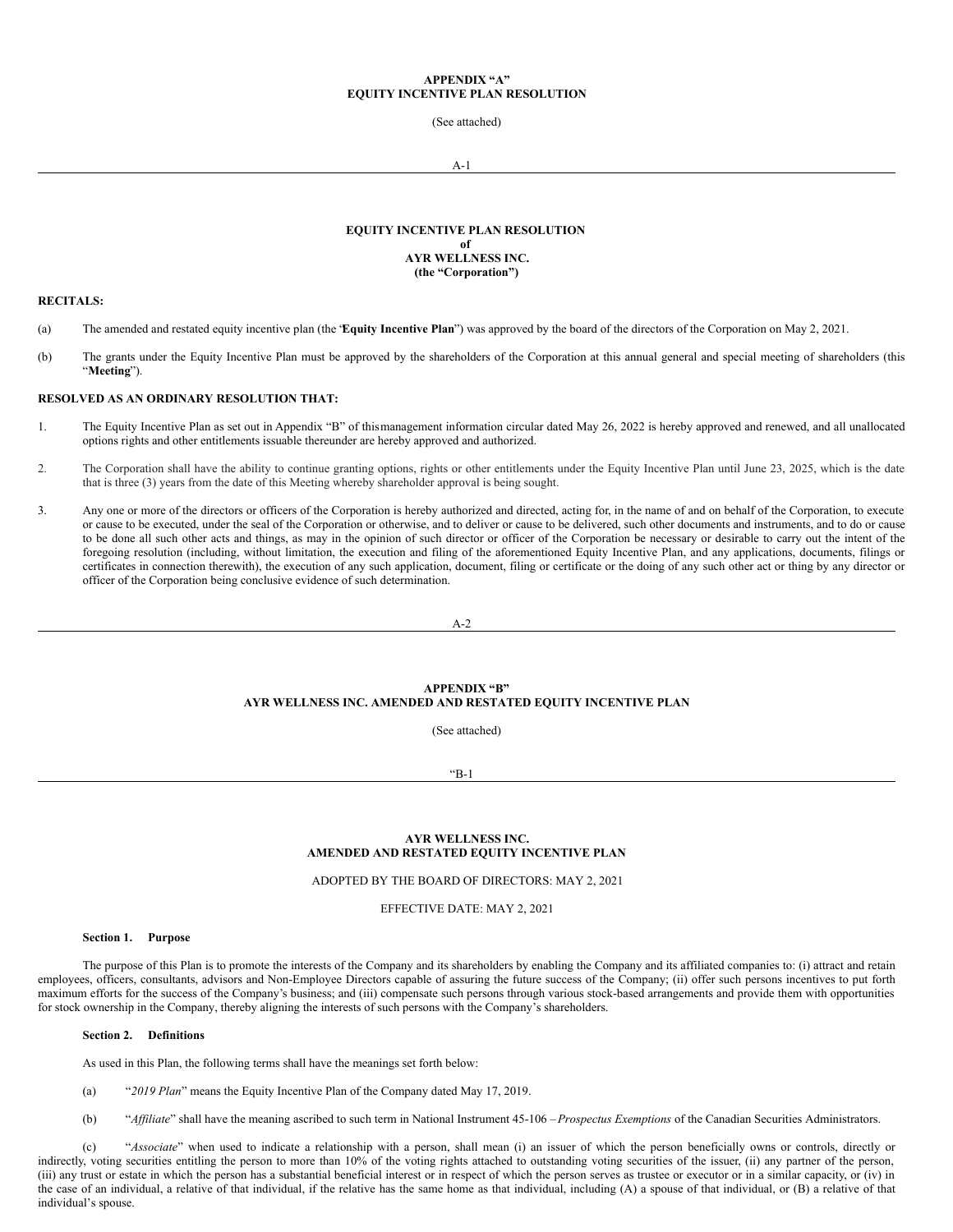**APPENDIX "A"**
**EQUITY INCENTIVE PLAN RESOLUTION**

(See attached)

**EQUITY INCENTIVE PLAN RESOLUTION**
**of**
**AYR WELLNESS INC.**
**(the "Corporation")**

**RECITALS:**

(a) The amended and restated equity incentive plan (the '**Equity Incentive Plan**") was approved by the board of the directors of the Corporation on May 2, 2021.

(b) The grants under the Equity Incentive Plan must be approved by the shareholders of the Corporation at this annual general and special meeting of shareholders (this "**Meeting**").

**RESOLVED AS AN ORDINARY RESOLUTION THAT:**

1. The Equity Incentive Plan as set out in Appendix "B" of thismanagement information circular dated May 26, 2022 is hereby approved and renewed, and all unallocated options rights and other entitlements issuable thereunder are hereby approved and authorized.

2. The Corporation shall have the ability to continue granting options, rights or other entitlements under the Equity Incentive Plan until June 23, 2025, which is the date that is three (3) years from the date of this Meeting whereby shareholder approval is being sought.

3. Any one or more of the directors or officers of the Corporation is hereby authorized and directed, acting for, in the name of and on behalf of the Corporation, to execute or cause to be executed, under the seal of the Corporation or otherwise, and to deliver or cause to be delivered, such other documents and instruments, and to do or cause to be done all such other acts and things, as may in the opinion of such director or officer of the Corporation be necessary or desirable to carry out the intent of the foregoing resolution (including, without limitation, the execution and filing of the aforementioned Equity Incentive Plan, and any applications, documents, filings or certificates in connection therewith), the execution of any such application, document, filing or certificate or the doing of any such other act or thing by any director or officer of the Corporation being conclusive evidence of such determination.

**APPENDIX "B"**
**AYR WELLNESS INC. AMENDED AND RESTATED EQUITY INCENTIVE PLAN**

(See attached)

**AYR WELLNESS INC.**
**AMENDED AND RESTATED EQUITY INCENTIVE PLAN**

ADOPTED BY THE BOARD OF DIRECTORS: MAY 2, 2021

EFFECTIVE DATE: MAY 2, 2021

**Section 1. Purpose**

The purpose of this Plan is to promote the interests of the Company and its shareholders by enabling the Company and its affiliated companies to: (i) attract and retain employees, officers, consultants, advisors and Non-Employee Directors capable of assuring the future success of the Company; (ii) offer such persons incentives to put forth maximum efforts for the success of the Company's business; and (iii) compensate such persons through various stock-based arrangements and provide them with opportunities for stock ownership in the Company, thereby aligning the interests of such persons with the Company's shareholders.

**Section 2. Definitions**

As used in this Plan, the following terms shall have the meanings set forth below:

(a) "*2019 Plan*" means the Equity Incentive Plan of the Company dated May 17, 2019.

(b) "*Affiliate*" shall have the meaning ascribed to such term in National Instrument 45-106 – *Prospectus Exemptions* of the Canadian Securities Administrators.

(c) "*Associate*" when used to indicate a relationship with a person, shall mean (i) an issuer of which the person beneficially owns or controls, directly or indirectly, voting securities entitling the person to more than 10% of the voting rights attached to outstanding voting securities of the issuer, (ii) any partner of the person, (iii) any trust or estate in which the person has a substantial beneficial interest or in respect of which the person serves as trustee or executor or in a similar capacity, or (iv) in the case of an individual, a relative of that individual, if the relative has the same home as that individual, including (A) a spouse of that individual, or (B) a relative of that individual's spouse.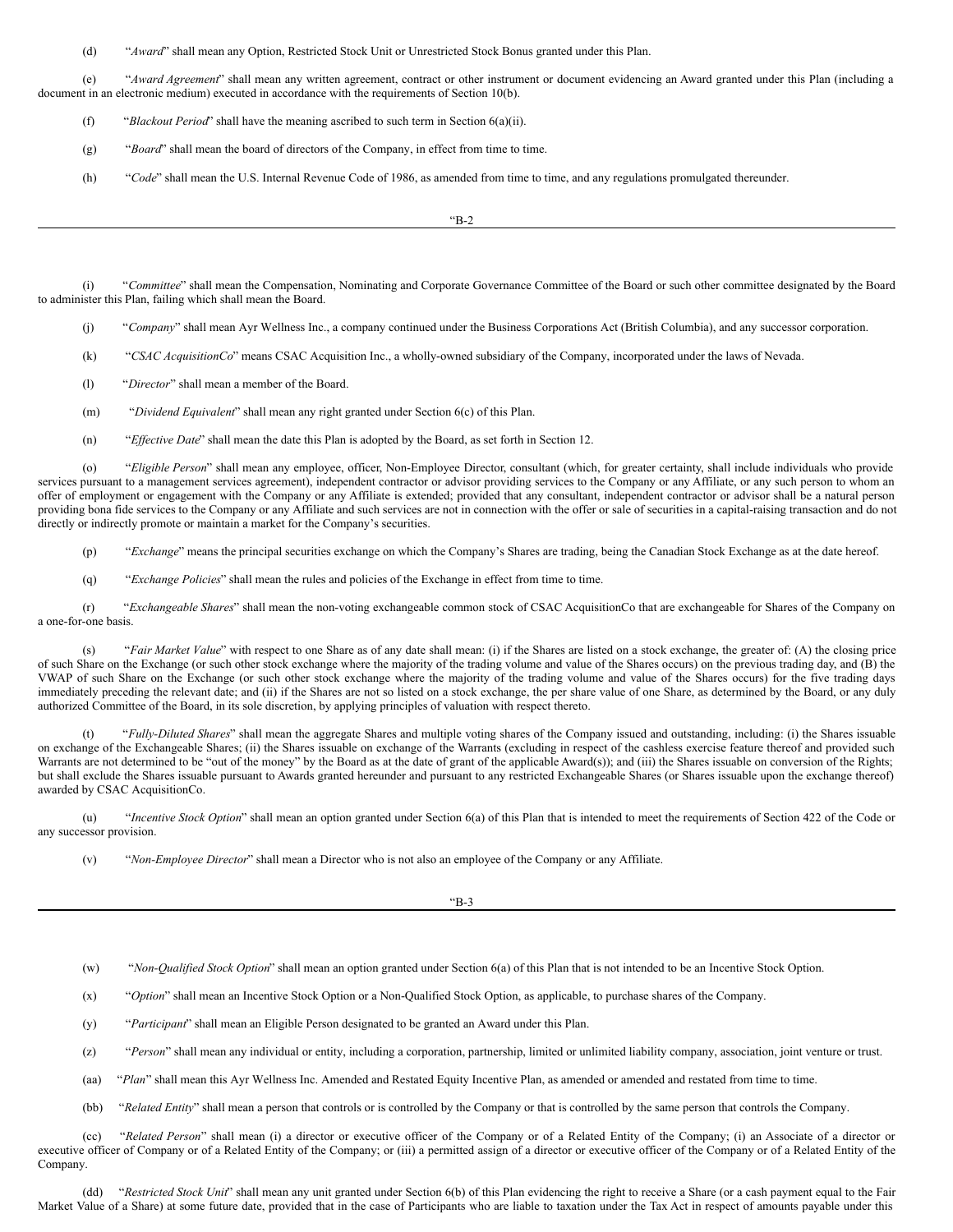(d) "*Award*" shall mean any Option, Restricted Stock Unit or Unrestricted Stock Bonus granted under this Plan.

(e) "*Award Agreement*" shall mean any written agreement, contract or other instrument or document evidencing an Award granted under this Plan (including a document in an electronic medium) executed in accordance with the requirements of Section 10(b).

(f) "*Blackout Period*" shall have the meaning ascribed to such term in Section 6(a)(ii).

(g) "*Board*" shall mean the board of directors of the Company, in effect from time to time.

(h) "*Code*" shall mean the U.S. Internal Revenue Code of 1986, as amended from time to time, and any regulations promulgated thereunder.

(i) "*Committee*" shall mean the Compensation, Nominating and Corporate Governance Committee of the Board or such other committee designated by the Board to administer this Plan, failing which shall mean the Board.

(j) "*Company*" shall mean Ayr Wellness Inc., a company continued under the Business Corporations Act (British Columbia), and any successor corporation.

(k) "*CSAC AcquisitionCo*" means CSAC Acquisition Inc., a wholly-owned subsidiary of the Company, incorporated under the laws of Nevada.

(l) "*Director*" shall mean a member of the Board.

(m) "*Dividend Equivalent*" shall mean any right granted under Section 6(c) of this Plan.

(n) "*Effective Date*" shall mean the date this Plan is adopted by the Board, as set forth in Section 12.

(o) "*Eligible Person*" shall mean any employee, officer, Non-Employee Director, consultant (which, for greater certainty, shall include individuals who provide services pursuant to a management services agreement), independent contractor or advisor providing services to the Company or any Affiliate, or any such person to whom an offer of employment or engagement with the Company or any Affiliate is extended; provided that any consultant, independent contractor or advisor shall be a natural person providing bona fide services to the Company or any Affiliate and such services are not in connection with the offer or sale of securities in a capital-raising transaction and do not directly or indirectly promote or maintain a market for the Company's securities.

(p) "*Exchange*" means the principal securities exchange on which the Company's Shares are trading, being the Canadian Stock Exchange as at the date hereof.

(q) "*Exchange Policies*" shall mean the rules and policies of the Exchange in effect from time to time.

(r) "*Exchangeable Shares*" shall mean the non-voting exchangeable common stock of CSAC AcquisitionCo that are exchangeable for Shares of the Company on a one-for-one basis.

(s) "*Fair Market Value*" with respect to one Share as of any date shall mean: (i) if the Shares are listed on a stock exchange, the greater of: (A) the closing price of such Share on the Exchange (or such other stock exchange where the majority of the trading volume and value of the Shares occurs) on the previous trading day, and (B) the VWAP of such Share on the Exchange (or such other stock exchange where the majority of the trading volume and value of the Shares occurs) for the five trading days immediately preceding the relevant date; and (ii) if the Shares are not so listed on a stock exchange, the per share value of one Share, as determined by the Board, or any duly authorized Committee of the Board, in its sole discretion, by applying principles of valuation with respect thereto.

(t) "*Fully-Diluted Shares*" shall mean the aggregate Shares and multiple voting shares of the Company issued and outstanding, including: (i) the Shares issuable on exchange of the Exchangeable Shares; (ii) the Shares issuable on exchange of the Warrants (excluding in respect of the cashless exercise feature thereof and provided such Warrants are not determined to be "out of the money" by the Board as at the date of grant of the applicable Award(s)); and (iii) the Shares issuable on conversion of the Rights; but shall exclude the Shares issuable pursuant to Awards granted hereunder and pursuant to any restricted Exchangeable Shares (or Shares issuable upon the exchange thereof) awarded by CSAC AcquisitionCo.

(u) "*Incentive Stock Option*" shall mean an option granted under Section 6(a) of this Plan that is intended to meet the requirements of Section 422 of the Code or any successor provision.

(v) "*Non-Employee Director*" shall mean a Director who is not also an employee of the Company or any Affiliate.

(w) "*Non-Qualified Stock Option*" shall mean an option granted under Section 6(a) of this Plan that is not intended to be an Incentive Stock Option.

(x) "*Option*" shall mean an Incentive Stock Option or a Non-Qualified Stock Option, as applicable, to purchase shares of the Company.

(y) "*Participant*" shall mean an Eligible Person designated to be granted an Award under this Plan.

(z) "*Person*" shall mean any individual or entity, including a corporation, partnership, limited or unlimited liability company, association, joint venture or trust.

(aa) "*Plan*" shall mean this Ayr Wellness Inc. Amended and Restated Equity Incentive Plan, as amended or amended and restated from time to time.

(bb) "*Related Entity*" shall mean a person that controls or is controlled by the Company or that is controlled by the same person that controls the Company.

(cc) "*Related Person*" shall mean (i) a director or executive officer of the Company or of a Related Entity of the Company; (i) an Associate of a director or executive officer of Company or of a Related Entity of the Company; or (iii) a permitted assign of a director or executive officer of the Company or of a Related Entity of the Company.

(dd) "*Restricted Stock Unit*" shall mean any unit granted under Section 6(b) of this Plan evidencing the right to receive a Share (or a cash payment equal to the Fair Market Value of a Share) at some future date, provided that in the case of Participants who are liable to taxation under the Tax Act in respect of amounts payable under this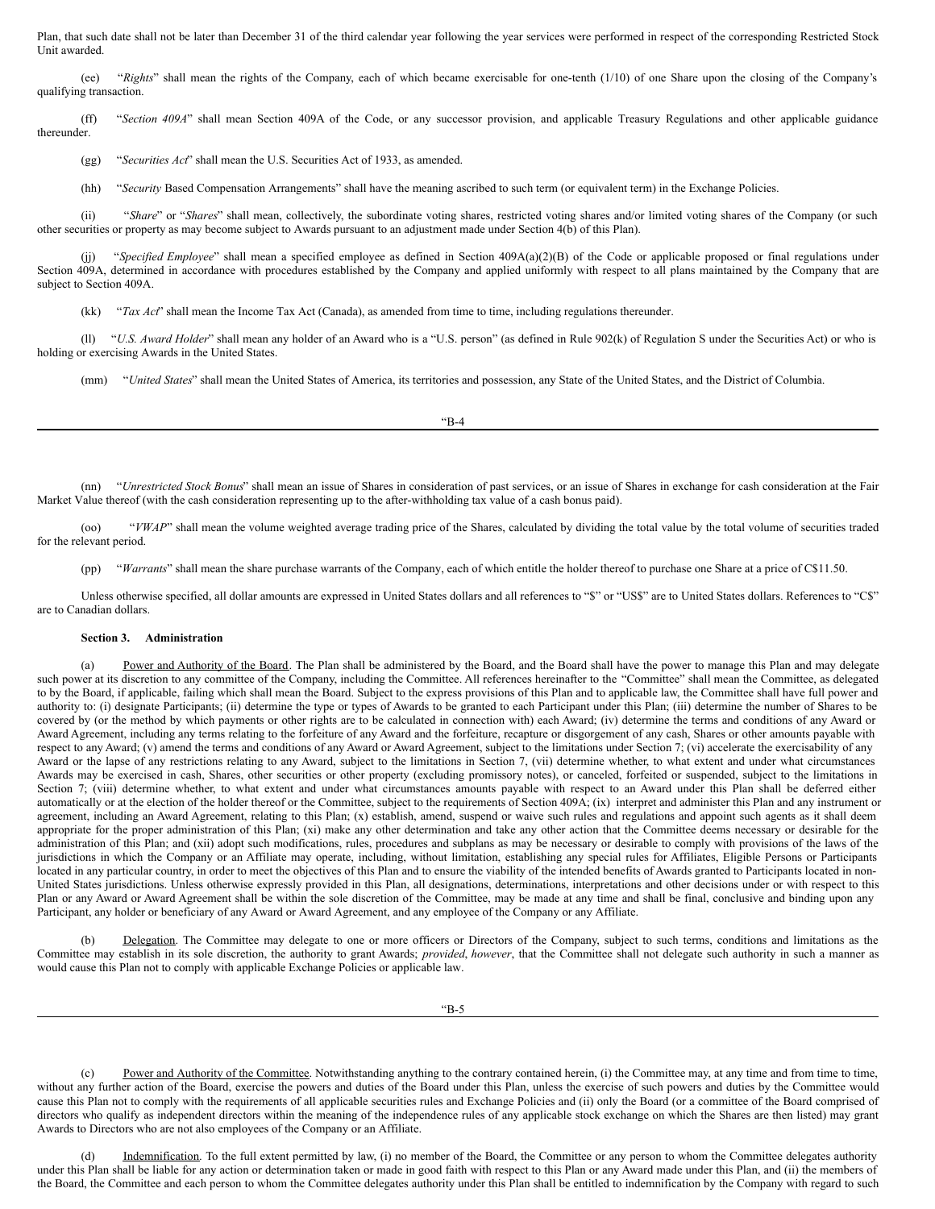Plan, that such date shall not be later than December 31 of the third calendar year following the year services were performed in respect of the corresponding Restricted Stock Unit awarded.

(ee) "*Rights*" shall mean the rights of the Company, each of which became exercisable for one-tenth (1/10) of one Share upon the closing of the Company's qualifying transaction.

(ff) "*Section 409A*" shall mean Section 409A of the Code, or any successor provision, and applicable Treasury Regulations and other applicable guidance thereunder.

(gg) "*Securities Act*" shall mean the U.S. Securities Act of 1933, as amended.

(hh) "*Security* Based Compensation Arrangements" shall have the meaning ascribed to such term (or equivalent term) in the Exchange Policies.

(ii) "*Share*" or "*Shares*" shall mean, collectively, the subordinate voting shares, restricted voting shares and/or limited voting shares of the Company (or such other securities or property as may become subject to Awards pursuant to an adjustment made under Section 4(b) of this Plan).

(jj) "*Specified Employee*" shall mean a specified employee as defined in Section 409A(a)(2)(B) of the Code or applicable proposed or final regulations under Section 409A, determined in accordance with procedures established by the Company and applied uniformly with respect to all plans maintained by the Company that are subject to Section 409A.

(kk) "*Tax Act*" shall mean the Income Tax Act (Canada), as amended from time to time, including regulations thereunder.

(ll) "*U.S. Award Holder*" shall mean any holder of an Award who is a "U.S. person" (as defined in Rule 902(k) of Regulation S under the Securities Act) or who is holding or exercising Awards in the United States.

(mm) "*United States*" shall mean the United States of America, its territories and possession, any State of the United States, and the District of Columbia.

(nn) "*Unrestricted Stock Bonus*" shall mean an issue of Shares in consideration of past services, or an issue of Shares in exchange for cash consideration at the Fair Market Value thereof (with the cash consideration representing up to the after-withholding tax value of a cash bonus paid).

(oo) "*VWAP*" shall mean the volume weighted average trading price of the Shares, calculated by dividing the total value by the total volume of securities traded for the relevant period.

(pp) "*Warrants*" shall mean the share purchase warrants of the Company, each of which entitle the holder thereof to purchase one Share at a price of C$11.50.

Unless otherwise specified, all dollar amounts are expressed in United States dollars and all references to "$" or "US$" are to United States dollars. References to "C$" are to Canadian dollars.

**Section 3. Administration**

(a) Power and Authority of the Board. The Plan shall be administered by the Board, and the Board shall have the power to manage this Plan and may delegate such power at its discretion to any committee of the Company, including the Committee. All references hereinafter to the "Committee" shall mean the Committee, as delegated to by the Board, if applicable, failing which shall mean the Board. Subject to the express provisions of this Plan and to applicable law, the Committee shall have full power and authority to: (i) designate Participants; (ii) determine the type or types of Awards to be granted to each Participant under this Plan; (iii) determine the number of Shares to be covered by (or the method by which payments or other rights are to be calculated in connection with) each Award; (iv) determine the terms and conditions of any Award or Award Agreement, including any terms relating to the forfeiture of any Award and the forfeiture, recapture or disgorgement of any cash, Shares or other amounts payable with respect to any Award; (v) amend the terms and conditions of any Award or Award Agreement, subject to the limitations under Section 7; (vi) accelerate the exercisability of any Award or the lapse of any restrictions relating to any Award, subject to the limitations in Section 7, (vii) determine whether, to what extent and under what circumstances Awards may be exercised in cash, Shares, other securities or other property (excluding promissory notes), or canceled, forfeited or suspended, subject to the limitations in Section 7; (viii) determine whether, to what extent and under what circumstances amounts payable with respect to an Award under this Plan shall be deferred either automatically or at the election of the holder thereof or the Committee, subject to the requirements of Section 409A; (ix) interpret and administer this Plan and any instrument or agreement, including an Award Agreement, relating to this Plan; (x) establish, amend, suspend or waive such rules and regulations and appoint such agents as it shall deem appropriate for the proper administration of this Plan; (xi) make any other determination and take any other action that the Committee deems necessary or desirable for the administration of this Plan; and (xii) adopt such modifications, rules, procedures and subplans as may be necessary or desirable to comply with provisions of the laws of the jurisdictions in which the Company or an Affiliate may operate, including, without limitation, establishing any special rules for Affiliates, Eligible Persons or Participants located in any particular country, in order to meet the objectives of this Plan and to ensure the viability of the intended benefits of Awards granted to Participants located in non-United States jurisdictions. Unless otherwise expressly provided in this Plan, all designations, determinations, interpretations and other decisions under or with respect to this Plan or any Award or Award Agreement shall be within the sole discretion of the Committee, may be made at any time and shall be final, conclusive and binding upon any Participant, any holder or beneficiary of any Award or Award Agreement, and any employee of the Company or any Affiliate.

(b) Delegation. The Committee may delegate to one or more officers or Directors of the Company, subject to such terms, conditions and limitations as the Committee may establish in its sole discretion, the authority to grant Awards; *provided*, *however*, that the Committee shall not delegate such authority in such a manner as would cause this Plan not to comply with applicable Exchange Policies or applicable law.

(c) Power and Authority of the Committee. Notwithstanding anything to the contrary contained herein, (i) the Committee may, at any time and from time to time, without any further action of the Board, exercise the powers and duties of the Board under this Plan, unless the exercise of such powers and duties by the Committee would cause this Plan not to comply with the requirements of all applicable securities rules and Exchange Policies and (ii) only the Board (or a committee of the Board comprised of directors who qualify as independent directors within the meaning of the independence rules of any applicable stock exchange on which the Shares are then listed) may grant Awards to Directors who are not also employees of the Company or an Affiliate.

(d) Indemnification. To the full extent permitted by law, (i) no member of the Board, the Committee or any person to whom the Committee delegates authority under this Plan shall be liable for any action or determination taken or made in good faith with respect to this Plan or any Award made under this Plan, and (ii) the members of the Board, the Committee and each person to whom the Committee delegates authority under this Plan shall be entitled to indemnification by the Company with regard to such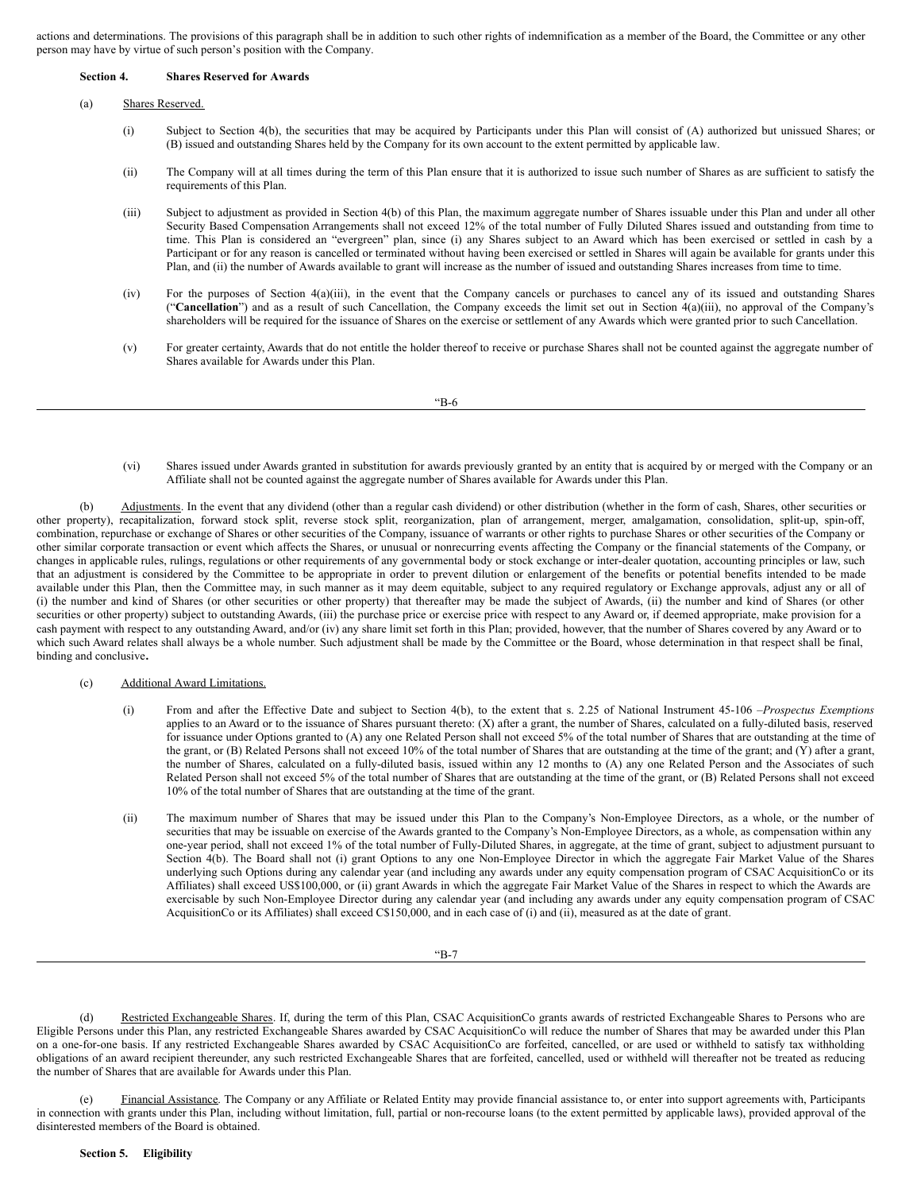actions and determinations. The provisions of this paragraph shall be in addition to such other rights of indemnification as a member of the Board, the Committee or any other person may have by virtue of such person's position with the Company.

**Section 4. Shares Reserved for Awards**

(a) Shares Reserved.

(i) Subject to Section 4(b), the securities that may be acquired by Participants under this Plan will consist of (A) authorized but unissued Shares; or (B) issued and outstanding Shares held by the Company for its own account to the extent permitted by applicable law.

(ii) The Company will at all times during the term of this Plan ensure that it is authorized to issue such number of Shares as are sufficient to satisfy the requirements of this Plan.

(iii) Subject to adjustment as provided in Section 4(b) of this Plan, the maximum aggregate number of Shares issuable under this Plan and under all other Security Based Compensation Arrangements shall not exceed 12% of the total number of Fully Diluted Shares issued and outstanding from time to time. This Plan is considered an "evergreen" plan, since (i) any Shares subject to an Award which has been exercised or settled in cash by a Participant or for any reason is cancelled or terminated without having been exercised or settled in Shares will again be available for grants under this Plan, and (ii) the number of Awards available to grant will increase as the number of issued and outstanding Shares increases from time to time.

(iv) For the purposes of Section 4(a)(iii), in the event that the Company cancels or purchases to cancel any of its issued and outstanding Shares ("**Cancellation**") and as a result of such Cancellation, the Company exceeds the limit set out in Section 4(a)(iii), no approval of the Company's shareholders will be required for the issuance of Shares on the exercise or settlement of any Awards which were granted prior to such Cancellation.

(v) For greater certainty, Awards that do not entitle the holder thereof to receive or purchase Shares shall not be counted against the aggregate number of Shares available for Awards under this Plan.

(vi) Shares issued under Awards granted in substitution for awards previously granted by an entity that is acquired by or merged with the Company or an Affiliate shall not be counted against the aggregate number of Shares available for Awards under this Plan.

(b) Adjustments. In the event that any dividend (other than a regular cash dividend) or other distribution (whether in the form of cash, Shares, other securities or other property), recapitalization, forward stock split, reverse stock split, reorganization, plan of arrangement, merger, amalgamation, consolidation, split-up, spin-off, combination, repurchase or exchange of Shares or other securities of the Company, issuance of warrants or other rights to purchase Shares or other securities of the Company or other similar corporate transaction or event which affects the Shares, or unusual or nonrecurring events affecting the Company or the financial statements of the Company, or changes in applicable rules, rulings, regulations or other requirements of any governmental body or stock exchange or inter-dealer quotation, accounting principles or law, such that an adjustment is considered by the Committee to be appropriate in order to prevent dilution or enlargement of the benefits or potential benefits intended to be made available under this Plan, then the Committee may, in such manner as it may deem equitable, subject to any required regulatory or Exchange approvals, adjust any or all of (i) the number and kind of Shares (or other securities or other property) that thereafter may be made the subject of Awards, (ii) the number and kind of Shares (or other securities or other property) subject to outstanding Awards, (iii) the purchase price or exercise price with respect to any Award or, if deemed appropriate, make provision for a cash payment with respect to any outstanding Award, and/or (iv) any share limit set forth in this Plan; provided, however, that the number of Shares covered by any Award or to which such Award relates shall always be a whole number. Such adjustment shall be made by the Committee or the Board, whose determination in that respect shall be final, binding and conclusive.

(c) Additional Award Limitations.

(i) From and after the Effective Date and subject to Section 4(b), to the extent that s. 2.25 of National Instrument 45-106 –*Prospectus Exemptions* applies to an Award or to the issuance of Shares pursuant thereto: (X) after a grant, the number of Shares, calculated on a fully-diluted basis, reserved for issuance under Options granted to (A) any one Related Person shall not exceed 5% of the total number of Shares that are outstanding at the time of the grant, or (B) Related Persons shall not exceed 10% of the total number of Shares that are outstanding at the time of the grant; and (Y) after a grant, the number of Shares, calculated on a fully-diluted basis, issued within any 12 months to (A) any one Related Person and the Associates of such Related Person shall not exceed 5% of the total number of Shares that are outstanding at the time of the grant, or (B) Related Persons shall not exceed 10% of the total number of Shares that are outstanding at the time of the grant.

(ii) The maximum number of Shares that may be issued under this Plan to the Company's Non-Employee Directors, as a whole, or the number of securities that may be issuable on exercise of the Awards granted to the Company's Non-Employee Directors, as a whole, as compensation within any one-year period, shall not exceed 1% of the total number of Fully-Diluted Shares, in aggregate, at the time of grant, subject to adjustment pursuant to Section 4(b). The Board shall not (i) grant Options to any one Non-Employee Director in which the aggregate Fair Market Value of the Shares underlying such Options during any calendar year (and including any awards under any equity compensation program of CSAC AcquisitionCo or its Affiliates) shall exceed US$100,000, or (ii) grant Awards in which the aggregate Fair Market Value of the Shares in respect to which the Awards are exercisable by such Non-Employee Director during any calendar year (and including any awards under any equity compensation program of CSAC AcquisitionCo or its Affiliates) shall exceed C$150,000, and in each case of (i) and (ii), measured as at the date of grant.

(d) Restricted Exchangeable Shares. If, during the term of this Plan, CSAC AcquisitionCo grants awards of restricted Exchangeable Shares to Persons who are Eligible Persons under this Plan, any restricted Exchangeable Shares awarded by CSAC AcquisitionCo will reduce the number of Shares that may be awarded under this Plan on a one-for-one basis. If any restricted Exchangeable Shares awarded by CSAC AcquisitionCo are forfeited, cancelled, or are used or withheld to satisfy tax withholding obligations of an award recipient thereunder, any such restricted Exchangeable Shares that are forfeited, cancelled, used or withheld will thereafter not be treated as reducing the number of Shares that are available for Awards under this Plan.

(e) Financial Assistance. The Company or any Affiliate or Related Entity may provide financial assistance to, or enter into support agreements with, Participants in connection with grants under this Plan, including without limitation, full, partial or non-recourse loans (to the extent permitted by applicable laws), provided approval of the disinterested members of the Board is obtained.

**Section 5. Eligibility**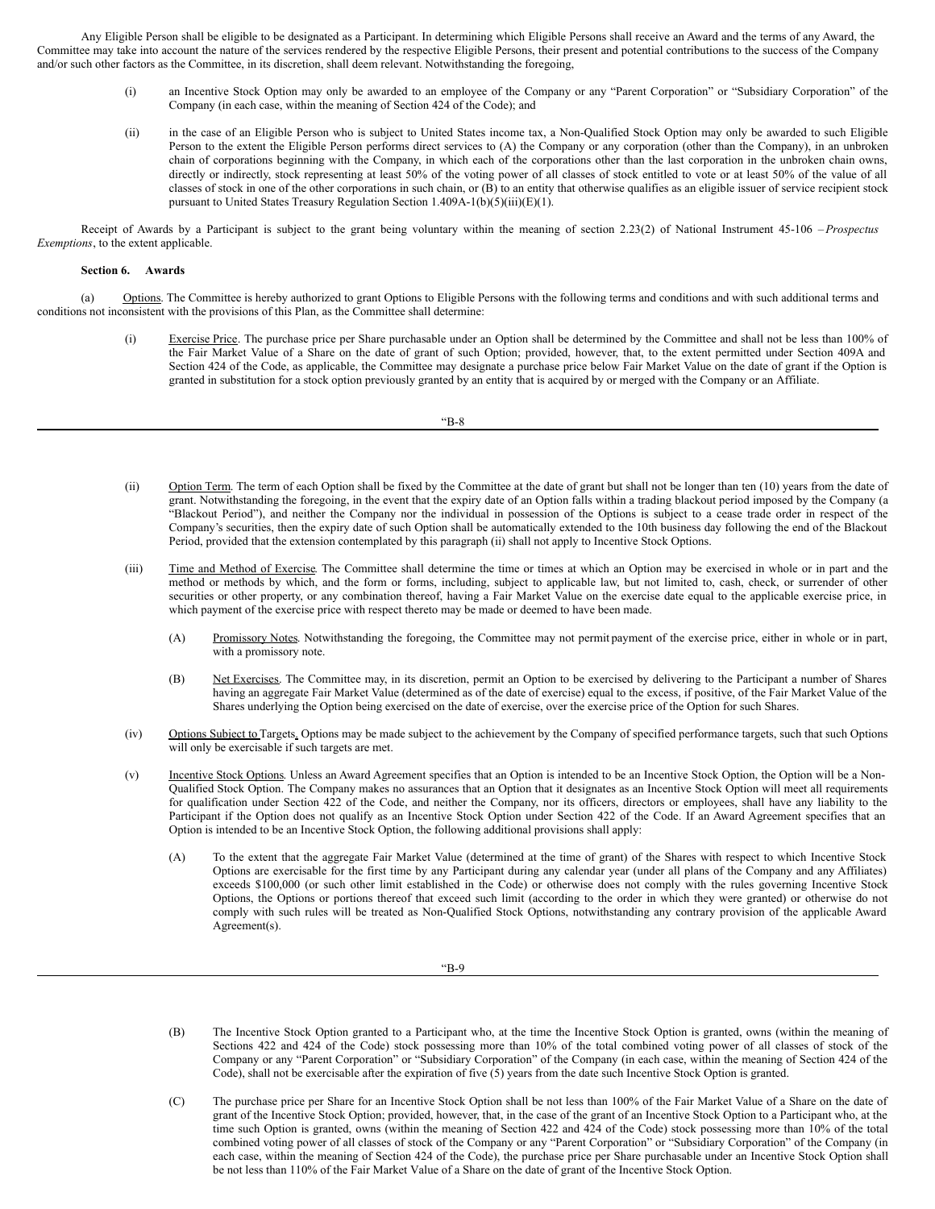Any Eligible Person shall be eligible to be designated as a Participant. In determining which Eligible Persons shall receive an Award and the terms of any Award, the Committee may take into account the nature of the services rendered by the respective Eligible Persons, their present and potential contributions to the success of the Company and/or such other factors as the Committee, in its discretion, shall deem relevant. Notwithstanding the foregoing,

(i) an Incentive Stock Option may only be awarded to an employee of the Company or any "Parent Corporation" or "Subsidiary Corporation" of the Company (in each case, within the meaning of Section 424 of the Code); and

(ii) in the case of an Eligible Person who is subject to United States income tax, a Non-Qualified Stock Option may only be awarded to such Eligible Person to the extent the Eligible Person performs direct services to (A) the Company or any corporation (other than the Company), in an unbroken chain of corporations beginning with the Company, in which each of the corporations other than the last corporation in the unbroken chain owns, directly or indirectly, stock representing at least 50% of the voting power of all classes of stock entitled to vote or at least 50% of the value of all classes of stock in one of the other corporations in such chain, or (B) to an entity that otherwise qualifies as an eligible issuer of service recipient stock pursuant to United States Treasury Regulation Section 1.409A-1(b)(5)(iii)(E)(1).

Receipt of Awards by a Participant is subject to the grant being voluntary within the meaning of section 2.23(2) of National Instrument 45-106 – *Prospectus Exemptions*, to the extent applicable.

**Section 6. Awards**

(a) Options. The Committee is hereby authorized to grant Options to Eligible Persons with the following terms and conditions and with such additional terms and conditions not inconsistent with the provisions of this Plan, as the Committee shall determine:

(i) Exercise Price. The purchase price per Share purchasable under an Option shall be determined by the Committee and shall not be less than 100% of the Fair Market Value of a Share on the date of grant of such Option; provided, however, that, to the extent permitted under Section 409A and Section 424 of the Code, as applicable, the Committee may designate a purchase price below Fair Market Value on the date of grant if the Option is granted in substitution for a stock option previously granted by an entity that is acquired by or merged with the Company or an Affiliate.

(ii) Option Term. The term of each Option shall be fixed by the Committee at the date of grant but shall not be longer than ten (10) years from the date of grant. Notwithstanding the foregoing, in the event that the expiry date of an Option falls within a trading blackout period imposed by the Company (a "Blackout Period"), and neither the Company nor the individual in possession of the Options is subject to a cease trade order in respect of the Company's securities, then the expiry date of such Option shall be automatically extended to the 10th business day following the end of the Blackout Period, provided that the extension contemplated by this paragraph (ii) shall not apply to Incentive Stock Options.

(iii) Time and Method of Exercise. The Committee shall determine the time or times at which an Option may be exercised in whole or in part and the method or methods by which, and the form or forms, including, subject to applicable law, but not limited to, cash, check, or surrender of other securities or other property, or any combination thereof, having a Fair Market Value on the exercise date equal to the applicable exercise price, in which payment of the exercise price with respect thereto may be made or deemed to have been made.

(A) Promissory Notes. Notwithstanding the foregoing, the Committee may not permit payment of the exercise price, either in whole or in part, with a promissory note.

(B) Net Exercises. The Committee may, in its discretion, permit an Option to be exercised by delivering to the Participant a number of Shares having an aggregate Fair Market Value (determined as of the date of exercise) equal to the excess, if positive, of the Fair Market Value of the Shares underlying the Option being exercised on the date of exercise, over the exercise price of the Option for such Shares.

(iv) Options Subject to Targets. Options may be made subject to the achievement by the Company of specified performance targets, such that such Options will only be exercisable if such targets are met.

(v) Incentive Stock Options. Unless an Award Agreement specifies that an Option is intended to be an Incentive Stock Option, the Option will be a Non-Qualified Stock Option. The Company makes no assurances that an Option that it designates as an Incentive Stock Option will meet all requirements for qualification under Section 422 of the Code, and neither the Company, nor its officers, directors or employees, shall have any liability to the Participant if the Option does not qualify as an Incentive Stock Option under Section 422 of the Code. If an Award Agreement specifies that an Option is intended to be an Incentive Stock Option, the following additional provisions shall apply:

(A) To the extent that the aggregate Fair Market Value (determined at the time of grant) of the Shares with respect to which Incentive Stock Options are exercisable for the first time by any Participant during any calendar year (under all plans of the Company and any Affiliates) exceeds $100,000 (or such other limit established in the Code) or otherwise does not comply with the rules governing Incentive Stock Options, the Options or portions thereof that exceed such limit (according to the order in which they were granted) or otherwise do not comply with such rules will be treated as Non-Qualified Stock Options, notwithstanding any contrary provision of the applicable Award Agreement(s).

(B) The Incentive Stock Option granted to a Participant who, at the time the Incentive Stock Option is granted, owns (within the meaning of Sections 422 and 424 of the Code) stock possessing more than 10% of the total combined voting power of all classes of stock of the Company or any "Parent Corporation" or "Subsidiary Corporation" of the Company (in each case, within the meaning of Section 424 of the Code), shall not be exercisable after the expiration of five (5) years from the date such Incentive Stock Option is granted.

(C) The purchase price per Share for an Incentive Stock Option shall be not less than 100% of the Fair Market Value of a Share on the date of grant of the Incentive Stock Option; provided, however, that, in the case of the grant of an Incentive Stock Option to a Participant who, at the time such Option is granted, owns (within the meaning of Section 422 and 424 of the Code) stock possessing more than 10% of the total combined voting power of all classes of stock of the Company or any "Parent Corporation" or "Subsidiary Corporation" of the Company (in each case, within the meaning of Section 424 of the Code), the purchase price per Share purchasable under an Incentive Stock Option shall be not less than 110% of the Fair Market Value of a Share on the date of grant of the Incentive Stock Option.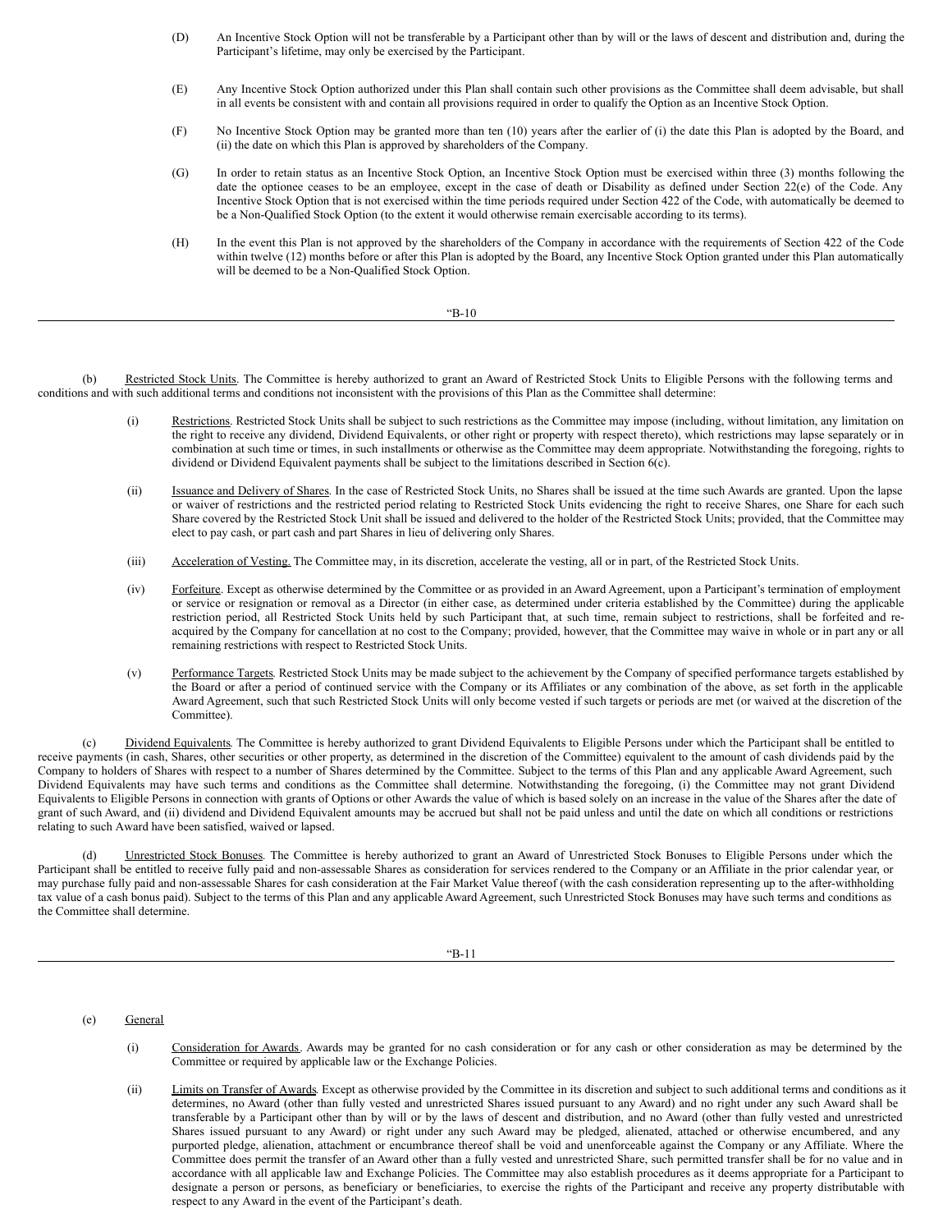(D) An Incentive Stock Option will not be transferable by a Participant other than by will or the laws of descent and distribution and, during the Participant's lifetime, may only be exercised by the Participant.

(E) Any Incentive Stock Option authorized under this Plan shall contain such other provisions as the Committee shall deem advisable, but shall in all events be consistent with and contain all provisions required in order to qualify the Option as an Incentive Stock Option.

(F) No Incentive Stock Option may be granted more than ten (10) years after the earlier of (i) the date this Plan is adopted by the Board, and (ii) the date on which this Plan is approved by shareholders of the Company.

(G) In order to retain status as an Incentive Stock Option, an Incentive Stock Option must be exercised within three (3) months following the date the optionee ceases to be an employee, except in the case of death or Disability as defined under Section 22(e) of the Code. Any Incentive Stock Option that is not exercised within the time periods required under Section 422 of the Code, with automatically be deemed to be a Non-Qualified Stock Option (to the extent it would otherwise remain exercisable according to its terms).

(H) In the event this Plan is not approved by the shareholders of the Company in accordance with the requirements of Section 422 of the Code within twelve (12) months before or after this Plan is adopted by the Board, any Incentive Stock Option granted under this Plan automatically will be deemed to be a Non-Qualified Stock Option.

(b) Restricted Stock Units. The Committee is hereby authorized to grant an Award of Restricted Stock Units to Eligible Persons with the following terms and conditions and with such additional terms and conditions not inconsistent with the provisions of this Plan as the Committee shall determine:

(i) Restrictions. Restricted Stock Units shall be subject to such restrictions as the Committee may impose (including, without limitation, any limitation on the right to receive any dividend, Dividend Equivalents, or other right or property with respect thereto), which restrictions may lapse separately or in combination at such time or times, in such installments or otherwise as the Committee may deem appropriate. Notwithstanding the foregoing, rights to dividend or Dividend Equivalent payments shall be subject to the limitations described in Section 6(c).

(ii) Issuance and Delivery of Shares. In the case of Restricted Stock Units, no Shares shall be issued at the time such Awards are granted. Upon the lapse or waiver of restrictions and the restricted period relating to Restricted Stock Units evidencing the right to receive Shares, one Share for each such Share covered by the Restricted Stock Unit shall be issued and delivered to the holder of the Restricted Stock Units; provided, that the Committee may elect to pay cash, or part cash and part Shares in lieu of delivering only Shares.

(iii) Acceleration of Vesting. The Committee may, in its discretion, accelerate the vesting, all or in part, of the Restricted Stock Units.

(iv) Forfeiture. Except as otherwise determined by the Committee or as provided in an Award Agreement, upon a Participant's termination of employment or service or resignation or removal as a Director (in either case, as determined under criteria established by the Committee) during the applicable restriction period, all Restricted Stock Units held by such Participant that, at such time, remain subject to restrictions, shall be forfeited and re-acquired by the Company for cancellation at no cost to the Company; provided, however, that the Committee may waive in whole or in part any or all remaining restrictions with respect to Restricted Stock Units.

(v) Performance Targets. Restricted Stock Units may be made subject to the achievement by the Company of specified performance targets established by the Board or after a period of continued service with the Company or its Affiliates or any combination of the above, as set forth in the applicable Award Agreement, such that such Restricted Stock Units will only become vested if such targets or periods are met (or waived at the discretion of the Committee).

(c) Dividend Equivalents. The Committee is hereby authorized to grant Dividend Equivalents to Eligible Persons under which the Participant shall be entitled to receive payments (in cash, Shares, other securities or other property, as determined in the discretion of the Committee) equivalent to the amount of cash dividends paid by the Company to holders of Shares with respect to a number of Shares determined by the Committee. Subject to the terms of this Plan and any applicable Award Agreement, such Dividend Equivalents may have such terms and conditions as the Committee shall determine. Notwithstanding the foregoing, (i) the Committee may not grant Dividend Equivalents to Eligible Persons in connection with grants of Options or other Awards the value of which is based solely on an increase in the value of the Shares after the date of grant of such Award, and (ii) dividend and Dividend Equivalent amounts may be accrued but shall not be paid unless and until the date on which all conditions or restrictions relating to such Award have been satisfied, waived or lapsed.

(d) Unrestricted Stock Bonuses. The Committee is hereby authorized to grant an Award of Unrestricted Stock Bonuses to Eligible Persons under which the Participant shall be entitled to receive fully paid and non-assessable Shares as consideration for services rendered to the Company or an Affiliate in the prior calendar year, or may purchase fully paid and non-assessable Shares for cash consideration at the Fair Market Value thereof (with the cash consideration representing up to the after-withholding tax value of a cash bonus paid). Subject to the terms of this Plan and any applicable Award Agreement, such Unrestricted Stock Bonuses may have such terms and conditions as the Committee shall determine.

(e) General

(i) Consideration for Awards. Awards may be granted for no cash consideration or for any cash or other consideration as may be determined by the Committee or required by applicable law or the Exchange Policies.

(ii) Limits on Transfer of Awards. Except as otherwise provided by the Committee in its discretion and subject to such additional terms and conditions as it determines, no Award (other than fully vested and unrestricted Shares issued pursuant to any Award) and no right under any such Award shall be transferable by a Participant other than by will or by the laws of descent and distribution, and no Award (other than fully vested and unrestricted Shares issued pursuant to any Award) or right under any such Award may be pledged, alienated, attached or otherwise encumbered, and any purported pledge, alienation, attachment or encumbrance thereof shall be void and unenforceable against the Company or any Affiliate. Where the Committee does permit the transfer of an Award other than a fully vested and unrestricted Share, such permitted transfer shall be for no value and in accordance with all applicable law and Exchange Policies. The Committee may also establish procedures as it deems appropriate for a Participant to designate a person or persons, as beneficiary or beneficiaries, to exercise the rights of the Participant and receive any property distributable with respect to any Award in the event of the Participant's death.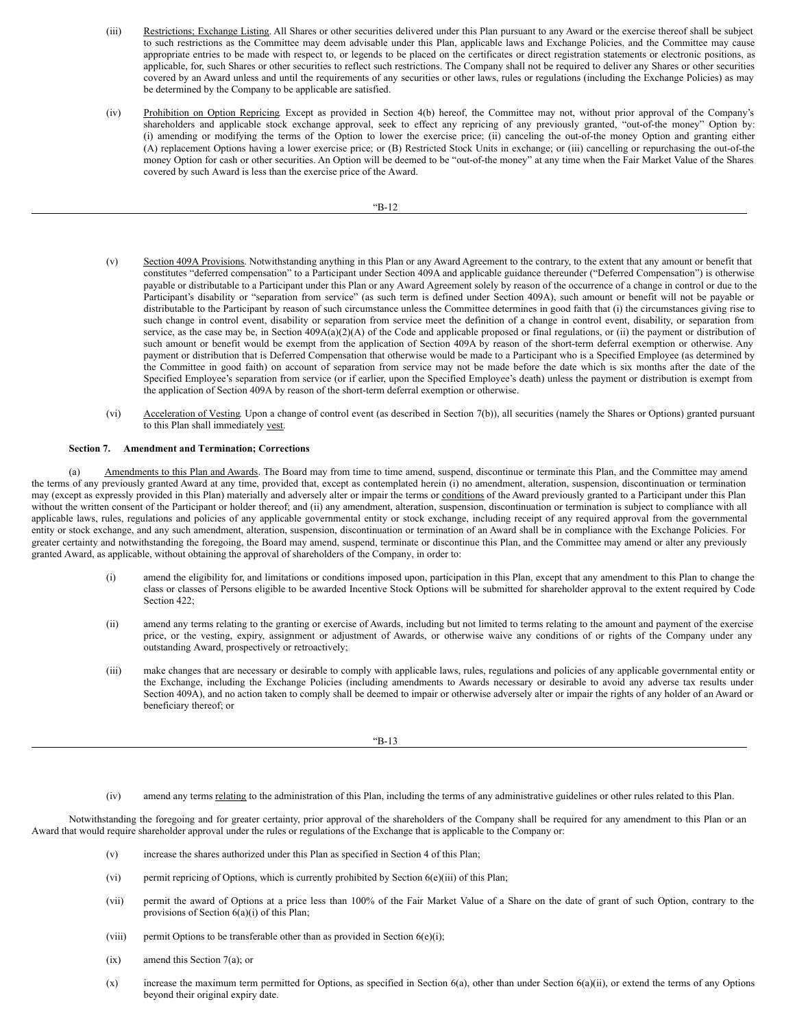(iii) Restrictions; Exchange Listing. All Shares or other securities delivered under this Plan pursuant to any Award or the exercise thereof shall be subject to such restrictions as the Committee may deem advisable under this Plan, applicable laws and Exchange Policies, and the Committee may cause appropriate entries to be made with respect to, or legends to be placed on the certificates or direct registration statements or electronic positions, as applicable, for, such Shares or other securities to reflect such restrictions. The Company shall not be required to deliver any Shares or other securities covered by an Award unless and until the requirements of any securities or other laws, rules or regulations (including the Exchange Policies) as may be determined by the Company to be applicable are satisfied.

(iv) Prohibition on Option Repricing. Except as provided in Section 4(b) hereof, the Committee may not, without prior approval of the Company's shareholders and applicable stock exchange approval, seek to effect any repricing of any previously granted, "out-of-the money" Option by: (i) amending or modifying the terms of the Option to lower the exercise price; (ii) canceling the out-of-the money Option and granting either (A) replacement Options having a lower exercise price; or (B) Restricted Stock Units in exchange; or (iii) cancelling or repurchasing the out-of-the money Option for cash or other securities. An Option will be deemed to be "out-of-the money" at any time when the Fair Market Value of the Shares covered by such Award is less than the exercise price of the Award.

(v) Section 409A Provisions. Notwithstanding anything in this Plan or any Award Agreement to the contrary, to the extent that any amount or benefit that constitutes "deferred compensation" to a Participant under Section 409A and applicable guidance thereunder ("Deferred Compensation") is otherwise payable or distributable to a Participant under this Plan or any Award Agreement solely by reason of the occurrence of a change in control or due to the Participant's disability or "separation from service" (as such term is defined under Section 409A), such amount or benefit will not be payable or distributable to the Participant by reason of such circumstance unless the Committee determines in good faith that (i) the circumstances giving rise to such change in control event, disability or separation from service meet the definition of a change in control event, disability, or separation from service, as the case may be, in Section 409A(a)(2)(A) of the Code and applicable proposed or final regulations, or (ii) the payment or distribution of such amount or benefit would be exempt from the application of Section 409A by reason of the short-term deferral exemption or otherwise. Any payment or distribution that is Deferred Compensation that otherwise would be made to a Participant who is a Specified Employee (as determined by the Committee in good faith) on account of separation from service may not be made before the date which is six months after the date of the Specified Employee's separation from service (or if earlier, upon the Specified Employee's death) unless the payment or distribution is exempt from the application of Section 409A by reason of the short-term deferral exemption or otherwise.

(vi) Acceleration of Vesting. Upon a change of control event (as described in Section 7(b)), all securities (namely the Shares or Options) granted pursuant to this Plan shall immediately vest.

**Section 7. Amendment and Termination; Corrections**

(a) Amendments to this Plan and Awards. The Board may from time to time amend, suspend, discontinue or terminate this Plan, and the Committee may amend the terms of any previously granted Award at any time, provided that, except as contemplated herein (i) no amendment, alteration, suspension, discontinuation or termination may (except as expressly provided in this Plan) materially and adversely alter or impair the terms or conditions of the Award previously granted to a Participant under this Plan without the written consent of the Participant or holder thereof; and (ii) any amendment, alteration, suspension, discontinuation or termination is subject to compliance with all applicable laws, rules, regulations and policies of any applicable governmental entity or stock exchange, including receipt of any required approval from the governmental entity or stock exchange, and any such amendment, alteration, suspension, discontinuation or termination of an Award shall be in compliance with the Exchange Policies. For greater certainty and notwithstanding the foregoing, the Board may amend, suspend, terminate or discontinue this Plan, and the Committee may amend or alter any previously granted Award, as applicable, without obtaining the approval of shareholders of the Company, in order to:

(i) amend the eligibility for, and limitations or conditions imposed upon, participation in this Plan, except that any amendment to this Plan to change the class or classes of Persons eligible to be awarded Incentive Stock Options will be submitted for shareholder approval to the extent required by Code Section 422;

(ii) amend any terms relating to the granting or exercise of Awards, including but not limited to terms relating to the amount and payment of the exercise price, or the vesting, expiry, assignment or adjustment of Awards, or otherwise waive any conditions of or rights of the Company under any outstanding Award, prospectively or retroactively;

(iii) make changes that are necessary or desirable to comply with applicable laws, rules, regulations and policies of any applicable governmental entity or the Exchange, including the Exchange Policies (including amendments to Awards necessary or desirable to avoid any adverse tax results under Section 409A), and no action taken to comply shall be deemed to impair or otherwise adversely alter or impair the rights of any holder of an Award or beneficiary thereof; or

(iv) amend any terms relating to the administration of this Plan, including the terms of any administrative guidelines or other rules related to this Plan.

Notwithstanding the foregoing and for greater certainty, prior approval of the shareholders of the Company shall be required for any amendment to this Plan or an Award that would require shareholder approval under the rules or regulations of the Exchange that is applicable to the Company or:

(v) increase the shares authorized under this Plan as specified in Section 4 of this Plan;

(vi) permit repricing of Options, which is currently prohibited by Section 6(e)(iii) of this Plan;

(vii) permit the award of Options at a price less than 100% of the Fair Market Value of a Share on the date of grant of such Option, contrary to the provisions of Section 6(a)(i) of this Plan;

(viii) permit Options to be transferable other than as provided in Section 6(e)(i);

(ix) amend this Section 7(a); or

(x) increase the maximum term permitted for Options, as specified in Section 6(a), other than under Section 6(a)(ii), or extend the terms of any Options beyond their original expiry date.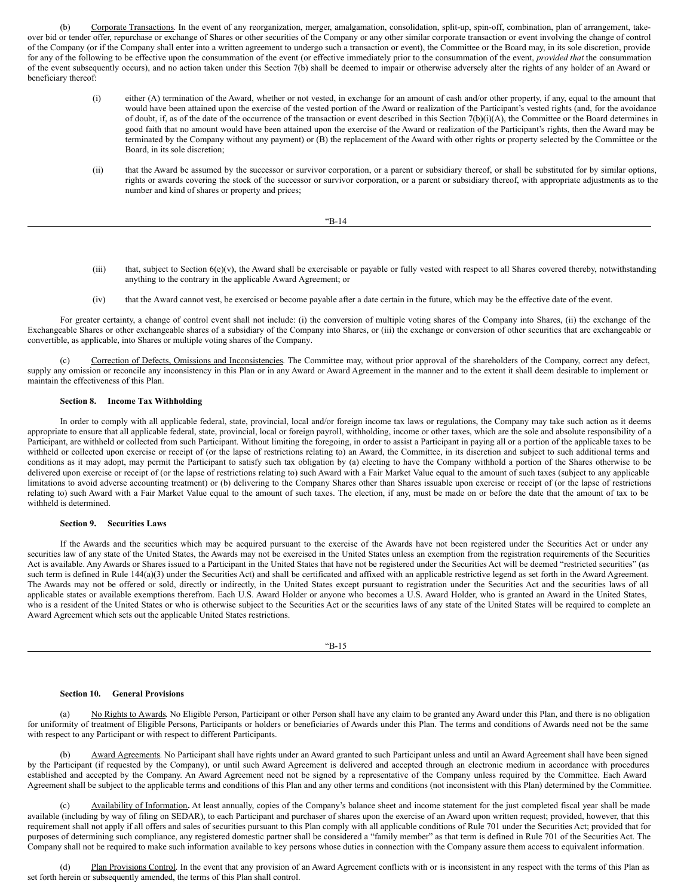(b) Corporate Transactions. In the event of any reorganization, merger, amalgamation, consolidation, split-up, spin-off, combination, plan of arrangement, take-over bid or tender offer, repurchase or exchange of Shares or other securities of the Company or any other similar corporate transaction or event involving the change of control of the Company (or if the Company shall enter into a written agreement to undergo such a transaction or event), the Committee or the Board may, in its sole discretion, provide for any of the following to be effective upon the consummation of the event (or effective immediately prior to the consummation of the event, *provided that* the consummation of the event subsequently occurs), and no action taken under this Section 7(b) shall be deemed to impair or otherwise adversely alter the rights of any holder of an Award or beneficiary thereof:

(i) either (A) termination of the Award, whether or not vested, in exchange for an amount of cash and/or other property, if any, equal to the amount that would have been attained upon the exercise of the vested portion of the Award or realization of the Participant's vested rights (and, for the avoidance of doubt, if, as of the date of the occurrence of the transaction or event described in this Section 7(b)(i)(A), the Committee or the Board determines in good faith that no amount would have been attained upon the exercise of the Award or realization of the Participant's rights, then the Award may be terminated by the Company without any payment) or (B) the replacement of the Award with other rights or property selected by the Committee or the Board, in its sole discretion;

(ii) that the Award be assumed by the successor or survivor corporation, or a parent or subsidiary thereof, or shall be substituted for by similar options, rights or awards covering the stock of the successor or survivor corporation, or a parent or subsidiary thereof, with appropriate adjustments as to the number and kind of shares or property and prices;

(iii) that, subject to Section 6(e)(v), the Award shall be exercisable or payable or fully vested with respect to all Shares covered thereby, notwithstanding anything to the contrary in the applicable Award Agreement; or

(iv) that the Award cannot vest, be exercised or become payable after a date certain in the future, which may be the effective date of the event.

For greater certainty, a change of control event shall not include: (i) the conversion of multiple voting shares of the Company into Shares, (ii) the exchange of the Exchangeable Shares or other exchangeable shares of a subsidiary of the Company into Shares, or (iii) the exchange or conversion of other securities that are exchangeable or convertible, as applicable, into Shares or multiple voting shares of the Company.

(c) Correction of Defects, Omissions and Inconsistencies. The Committee may, without prior approval of the shareholders of the Company, correct any defect, supply any omission or reconcile any inconsistency in this Plan or in any Award or Award Agreement in the manner and to the extent it shall deem desirable to implement or maintain the effectiveness of this Plan.

**Section 8. Income Tax Withholding**

In order to comply with all applicable federal, state, provincial, local and/or foreign income tax laws or regulations, the Company may take such action as it deems appropriate to ensure that all applicable federal, state, provincial, local or foreign payroll, withholding, income or other taxes, which are the sole and absolute responsibility of a Participant, are withheld or collected from such Participant. Without limiting the foregoing, in order to assist a Participant in paying all or a portion of the applicable taxes to be withheld or collected upon exercise or receipt of (or the lapse of restrictions relating to) an Award, the Committee, in its discretion and subject to such additional terms and conditions as it may adopt, may permit the Participant to satisfy such tax obligation by (a) electing to have the Company withhold a portion of the Shares otherwise to be delivered upon exercise or receipt of (or the lapse of restrictions relating to) such Award with a Fair Market Value equal to the amount of such taxes (subject to any applicable limitations to avoid adverse accounting treatment) or (b) delivering to the Company Shares other than Shares issuable upon exercise or receipt of (or the lapse of restrictions relating to) such Award with a Fair Market Value equal to the amount of such taxes. The election, if any, must be made on or before the date that the amount of tax to be withheld is determined.

**Section 9. Securities Laws**

If the Awards and the securities which may be acquired pursuant to the exercise of the Awards have not been registered under the Securities Act or under any securities law of any state of the United States, the Awards may not be exercised in the United States unless an exemption from the registration requirements of the Securities Act is available. Any Awards or Shares issued to a Participant in the United States that have not be registered under the Securities Act will be deemed "restricted securities" (as such term is defined in Rule 144(a)(3) under the Securities Act) and shall be certificated and affixed with an applicable restrictive legend as set forth in the Award Agreement. The Awards may not be offered or sold, directly or indirectly, in the United States except pursuant to registration under the Securities Act and the securities laws of all applicable states or available exemptions therefrom. Each U.S. Award Holder or anyone who becomes a U.S. Award Holder, who is granted an Award in the United States, who is a resident of the United States or who is otherwise subject to the Securities Act or the securities laws of any state of the United States will be required to complete an Award Agreement which sets out the applicable United States restrictions.

**Section 10. General Provisions**

(a) No Rights to Awards. No Eligible Person, Participant or other Person shall have any claim to be granted any Award under this Plan, and there is no obligation for uniformity of treatment of Eligible Persons, Participants or holders or beneficiaries of Awards under this Plan. The terms and conditions of Awards need not be the same with respect to any Participant or with respect to different Participants.

(b) Award Agreements. No Participant shall have rights under an Award granted to such Participant unless and until an Award Agreement shall have been signed by the Participant (if requested by the Company), or until such Award Agreement is delivered and accepted through an electronic medium in accordance with procedures established and accepted by the Company. An Award Agreement need not be signed by a representative of the Company unless required by the Committee. Each Award Agreement shall be subject to the applicable terms and conditions of this Plan and any other terms and conditions (not inconsistent with this Plan) determined by the Committee.

(c) Availability of Information**.** At least annually, copies of the Company's balance sheet and income statement for the just completed fiscal year shall be made available (including by way of filing on SEDAR), to each Participant and purchaser of shares upon the exercise of an Award upon written request; provided, however, that this requirement shall not apply if all offers and sales of securities pursuant to this Plan comply with all applicable conditions of Rule 701 under the Securities Act; provided that for purposes of determining such compliance, any registered domestic partner shall be considered a "family member" as that term is defined in Rule 701 of the Securities Act. The Company shall not be required to make such information available to key persons whose duties in connection with the Company assure them access to equivalent information.

(d) Plan Provisions Control. In the event that any provision of an Award Agreement conflicts with or is inconsistent in any respect with the terms of this Plan as set forth herein or subsequently amended, the terms of this Plan shall control.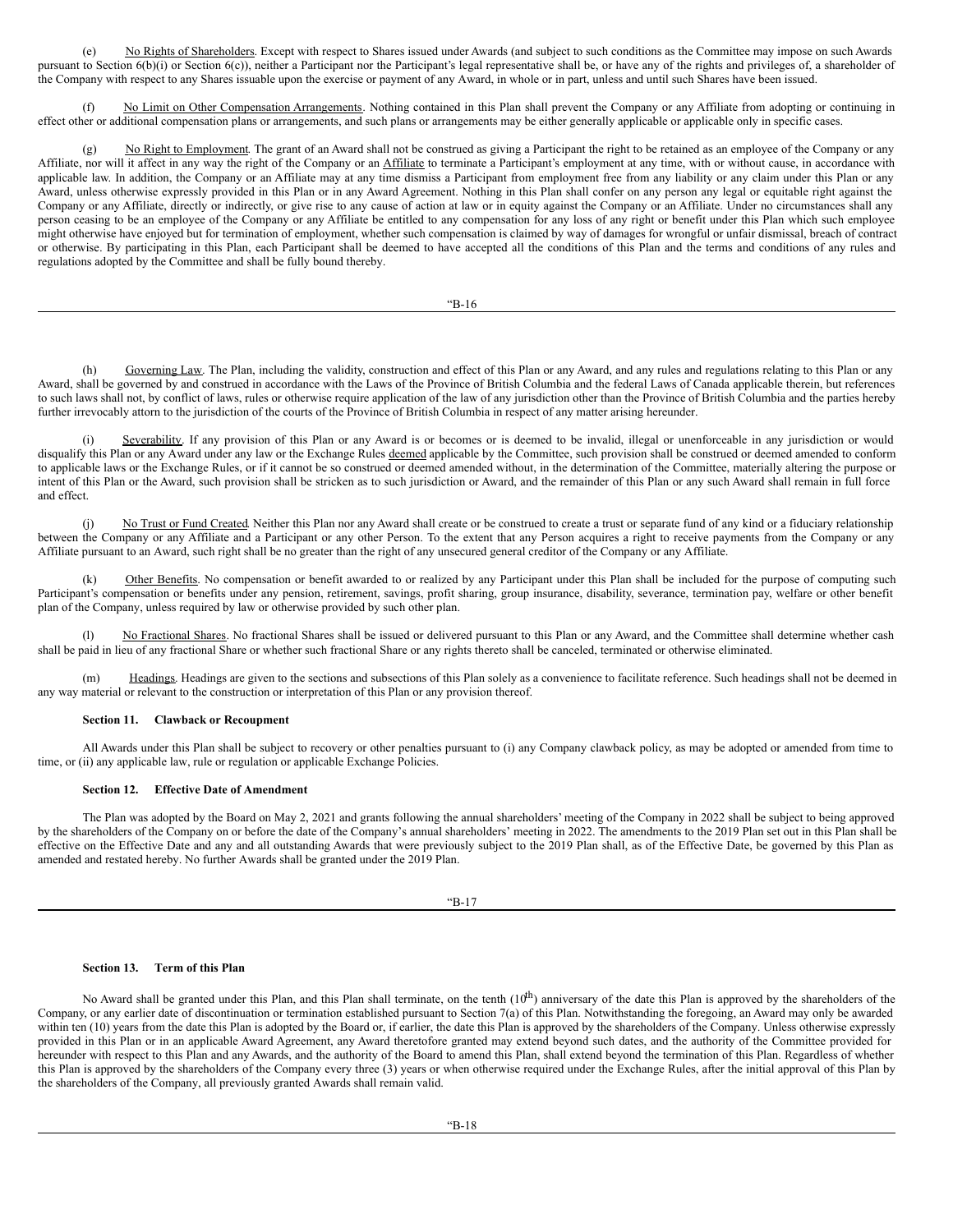(e) No Rights of Shareholders. Except with respect to Shares issued under Awards (and subject to such conditions as the Committee may impose on such Awards pursuant to Section 6(b)(i) or Section 6(c)), neither a Participant nor the Participant's legal representative shall be, or have any of the rights and privileges of, a shareholder of the Company with respect to any Shares issuable upon the exercise or payment of any Award, in whole or in part, unless and until such Shares have been issued.

(f) No Limit on Other Compensation Arrangements. Nothing contained in this Plan shall prevent the Company or any Affiliate from adopting or continuing in effect other or additional compensation plans or arrangements, and such plans or arrangements may be either generally applicable or applicable only in specific cases.

(g) No Right to Employment. The grant of an Award shall not be construed as giving a Participant the right to be retained as an employee of the Company or any Affiliate, nor will it affect in any way the right of the Company or an Affiliate to terminate a Participant's employment at any time, with or without cause, in accordance with applicable law. In addition, the Company or an Affiliate may at any time dismiss a Participant from employment free from any liability or any claim under this Plan or any Award, unless otherwise expressly provided in this Plan or in any Award Agreement. Nothing in this Plan shall confer on any person any legal or equitable right against the Company or any Affiliate, directly or indirectly, or give rise to any cause of action at law or in equity against the Company or an Affiliate. Under no circumstances shall any person ceasing to be an employee of the Company or any Affiliate be entitled to any compensation for any loss of any right or benefit under this Plan which such employee might otherwise have enjoyed but for termination of employment, whether such compensation is claimed by way of damages for wrongful or unfair dismissal, breach of contract or otherwise. By participating in this Plan, each Participant shall be deemed to have accepted all the conditions of this Plan and the terms and conditions of any rules and regulations adopted by the Committee and shall be fully bound thereby.

(h) Governing Law. The Plan, including the validity, construction and effect of this Plan or any Award, and any rules and regulations relating to this Plan or any Award, shall be governed by and construed in accordance with the Laws of the Province of British Columbia and the federal Laws of Canada applicable therein, but references to such laws shall not, by conflict of laws, rules or otherwise require application of the law of any jurisdiction other than the Province of British Columbia and the parties hereby further irrevocably attorn to the jurisdiction of the courts of the Province of British Columbia in respect of any matter arising hereunder.

(i) Severability. If any provision of this Plan or any Award is or becomes or is deemed to be invalid, illegal or unenforceable in any jurisdiction or would disqualify this Plan or any Award under any law or the Exchange Rules deemed applicable by the Committee, such provision shall be construed or deemed amended to conform to applicable laws or the Exchange Rules, or if it cannot be so construed or deemed amended without, in the determination of the Committee, materially altering the purpose or intent of this Plan or the Award, such provision shall be stricken as to such jurisdiction or Award, and the remainder of this Plan or any such Award shall remain in full force and effect.

(j) No Trust or Fund Created. Neither this Plan nor any Award shall create or be construed to create a trust or separate fund of any kind or a fiduciary relationship between the Company or any Affiliate and a Participant or any other Person. To the extent that any Person acquires a right to receive payments from the Company or any Affiliate pursuant to an Award, such right shall be no greater than the right of any unsecured general creditor of the Company or any Affiliate.

(k) Other Benefits. No compensation or benefit awarded to or realized by any Participant under this Plan shall be included for the purpose of computing such Participant's compensation or benefits under any pension, retirement, savings, profit sharing, group insurance, disability, severance, termination pay, welfare or other benefit plan of the Company, unless required by law or otherwise provided by such other plan.

(l) No Fractional Shares. No fractional Shares shall be issued or delivered pursuant to this Plan or any Award, and the Committee shall determine whether cash shall be paid in lieu of any fractional Share or whether such fractional Share or any rights thereto shall be canceled, terminated or otherwise eliminated.

(m) Headings. Headings are given to the sections and subsections of this Plan solely as a convenience to facilitate reference. Such headings shall not be deemed in any way material or relevant to the construction or interpretation of this Plan or any provision thereof.

**Section 11. Clawback or Recoupment**

All Awards under this Plan shall be subject to recovery or other penalties pursuant to (i) any Company clawback policy, as may be adopted or amended from time to time, or (ii) any applicable law, rule or regulation or applicable Exchange Policies.

**Section 12. Effective Date of Amendment**

The Plan was adopted by the Board on May 2, 2021 and grants following the annual shareholders' meeting of the Company in 2022 shall be subject to being approved by the shareholders of the Company on or before the date of the Company's annual shareholders' meeting in 2022. The amendments to the 2019 Plan set out in this Plan shall be effective on the Effective Date and any and all outstanding Awards that were previously subject to the 2019 Plan shall, as of the Effective Date, be governed by this Plan as amended and restated hereby. No further Awards shall be granted under the 2019 Plan.

**Section 13. Term of this Plan**

No Award shall be granted under this Plan, and this Plan shall terminate, on the tenth (10th) anniversary of the date this Plan is approved by the shareholders of the Company, or any earlier date of discontinuation or termination established pursuant to Section 7(a) of this Plan. Notwithstanding the foregoing, an Award may only be awarded within ten (10) years from the date this Plan is adopted by the Board or, if earlier, the date this Plan is approved by the shareholders of the Company. Unless otherwise expressly provided in this Plan or in an applicable Award Agreement, any Award theretofore granted may extend beyond such dates, and the authority of the Committee provided for hereunder with respect to this Plan and any Awards, and the authority of the Board to amend this Plan, shall extend beyond the termination of this Plan. Regardless of whether this Plan is approved by the shareholders of the Company every three (3) years or when otherwise required under the Exchange Rules, after the initial approval of this Plan by the shareholders of the Company, all previously granted Awards shall remain valid.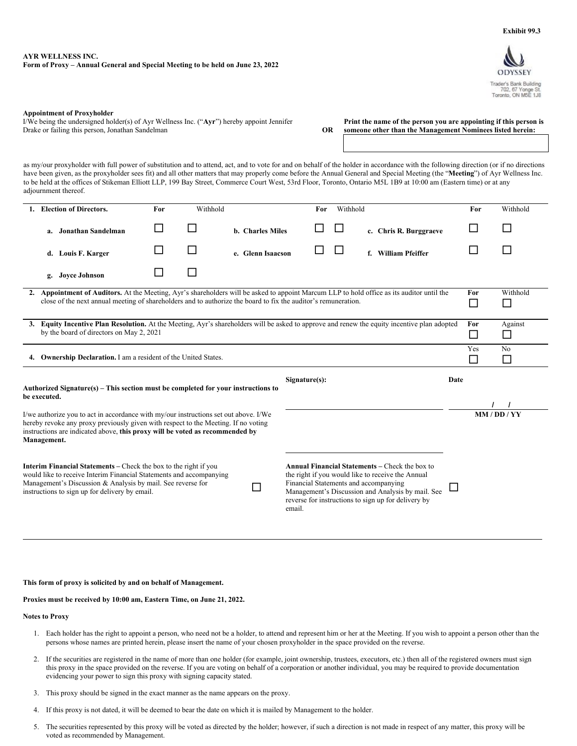Exhibit 99.3

**AYR WELLNESS INC.**
**Form of Proxy – Annual General and Special Meeting to be held on June 23, 2022**

ODYSSEY
Trader's Bank Building
702, 67 Yonge St.
Toronto, ON M5E 1J8

**Appointment of Proxyholder**

I/We being the undersigned holder(s) of Ayr Wellness Inc. ("**Ayr**") hereby appoint Jennifer Drake or failing this person, Jonathan Sandelman

**OR**

**Print the name of the person you are appointing if this person is someone other than the Management Nominees listed herein:**

☐

as my/our proxyholder with full power of substitution and to attend, act, and to vote for and on behalf of the holder in accordance with the following direction (or if no directions have been given, as the proxyholder sees fit) and all other matters that may properly come before the Annual General and Special Meeting (the "**Meeting**") of Ayr Wellness Inc. to be held at the offices of Stikeman Elliott LLP, 199 Bay Street, Commerce Court West, 53rd Floor, Toronto, Ontario M5L 1B9 at 10:00 am (Eastern time) or at any adjournment thereof.

| **1. Election of Directors.** | **For** | Withhold | | **For** | Withhold | | **For** | Withhold |
|---|---|---|---|---|---|---|---|---|
| **a. Jonathan Sandelman** | ☐ | ☐ | **b. Charles Miles** | ☐ | ☐ | **c. Chris R. Burggraeve** | ☐ | ☐ |
| **d. Louis F. Karger** | ☐ | ☐ | **e. Glenn Isaacson** | ☐ | ☐ | **f. William Pfeiffer** | ☐ | ☐ |
| **g. Joyce Johnson** | ☐ | ☐ | | | | | | |

| | | |
|---|---|---|
| **2. Appointment of Auditors.** At the Meeting, Ayr's shareholders will be asked to appoint Marcum LLP to hold office as its auditor until the close of the next annual meeting of shareholders and to authorize the board to fix the auditor's remuneration. | **For** ☐ | Withhold ☐ |
| **3. Equity Incentive Plan Resolution.** At the Meeting, Ayr's shareholders will be asked to approve and renew the equity incentive plan adopted by the board of directors on May 2, 2021 | **For** ☐ | Against ☐ |
| **4. Ownership Declaration.** I am a resident of the United States. | Yes ☐ | No ☐ |

**Authorized Signature(s) – This section must be completed for your instructions to be executed.**

I/we authorize you to act in accordance with my/our instructions set out above. I/We hereby revoke any proxy previously given with respect to the Meeting. If no voting instructions are indicated above, **this proxy will be voted as recommended by Management.**

**Signature(s):**

**Date**

/ /
**MM / DD / YY**

**Interim Financial Statements –** Check the box to the right if you would like to receive Interim Financial Statements and accompanying Management's Discussion & Analysis by mail. See reverse for instructions to sign up for delivery by email. ☐

**Annual Financial Statements –** Check the box to the right if you would like to receive the Annual Financial Statements and accompanying Management's Discussion and Analysis by mail. See reverse for instructions to sign up for delivery by email. ☐

**This form of proxy is solicited by and on behalf of Management.**

**Proxies must be received by 10:00 am, Eastern Time, on June 21, 2022.**

**Notes to Proxy**

1. Each holder has the right to appoint a person, who need not be a holder, to attend and represent him or her at the Meeting. If you wish to appoint a person other than the persons whose names are printed herein, please insert the name of your chosen proxyholder in the space provided on the reverse.
2. If the securities are registered in the name of more than one holder (for example, joint ownership, trustees, executors, etc.) then all of the registered owners must sign this proxy in the space provided on the reverse. If you are voting on behalf of a corporation or another individual, you may be required to provide documentation evidencing your power to sign this proxy with signing capacity stated.
3. This proxy should be signed in the exact manner as the name appears on the proxy.
4. If this proxy is not dated, it will be deemed to bear the date on which it is mailed by Management to the holder.
5. The securities represented by this proxy will be voted as directed by the holder; however, if such a direction is not made in respect of any matter, this proxy will be voted as recommended by Management.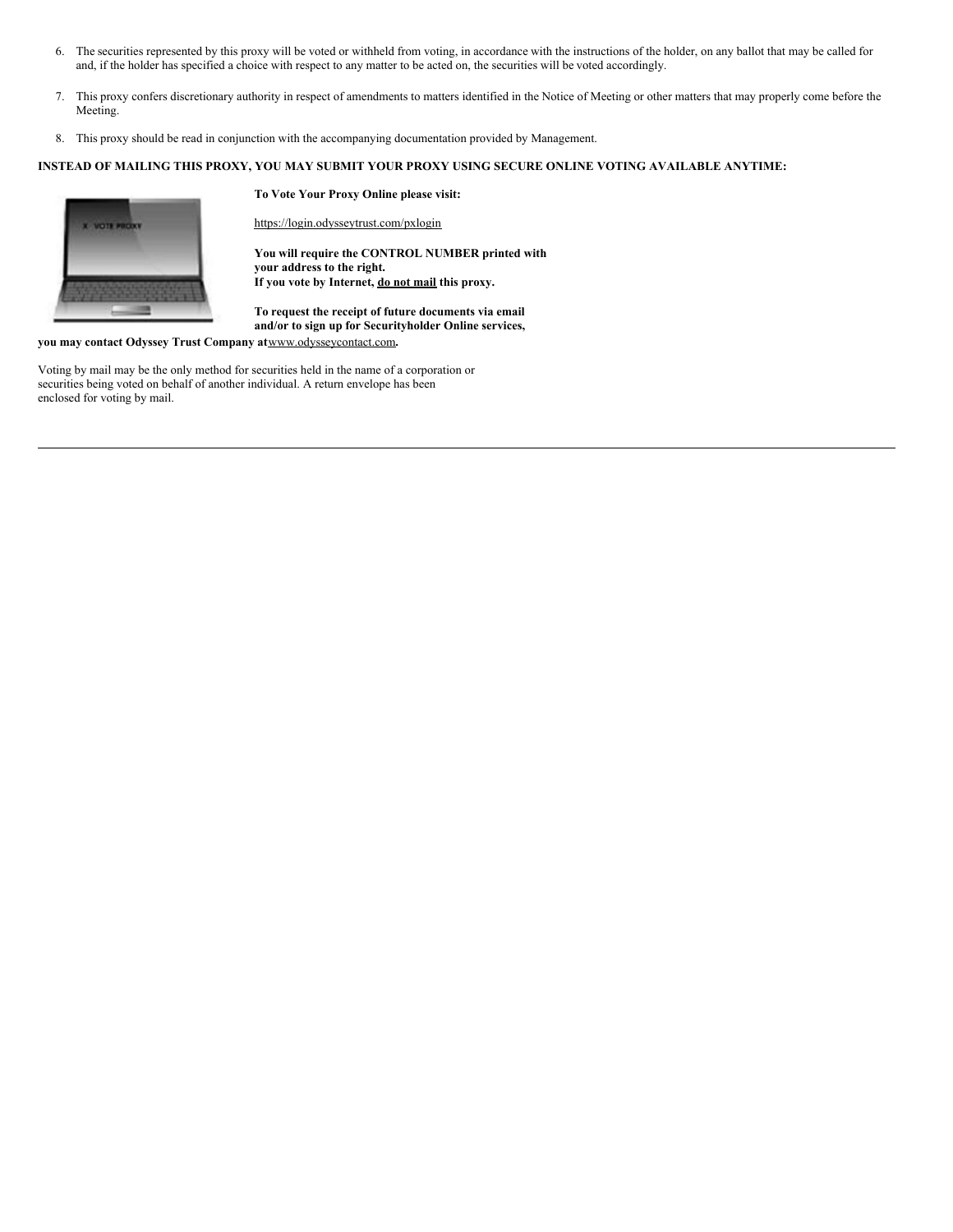6. The securities represented by this proxy will be voted or withheld from voting, in accordance with the instructions of the holder, on any ballot that may be called for and, if the holder has specified a choice with respect to any matter to be acted on, the securities will be voted accordingly.

7. This proxy confers discretionary authority in respect of amendments to matters identified in the Notice of Meeting or other matters that may properly come before the Meeting.

8. This proxy should be read in conjunction with the accompanying documentation provided by Management.

**INSTEAD OF MAILING THIS PROXY, YOU MAY SUBMIT YOUR PROXY USING SECURE ONLINE VOTING AVAILABLE ANYTIME:**

**To Vote Your Proxy Online please visit:**

https://login.odysseytrust.com/pxlogin

**You will require the CONTROL NUMBER printed with your address to the right.**
**If you vote by Internet, do not mail this proxy.**

**To request the receipt of future documents via email and/or to sign up for Securityholder Online services, you may contact Odyssey Trust Company at** www.odysseycontact.com**.**

Voting by mail may be the only method for securities held in the name of a corporation or securities being voted on behalf of another individual. A return envelope has been enclosed for voting by mail.